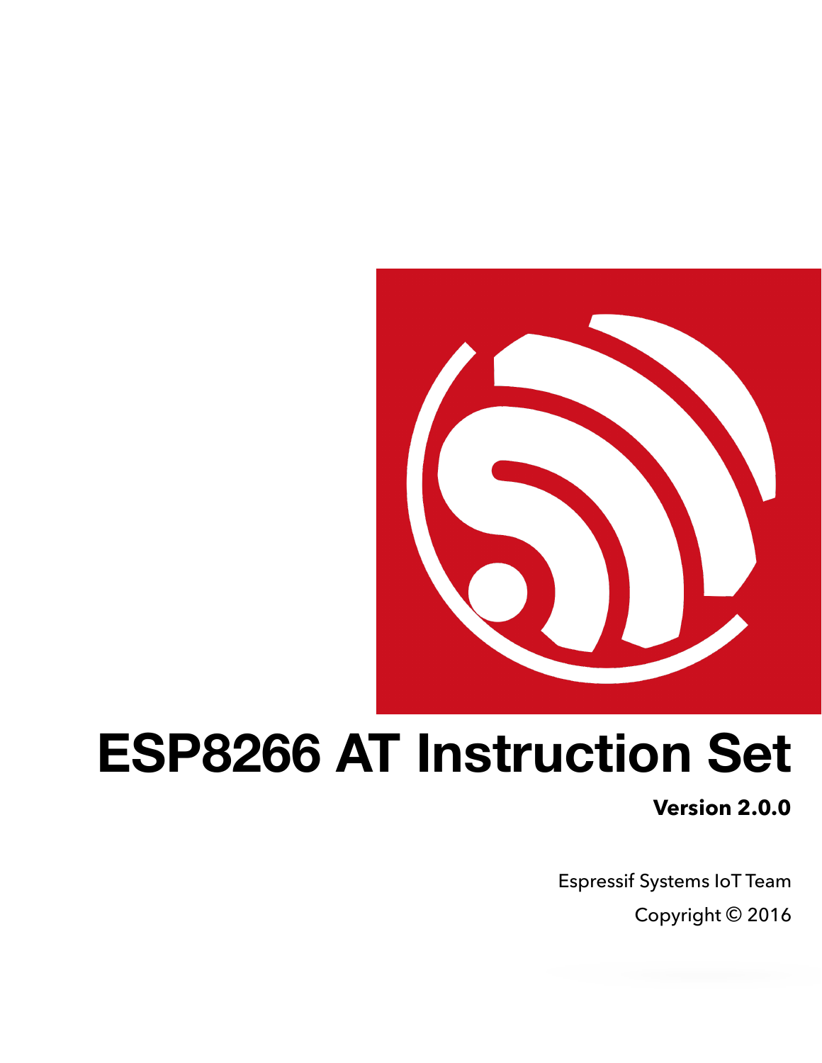# ESP8266 AT Instruction Set

**Version 2.0.0**

Espressif Systems IoT Team

Copyright © 2016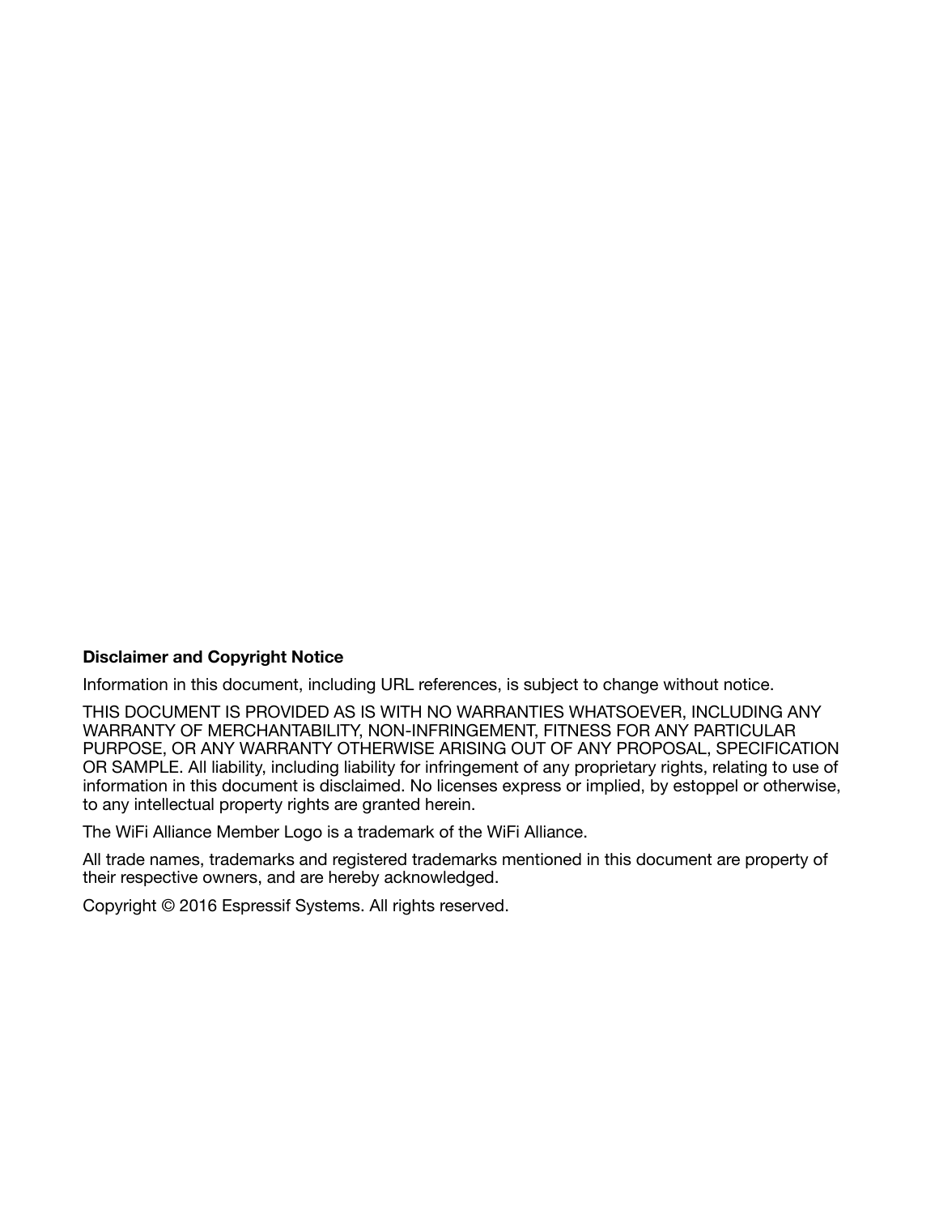**Disclaimer and Copyright Notice**

Information in this document, including URL references, is subject to change without notice.

THIS DOCUMENT IS PROVIDED AS IS WITH NO WARRANTIES WHATSOEVER, INCLUDING ANY WARRANTY OF MERCHANTABILITY, NON-INFRINGEMENT, FITNESS FOR ANY PARTICULAR PURPOSE, OR ANY WARRANTY OTHERWISE ARISING OUT OF ANY PROPOSAL, SPECIFICATION OR SAMPLE. All liability, including liability for infringement of any proprietary rights, relating to use of information in this document is disclaimed. No licenses express or implied, by estoppel or otherwise, to any intellectual property rights are granted herein.

The WiFi Alliance Member Logo is a trademark of the WiFi Alliance.

All trade names, trademarks and registered trademarks mentioned in this document are property of their respective owners, and are hereby acknowledged.

Copyright © 2016 Espressif Systems. All rights reserved.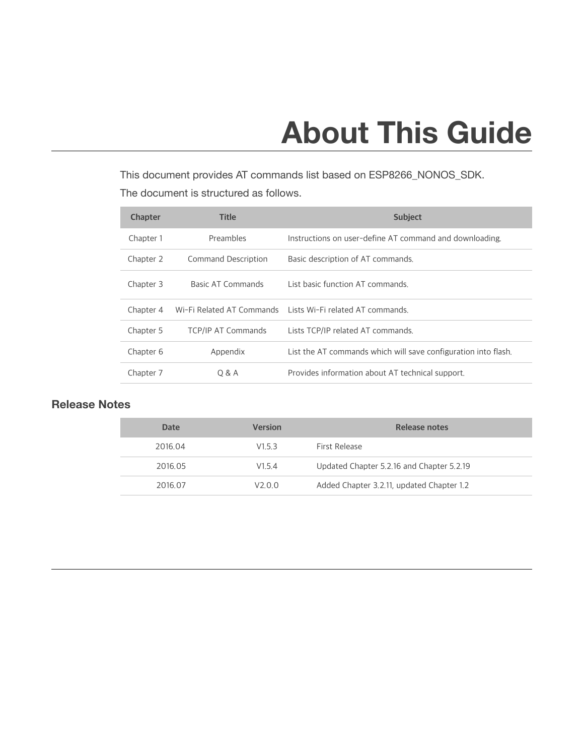# About This Guide

This document provides AT commands list based on ESP8266_NONOS_SDK.

The document is structured as follows.

| Chapter | Title | Subject |
| --- | --- | --- |
| Chapter 1 | Preambles | Instructions on user-define AT command and downloading. |
| Chapter 2 | Command Description | Basic description of AT commands. |
| Chapter 3 | Basic AT Commands | List basic function AT commands. |
| Chapter 4 | Wi-Fi Related AT Commands | Lists Wi-Fi related AT commands. |
| Chapter 5 | TCP/IP AT Commands | Lists TCP/IP related AT commands. |
| Chapter 6 | Appendix | List the AT commands which will save configuration into flash. |
| Chapter 7 | Q & A | Provides information about AT technical support. |

## Release Notes

| Date | Version | Release notes |
| --- | --- | --- |
| 2016.04 | V1.5.3 | First Release |
| 2016.05 | V1.5.4 | Updated Chapter 5.2.16 and Chapter 5.2.19 |
| 2016.07 | V2.0.0 | Added Chapter 3.2.11, updated Chapter 1.2 |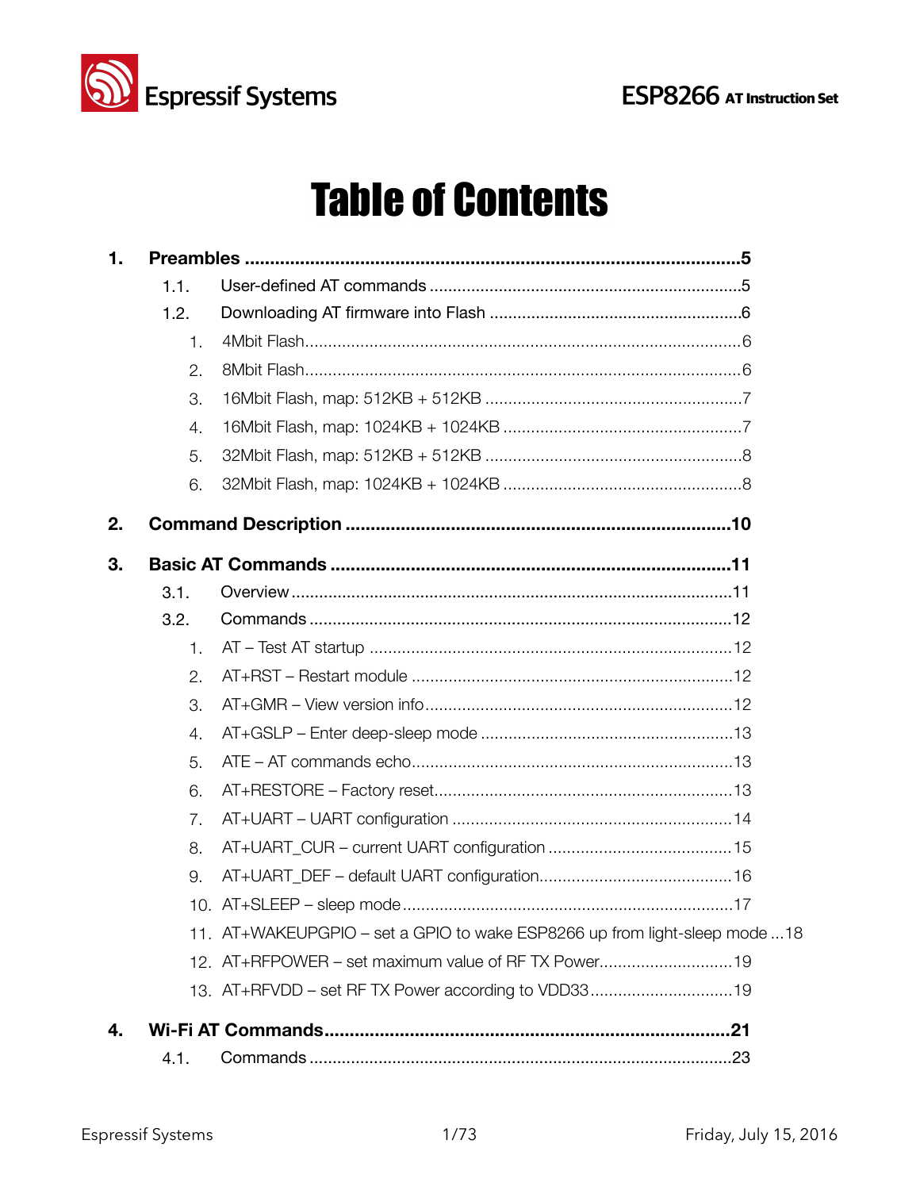# Table of Contents

1. **Preambles** ....................................................................................................5
   - 1.1. User-defined AT commands ...................................................................5
   - 1.2. Downloading AT firmware into Flash .....................................................6
     1. 4Mbit Flash..............................................................................................6
     2. 8Mbit Flash..............................................................................................6
     3. 16Mbit Flash, map: 512KB + 512KB ........................................................7
     4. 16Mbit Flash, map: 1024KB + 1024KB ....................................................7
     5. 32Mbit Flash, map: 512KB + 512KB ........................................................8
     6. 32Mbit Flash, map: 1024KB + 1024KB ....................................................8

2. **Command Description** ............................................................................10

3. **Basic AT Commands** ................................................................................11
   - 3.1. Overview...............................................................................................11
   - 3.2. Commands ...........................................................................................12
     1. AT – Test AT startup ..............................................................................12
     2. AT+RST – Restart module .....................................................................12
     3. AT+GMR – View version info..................................................................12
     4. AT+GSLP – Enter deep-sleep mode .......................................................13
     5. ATE – AT commands echo.....................................................................13
     6. AT+RESTORE – Factory reset................................................................13
     7. AT+UART – UART configuration ............................................................14
     8. AT+UART_CUR – current UART configuration ........................................15
     9. AT+UART_DEF – default UART configuration..........................................16
     10. AT+SLEEP – sleep mode.......................................................................17
     11. AT+WAKEUPGPIO – set a GPIO to wake ESP8266 up from light-sleep mode ...18
     12. AT+RFPOWER – set maximum value of RF TX Power.............................19
     13. AT+RFVDD – set RF TX Power according to VDD33...............................19

4. **Wi-Fi AT Commands**.................................................................................21
   - 4.1. Commands ...........................................................................................23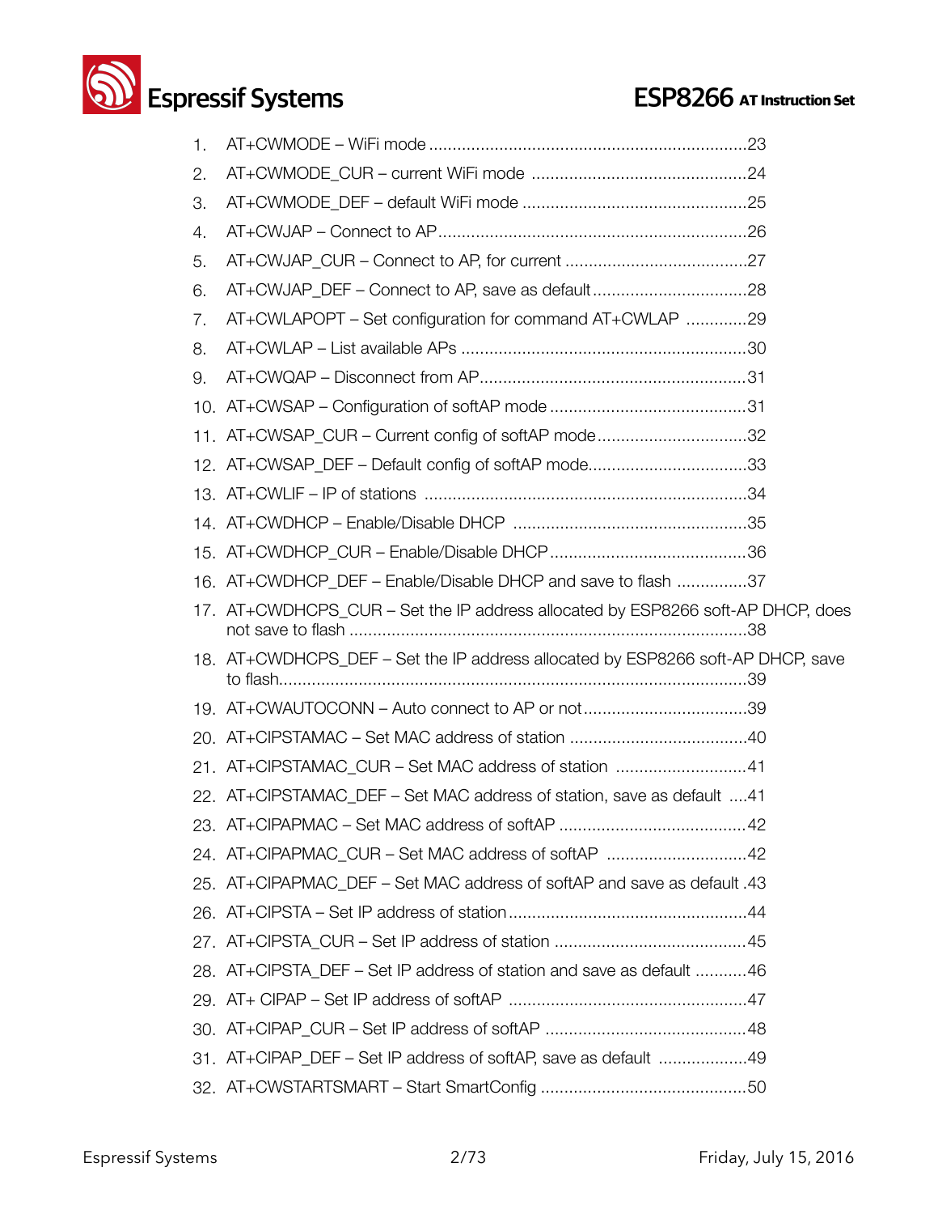1. AT+CWMODE – WiFi mode ....................................................................23
2. AT+CWMODE_CUR – current WiFi mode ..............................................24
3. AT+CWMODE_DEF – default WiFi mode ................................................25
4. AT+CWJAP – Connect to AP..................................................................26
5. AT+CWJAP_CUR – Connect to AP, for current .......................................27
6. AT+CWJAP_DEF – Connect to AP, save as default.................................28
7. AT+CWLAPOPT – Set configuration for command AT+CWLAP .............29
8. AT+CWLAP – List available APs .............................................................30
9. AT+CWQAP – Disconnect from AP.........................................................31
10. AT+CWSAP – Configuration of softAP mode ..........................................31
11. AT+CWSAP_CUR – Current config of softAP mode................................32
12. AT+CWSAP_DEF – Default config of softAP mode..................................33
13. AT+CWLIF – IP of stations .....................................................................34
14. AT+CWDHCP – Enable/Disable DHCP ..................................................35
15. AT+CWDHCP_CUR – Enable/Disable DHCP..........................................36
16. AT+CWDHCP_DEF – Enable/Disable DHCP and save to flash ...............37
17. AT+CWDHCPS_CUR – Set the IP address allocated by ESP8266 soft-AP DHCP, does not save to flash ....................................................................................38
18. AT+CWDHCPS_DEF – Set the IP address allocated by ESP8266 soft-AP DHCP, save to flash....................................................................................................39
19. AT+CWAUTOCONN – Auto connect to AP or not...................................39
20. AT+CIPSTAMAC – Set MAC address of station ......................................40
21. AT+CIPSTAMAC_CUR – Set MAC address of station ............................41
22. AT+CIPSTAMAC_DEF – Set MAC address of station, save as default ....41
23. AT+CIPAPMAC – Set MAC address of softAP ........................................42
24. AT+CIPAPMAC_CUR – Set MAC address of softAP ..............................42
25. AT+CIPAPMAC_DEF – Set MAC address of softAP and save as default .43
26. AT+CIPSTA – Set IP address of station...................................................44
27. AT+CIPSTA_CUR – Set IP address of station .........................................45
28. AT+CIPSTA_DEF – Set IP address of station and save as default ...........46
29. AT+ CIPAP – Set IP address of softAP ...................................................47
30. AT+CIPAP_CUR – Set IP address of softAP ...........................................48
31. AT+CIPAP_DEF – Set IP address of softAP, save as default ...................49
32. AT+CWSTARTSMART – Start SmartConfig ............................................50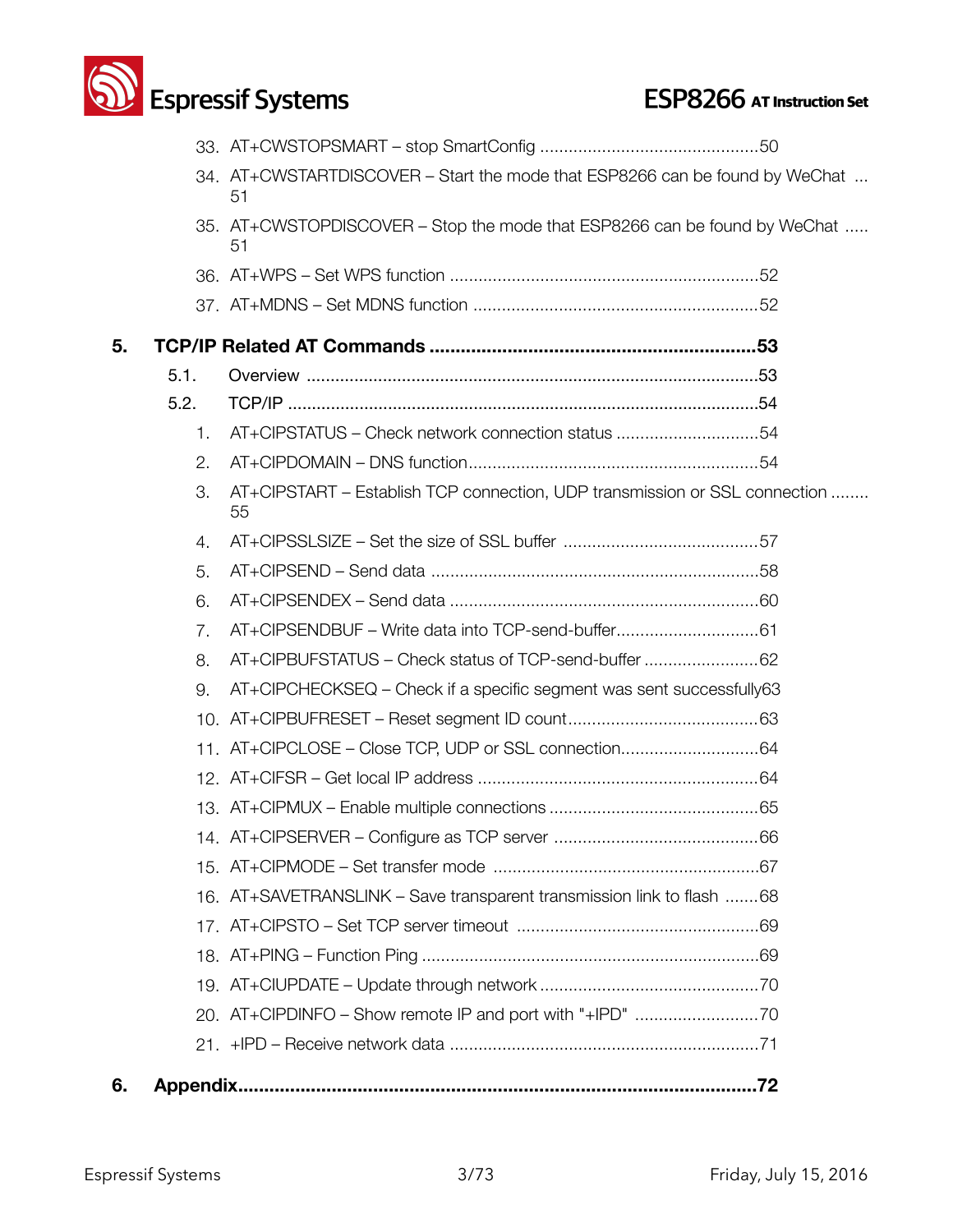33. AT+CWSTOPSMART – stop SmartConfig ..............................................50
34. AT+CWSTARTDISCOVER – Start the mode that ESP8266 can be found by WeChat ... 51
35. AT+CWSTOPDISCOVER – Stop the mode that ESP8266 can be found by WeChat ..... 51
36. AT+WPS – Set WPS function ..................................................................52
37. AT+MDNS – Set MDNS function ............................................................52

**5. TCP/IP Related AT Commands ..............................................................53**

5.1. Overview ..............................................................................................53

5.2. TCP/IP ..................................................................................................54

1. AT+CIPSTATUS – Check network connection status ..............................54
2. AT+CIPDOMAIN – DNS function.............................................................54
3. AT+CIPSTART – Establish TCP connection, UDP transmission or SSL connection ........ 55
4. AT+CIPSSLSIZE – Set the size of SSL buffer .........................................57
5. AT+CIPSEND – Send data .....................................................................58
6. AT+CIPSENDEX – Send data .................................................................60
7. AT+CIPSENDBUF – Write data into TCP-send-buffer..............................61
8. AT+CIPBUFSTATUS – Check status of TCP-send-buffer ........................62
9. AT+CIPCHECKSEQ – Check if a specific segment was sent successfully63
10. AT+CIPBUFRESET – Reset segment ID count........................................63
11. AT+CIPCLOSE – Close TCP, UDP or SSL connection.............................64
12. AT+CIFSR – Get local IP address ...........................................................64
13. AT+CIPMUX – Enable multiple connections ............................................65
14. AT+CIPSERVER – Configure as TCP server ...........................................66
15. AT+CIPMODE – Set transfer mode ........................................................67
16. AT+SAVETRANSLINK – Save transparent transmission link to flash .......68
17. AT+CIPSTO – Set TCP server timeout ...................................................69
18. AT+PING – Function Ping .......................................................................69
19. AT+CIUPDATE – Update through network ..............................................70
20. AT+CIPDINFO – Show remote IP and port with "+IPD" ..........................70
21. +IPD – Receive network data .................................................................71

**6. Appendix..................................................................................................72**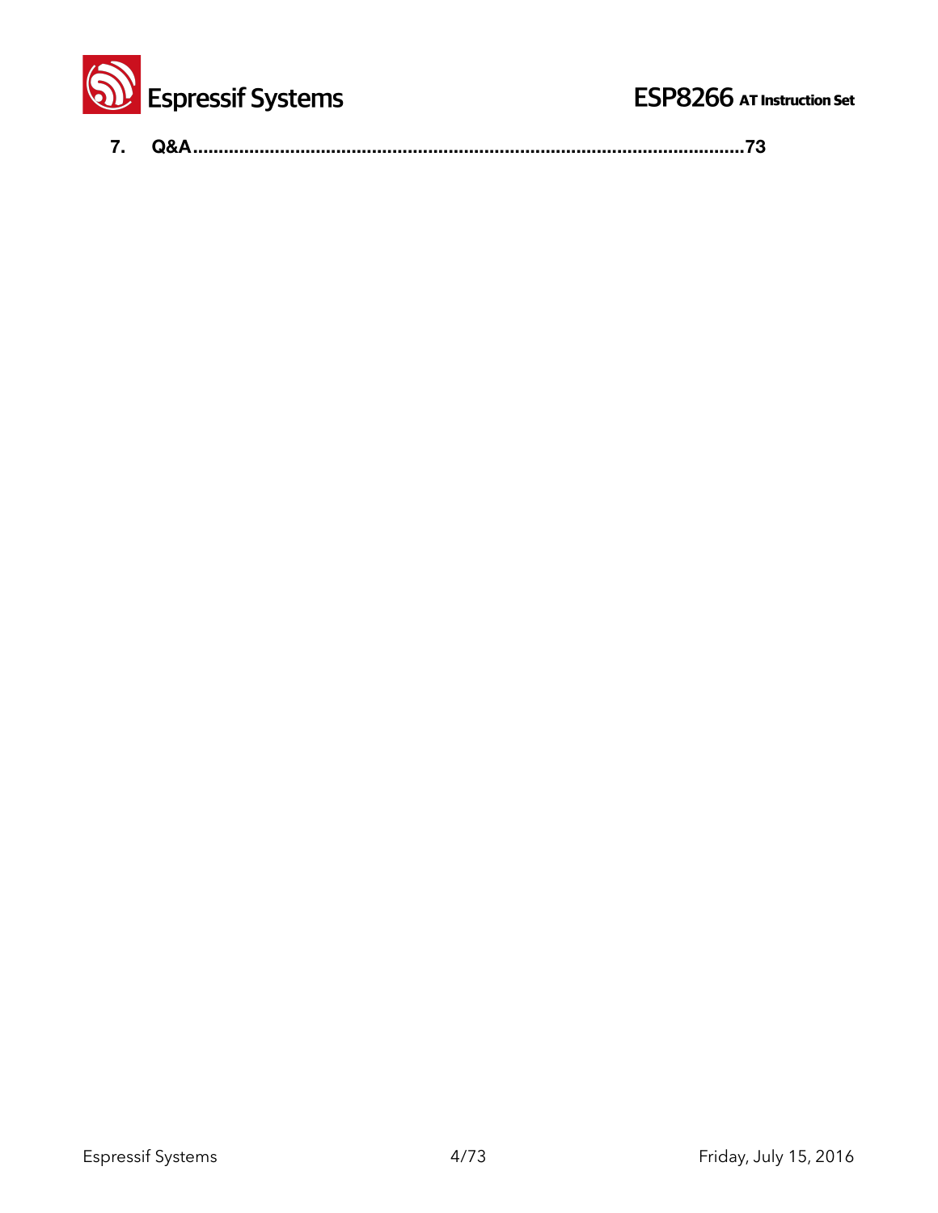7. Q&A.........................................................................................................73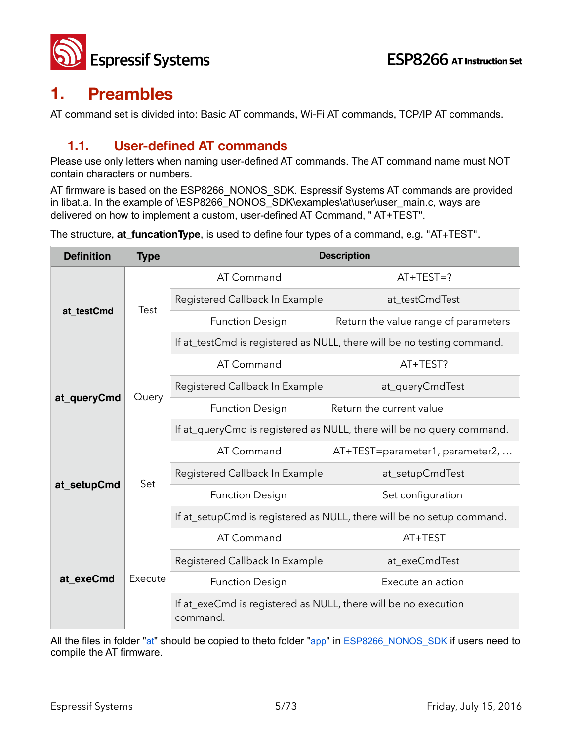# 1. Preambles

AT command set is divided into: Basic AT commands, Wi-Fi AT commands, TCP/IP AT commands.

## 1.1. User-defined AT commands

Please use only letters when naming user-defined AT commands. The AT command name must NOT contain characters or numbers.

AT firmware is based on the ESP8266_NONOS_SDK. Espressif Systems AT commands are provided in libat.a. In the example of \ESP8266_NONOS_SDK\examples\at\user\user_main.c, ways are delivered on how to implement a custom, user-defined AT Command, " AT+TEST".

The structure, **at_funcationType**, is used to define four types of a command, e.g. "AT+TEST".

| Definition | Type | Description | |
|---|---|---|---|
| **at_testCmd** | Test | AT Command | AT+TEST=? |
| | | Registered Callback In Example | at_testCmdTest |
| | | Function Design | Return the value range of parameters |
| | | If at_testCmd is registered as NULL, there will be no testing command. | |
| **at_queryCmd** | Query | AT Command | AT+TEST? |
| | | Registered Callback In Example | at_queryCmdTest |
| | | Function Design | Return the current value |
| | | If at_queryCmd is registered as NULL, there will be no query command. | |
| **at_setupCmd** | Set | AT Command | AT+TEST=parameter1, parameter2, … |
| | | Registered Callback In Example | at_setupCmdTest |
| | | Function Design | Set configuration |
| | | If at_setupCmd is registered as NULL, there will be no setup command. | |
| **at_exeCmd** | Execute | AT Command | AT+TEST |
| | | Registered Callback In Example | at_exeCmdTest |
| | | Function Design | Execute an action |
| | | If at_exeCmd is registered as NULL, there will be no execution command. | |

All the files in folder "at" should be copied to theto folder "app" in ESP8266_NONOS_SDK if users need to compile the AT firmware.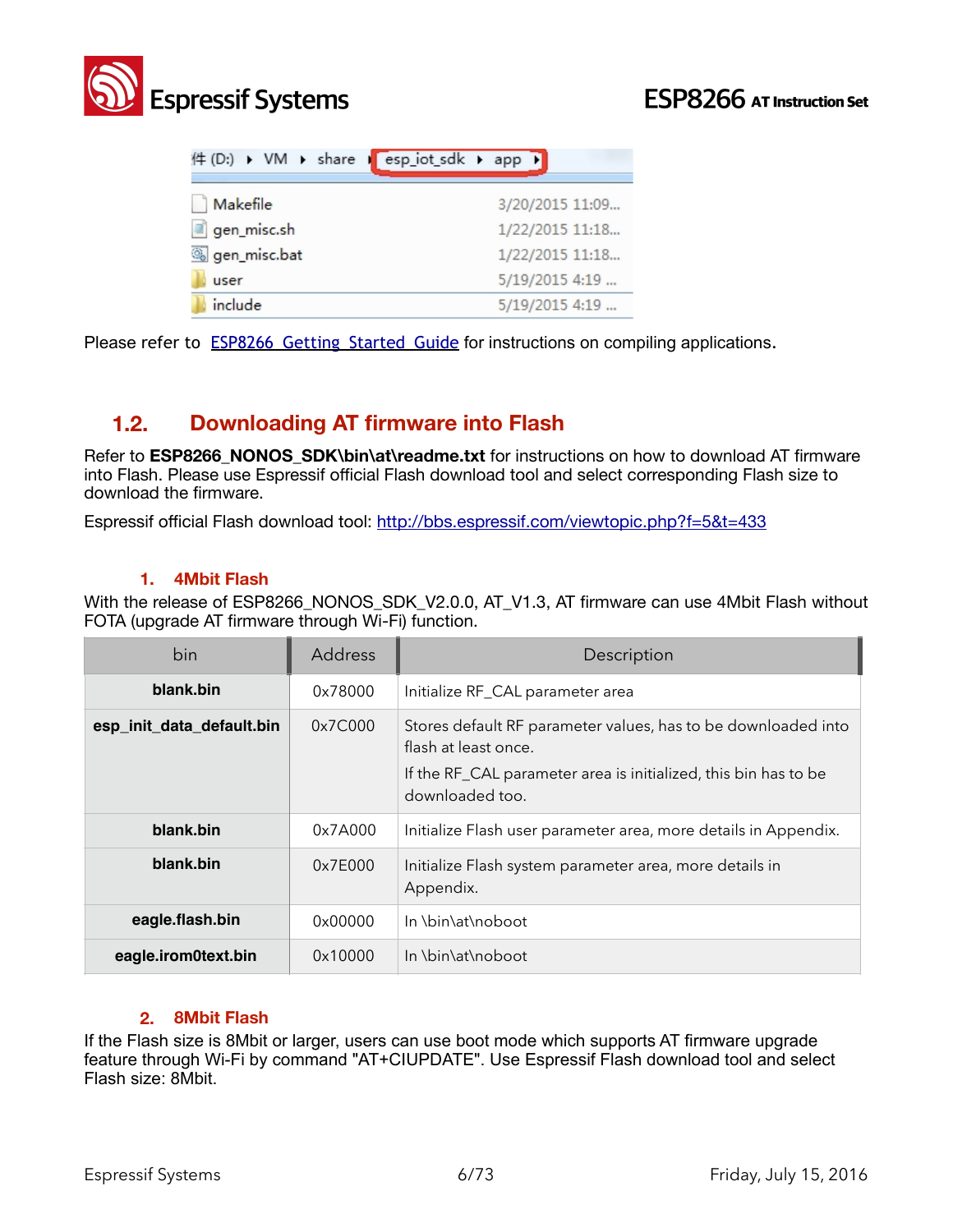Please refer to ESP8266_Getting_Started_Guide for instructions on compiling applications.

## 1.2. Downloading AT firmware into Flash

Refer to **ESP8266_NONOS_SDK\bin\at\readme.txt** for instructions on how to download AT firmware into Flash. Please use Espressif official Flash download tool and select corresponding Flash size to download the firmware.

Espressif official Flash download tool: http://bbs.espressif.com/viewtopic.php?f=5&t=433

### 1. 4Mbit Flash

With the release of ESP8266_NONOS_SDK_V2.0.0, AT_V1.3, AT firmware can use 4Mbit Flash without FOTA (upgrade AT firmware through Wi-Fi) function.

| bin | Address | Description |
|---|---|---|
| **blank.bin** | 0x78000 | Initialize RF_CAL parameter area |
| **esp_init_data_default.bin** | 0x7C000 | Stores default RF parameter values, has to be downloaded into flash at least once. If the RF_CAL parameter area is initialized, this bin has to be downloaded too. |
| **blank.bin** | 0x7A000 | Initialize Flash user parameter area, more details in Appendix. |
| **blank.bin** | 0x7E000 | Initialize Flash system parameter area, more details in Appendix. |
| **eagle.flash.bin** | 0x00000 | In \bin\at\noboot |
| **eagle.irom0text.bin** | 0x10000 | In \bin\at\noboot |

### 2. 8Mbit Flash

If the Flash size is 8Mbit or larger, users can use boot mode which supports AT firmware upgrade feature through Wi-Fi by command "AT+CIUPDATE". Use Espressif Flash download tool and select Flash size: 8Mbit.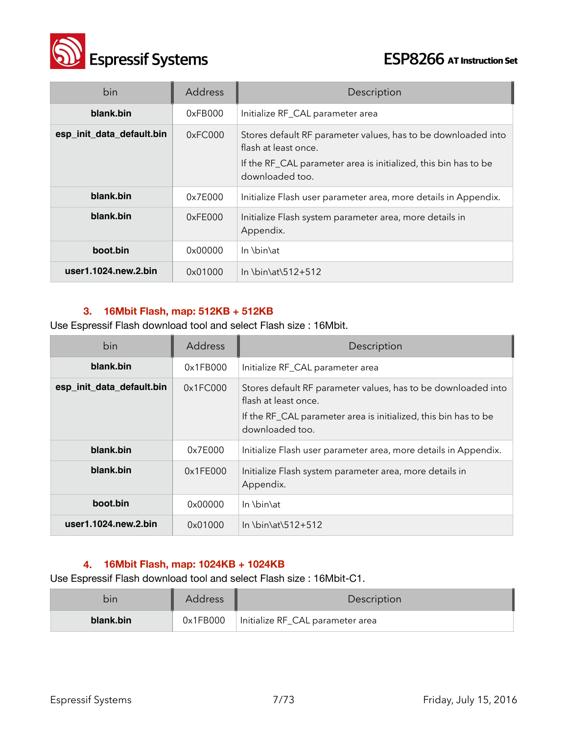| bin | Address | Description |
|---|---|---|
| **blank.bin** | 0xFB000 | Initialize RF_CAL parameter area |
| **esp_init_data_default.bin** | 0xFC000 | Stores default RF parameter values, has to be downloaded into flash at least once.<br>If the RF_CAL parameter area is initialized, this bin has to be downloaded too. |
| **blank.bin** | 0x7E000 | Initialize Flash user parameter area, more details in Appendix. |
| **blank.bin** | 0xFE000 | Initialize Flash system parameter area, more details in Appendix. |
| **boot.bin** | 0x00000 | In \bin\at |
| **user1.1024.new.2.bin** | 0x01000 | In \bin\at\512+512 |

### 3. 16Mbit Flash, map: 512KB + 512KB

Use Espressif Flash download tool and select Flash size : 16Mbit.

| bin | Address | Description |
|---|---|---|
| **blank.bin** | 0x1FB000 | Initialize RF_CAL parameter area |
| **esp_init_data_default.bin** | 0x1FC000 | Stores default RF parameter values, has to be downloaded into flash at least once.<br>If the RF_CAL parameter area is initialized, this bin has to be downloaded too. |
| **blank.bin** | 0x7E000 | Initialize Flash user parameter area, more details in Appendix. |
| **blank.bin** | 0x1FE000 | Initialize Flash system parameter area, more details in Appendix. |
| **boot.bin** | 0x00000 | In \bin\at |
| **user1.1024.new.2.bin** | 0x01000 | In \bin\at\512+512 |

### 4. 16Mbit Flash, map: 1024KB + 1024KB

Use Espressif Flash download tool and select Flash size : 16Mbit-C1.

| bin | Address | Description |
|---|---|---|
| **blank.bin** | 0x1FB000 | Initialize RF_CAL parameter area |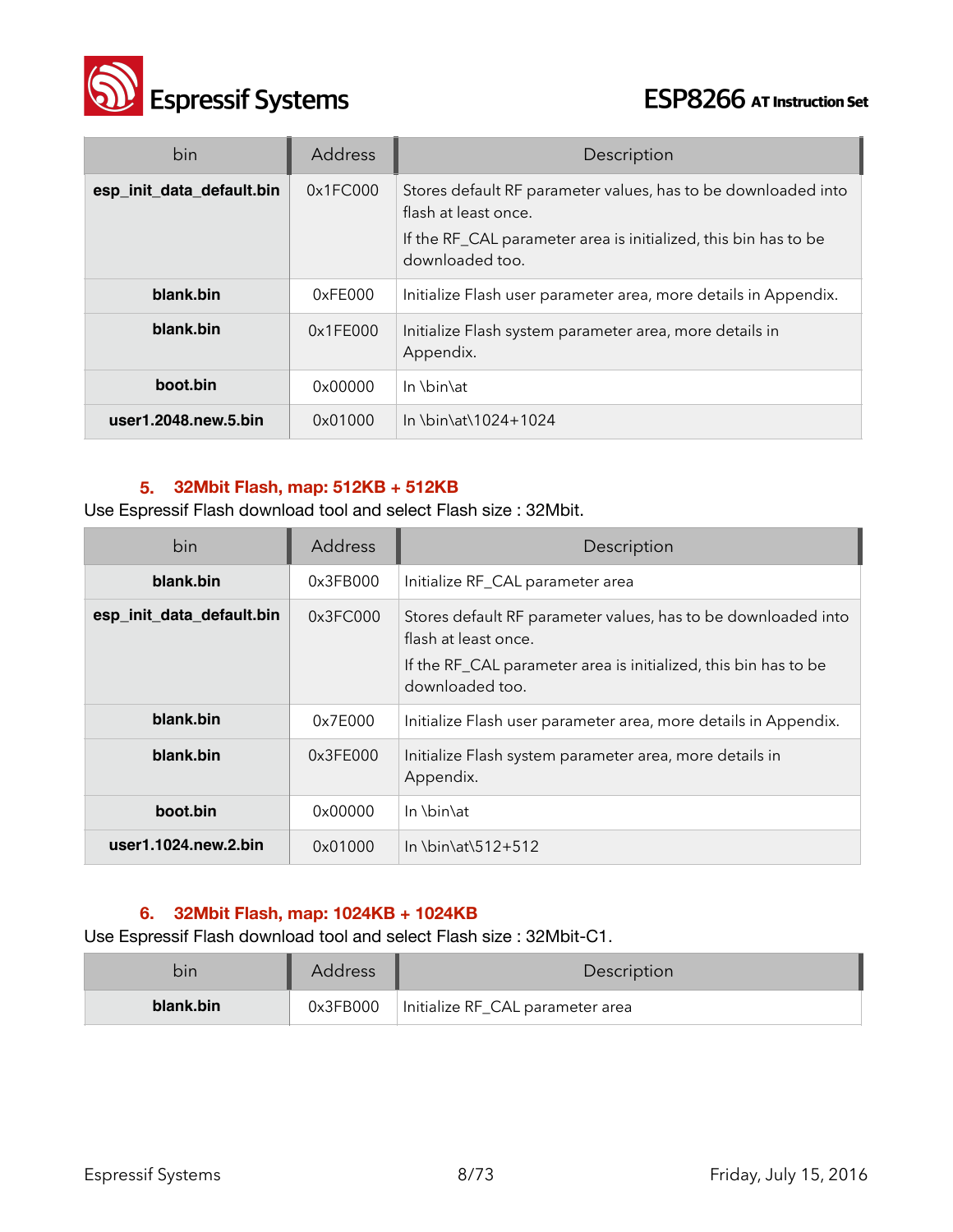| bin | Address | Description |
|---|---|---|
| **esp_init_data_default.bin** | 0x1FC000 | Stores default RF parameter values, has to be downloaded into flash at least once.<br>If the RF_CAL parameter area is initialized, this bin has to be downloaded too. |
| **blank.bin** | 0xFE000 | Initialize Flash user parameter area, more details in Appendix. |
| **blank.bin** | 0x1FE000 | Initialize Flash system parameter area, more details in Appendix. |
| **boot.bin** | 0x00000 | In \bin\at |
| **user1.2048.new.5.bin** | 0x01000 | In \bin\at\1024+1024 |

### 5. 32Mbit Flash, map: 512KB + 512KB

Use Espressif Flash download tool and select Flash size : 32Mbit.

| bin | Address | Description |
|---|---|---|
| **blank.bin** | 0x3FB000 | Initialize RF_CAL parameter area |
| **esp_init_data_default.bin** | 0x3FC000 | Stores default RF parameter values, has to be downloaded into flash at least once.<br>If the RF_CAL parameter area is initialized, this bin has to be downloaded too. |
| **blank.bin** | 0x7E000 | Initialize Flash user parameter area, more details in Appendix. |
| **blank.bin** | 0x3FE000 | Initialize Flash system parameter area, more details in Appendix. |
| **boot.bin** | 0x00000 | In \bin\at |
| **user1.1024.new.2.bin** | 0x01000 | In \bin\at\512+512 |

### 6. 32Mbit Flash, map: 1024KB + 1024KB

Use Espressif Flash download tool and select Flash size : 32Mbit-C1.

| bin | Address | Description |
|---|---|---|
| **blank.bin** | 0x3FB000 | Initialize RF_CAL parameter area |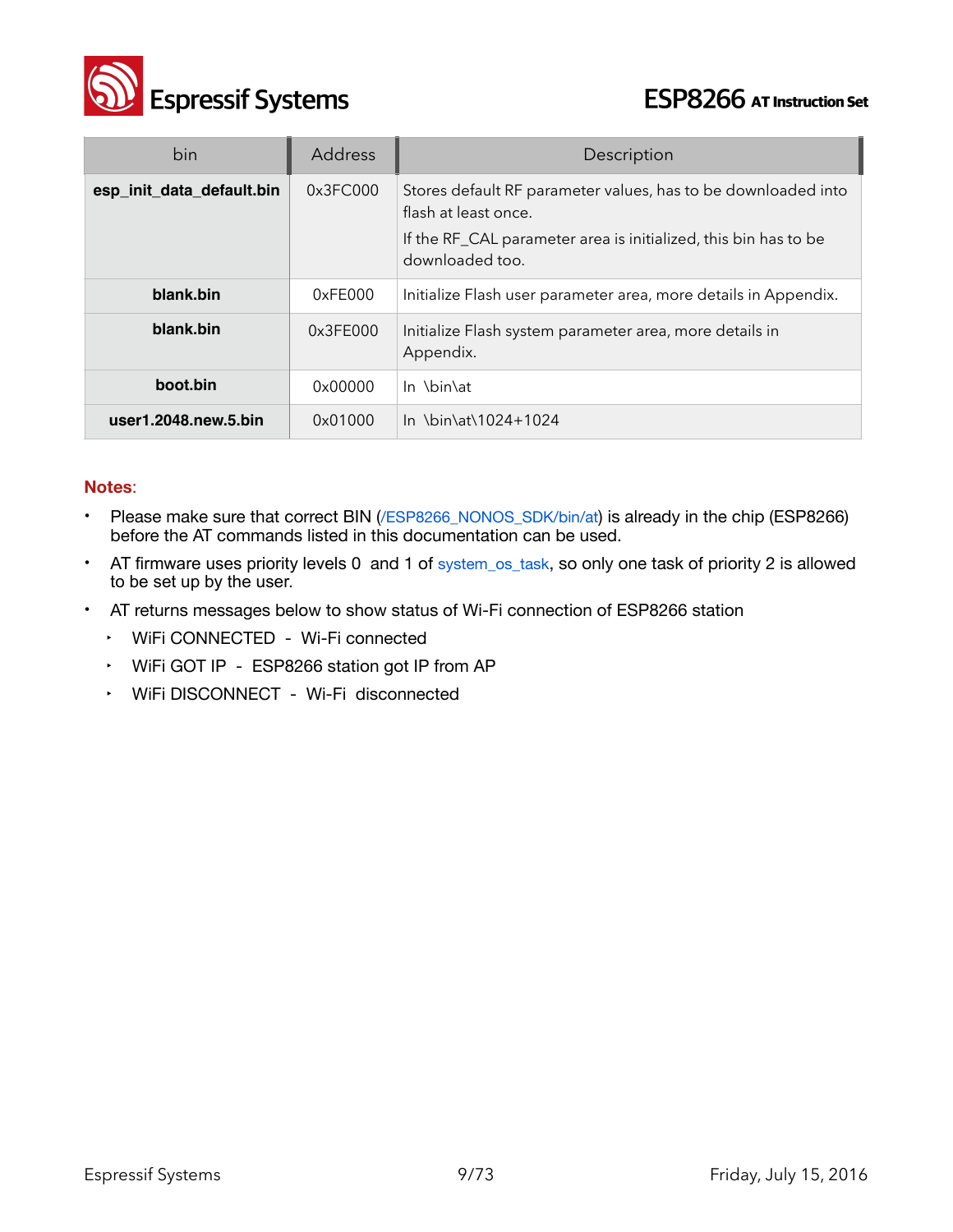| bin | Address | Description |
|---|---|---|
| **esp_init_data_default.bin** | 0x3FC000 | Stores default RF parameter values, has to be downloaded into flash at least once. If the RF_CAL parameter area is initialized, this bin has to be downloaded too. |
| **blank.bin** | 0xFE000 | Initialize Flash user parameter area, more details in Appendix. |
| **blank.bin** | 0x3FE000 | Initialize Flash system parameter area, more details in Appendix. |
| **boot.bin** | 0x00000 | In \bin\at |
| **user1.2048.new.5.bin** | 0x01000 | In \bin\at\1024+1024 |

**Notes**:

- Please make sure that correct BIN (/ESP8266_NONOS_SDK/bin/at) is already in the chip (ESP8266) before the AT commands listed in this documentation can be used.
- AT firmware uses priority levels 0 and 1 of system_os_task, so only one task of priority 2 is allowed to be set up by the user.
- AT returns messages below to show status of Wi-Fi connection of ESP8266 station
  - WiFi CONNECTED - Wi-Fi connected
  - WiFi GOT IP - ESP8266 station got IP from AP
  - WiFi DISCONNECT - Wi-Fi disconnected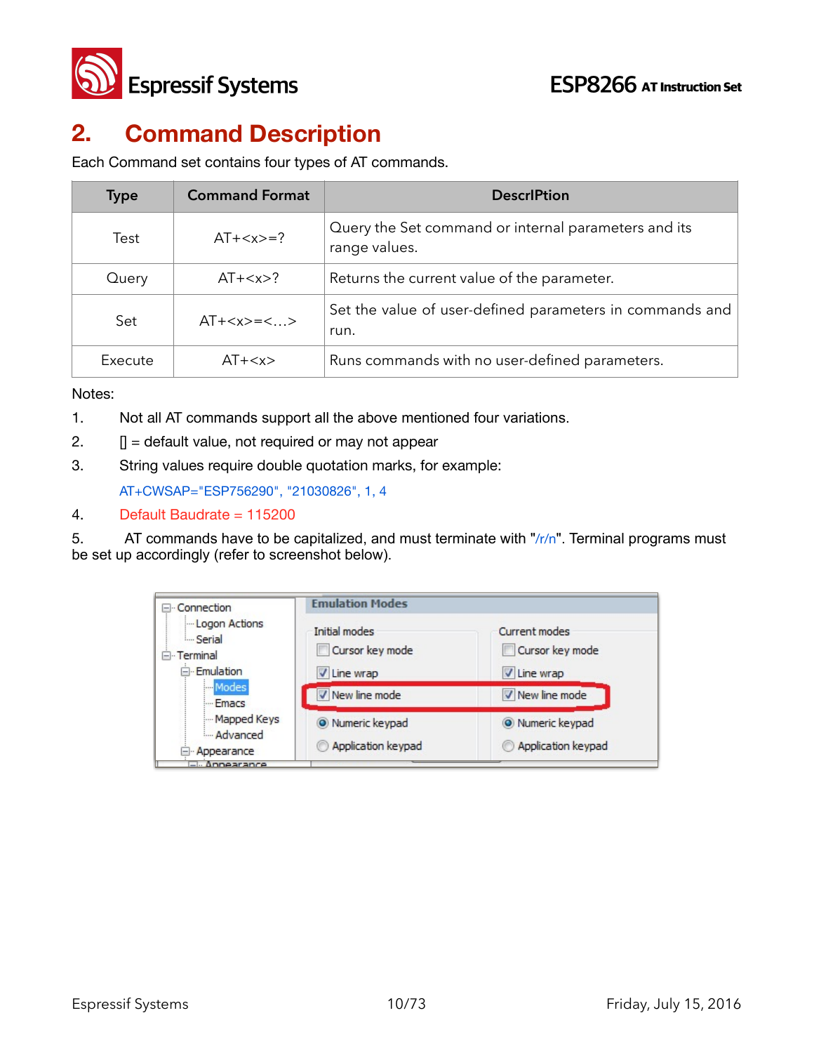## 2. Command Description

Each Command set contains four types of AT commands.

| Type | Command Format | DescrIPtion |
|---|---|---|
| Test | AT+<x>=? | Query the Set command or internal parameters and its range values. |
| Query | AT+<x>? | Returns the current value of the parameter. |
| Set | AT+<x>=<…> | Set the value of user-defined parameters in commands and run. |
| Execute | AT+<x> | Runs commands with no user-defined parameters. |

Notes:

1. Not all AT commands support all the above mentioned four variations.
2. [] = default value, not required or may not appear
3. String values require double quotation marks, for example:

   AT+CWSAP="ESP756290", "21030826", 1, 4

4. Default Baudrate = 115200
5. AT commands have to be capitalized, and must terminate with "/r/n". Terminal programs must be set up accordingly (refer to screenshot below).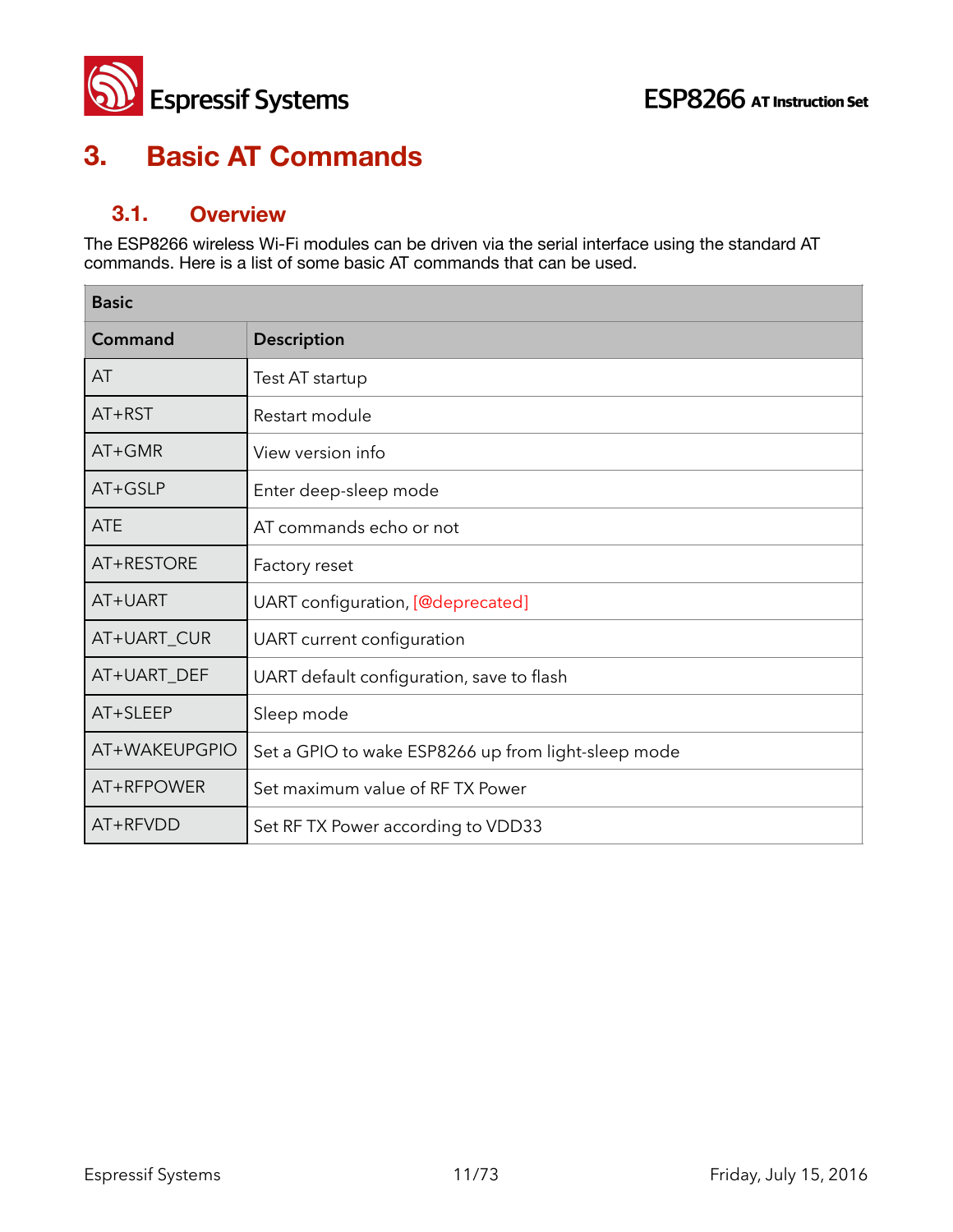# 3. Basic AT Commands

## 3.1. Overview

The ESP8266 wireless Wi-Fi modules can be driven via the serial interface using the standard AT commands. Here is a list of some basic AT commands that can be used.

| Basic | |
|---|---|
| **Command** | **Description** |
| AT | Test AT startup |
| AT+RST | Restart module |
| AT+GMR | View version info |
| AT+GSLP | Enter deep-sleep mode |
| ATE | AT commands echo or not |
| AT+RESTORE | Factory reset |
| AT+UART | UART configuration, [@deprecated] |
| AT+UART_CUR | UART current configuration |
| AT+UART_DEF | UART default configuration, save to flash |
| AT+SLEEP | Sleep mode |
| AT+WAKEUPGPIO | Set a GPIO to wake ESP8266 up from light-sleep mode |
| AT+RFPOWER | Set maximum value of RF TX Power |
| AT+RFVDD | Set RF TX Power according to VDD33 |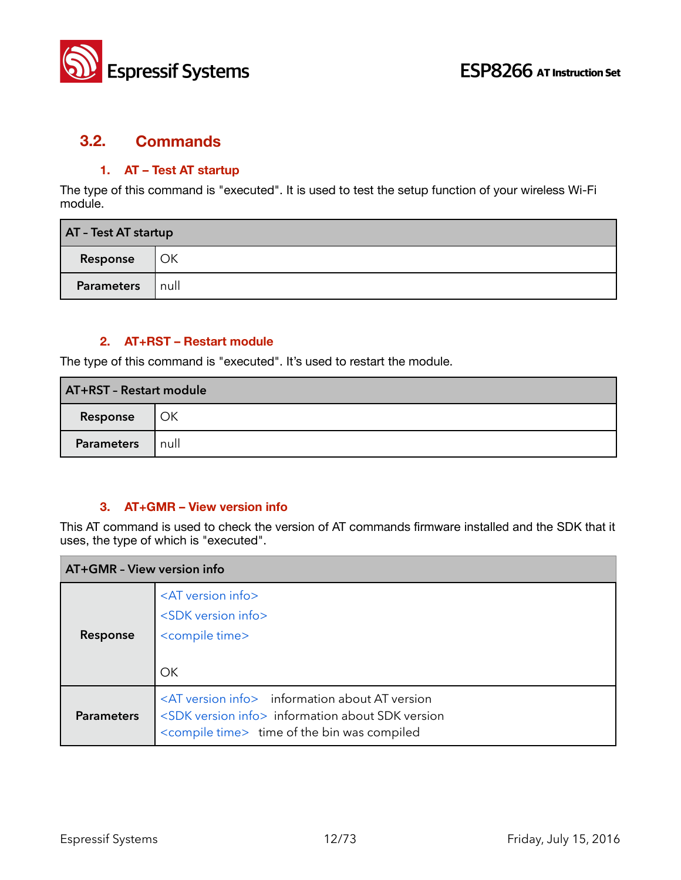## 3.2. Commands

### 1. AT – Test AT startup

The type of this command is "executed". It is used to test the setup function of your wireless Wi-Fi module.

| AT – Test AT startup | |
|---|---|
| **Response** | OK |
| **Parameters** | null |

### 2. AT+RST – Restart module

The type of this command is "executed". It's used to restart the module.

| AT+RST – Restart module | |
|---|---|
| **Response** | OK |
| **Parameters** | null |

### 3. AT+GMR – View version info

This AT command is used to check the version of AT commands firmware installed and the SDK that it uses, the type of which is "executed".

| AT+GMR – View version info | |
|---|---|
| **Response** | <AT version info><br><SDK version info><br><compile time><br><br>OK |
| **Parameters** | <AT version info> information about AT version<br><SDK version info> information about SDK version<br><compile time> time of the bin was compiled |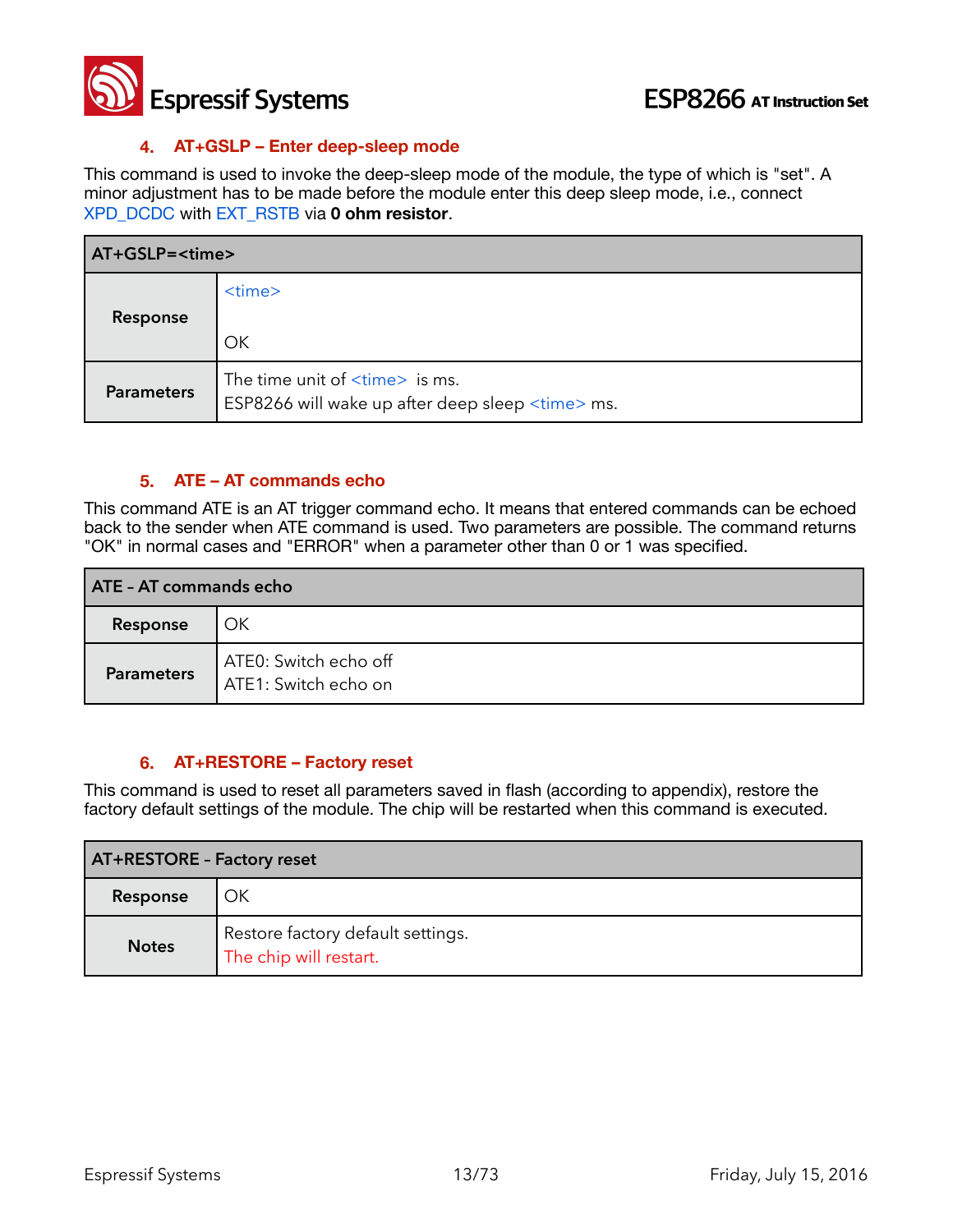### 4. AT+GSLP – Enter deep-sleep mode

This command is used to invoke the deep-sleep mode of the module, the type of which is "set". A minor adjustment has to be made before the module enter this deep sleep mode, i.e., connect XPD_DCDC with EXT_RSTB via **0 ohm resistor**.

| AT+GSLP=<time> | |
|---|---|
| **Response** | <time><br><br>OK |
| **Parameters** | The time unit of <time> is ms.<br>ESP8266 will wake up after deep sleep <time> ms. |

### 5. ATE – AT commands echo

This command ATE is an AT trigger command echo. It means that entered commands can be echoed back to the sender when ATE command is used. Two parameters are possible. The command returns "OK" in normal cases and "ERROR" when a parameter other than 0 or 1 was specified.

| ATE - AT commands echo | |
|---|---|
| **Response** | OK |
| **Parameters** | ATE0: Switch echo off<br>ATE1: Switch echo on |

### 6. AT+RESTORE – Factory reset

This command is used to reset all parameters saved in flash (according to appendix), restore the factory default settings of the module. The chip will be restarted when this command is executed.

| AT+RESTORE - Factory reset | |
|---|---|
| **Response** | OK |
| **Notes** | Restore factory default settings.<br>The chip will restart. |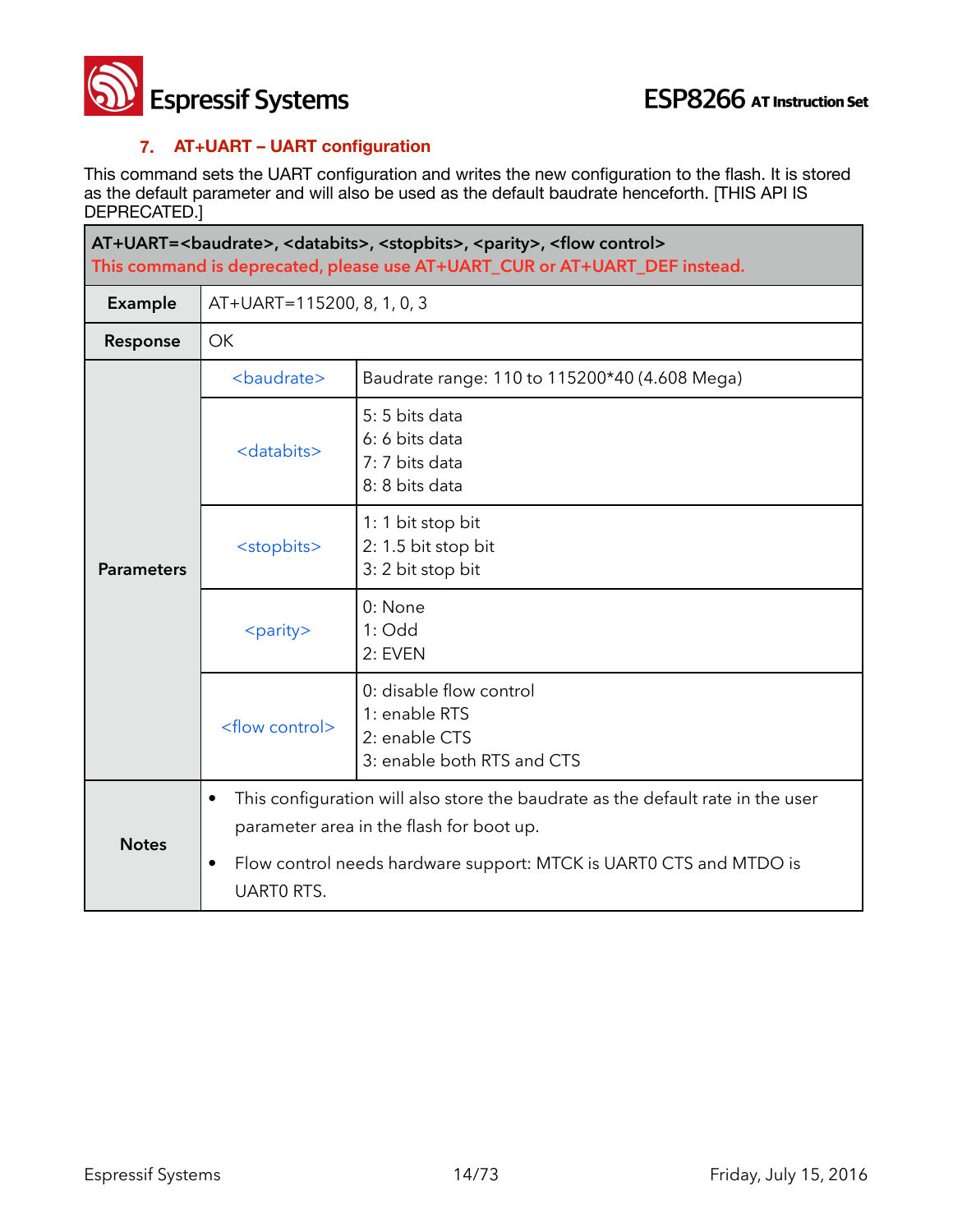## 7. AT+UART – UART configuration

This command sets the UART configuration and writes the new configuration to the flash. It is stored as the default parameter and will also be used as the default baudrate henceforth. [THIS API IS DEPRECATED.]

| **AT+UART=<baudrate>, <databits>, <stopbits>, <parity>, <flow control>** This command is deprecated, please use AT+UART_CUR or AT+UART_DEF instead. | | |
|---|---|---|
| **Example** | AT+UART=115200, 8, 1, 0, 3 | |
| **Response** | OK | |
| **Parameters** | <baudrate> | Baudrate range: 110 to 115200*40 (4.608 Mega) |
| | <databits> | 5: 5 bits data<br>6: 6 bits data<br>7: 7 bits data<br>8: 8 bits data |
| | <stopbits> | 1: 1 bit stop bit<br>2: 1.5 bit stop bit<br>3: 2 bit stop bit |
| | <parity> | 0: None<br>1: Odd<br>2: EVEN |
| | <flow control> | 0: disable flow control<br>1: enable RTS<br>2: enable CTS<br>3: enable both RTS and CTS |
| **Notes** | • This configuration will also store the baudrate as the default rate in the user parameter area in the flash for boot up.<br>• Flow control needs hardware support: MTCK is UART0 CTS and MTDO is UART0 RTS. | |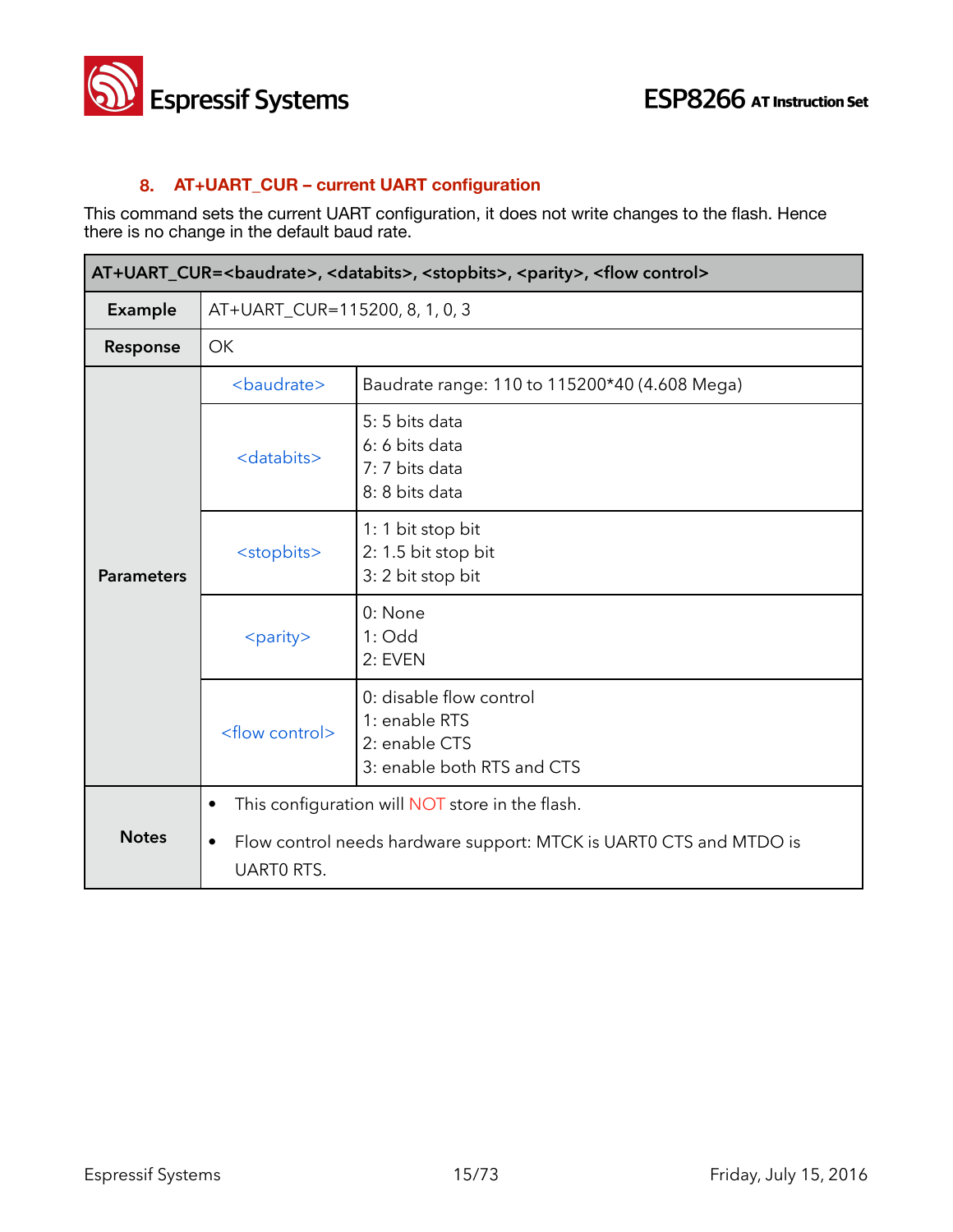## 8. AT+UART_CUR – current UART configuration

This command sets the current UART configuration, it does not write changes to the flash. Hence there is no change in the default baud rate.

| AT+UART_CUR=<baudrate>, <databits>, <stopbits>, <parity>, <flow control> | | |
|---|---|---|
| **Example** | AT+UART_CUR=115200, 8, 1, 0, 3 | |
| **Response** | OK | |
| **Parameters** | <baudrate> | Baudrate range: 110 to 115200*40 (4.608 Mega) |
| | <databits> | 5: 5 bits data<br>6: 6 bits data<br>7: 7 bits data<br>8: 8 bits data |
| | <stopbits> | 1: 1 bit stop bit<br>2: 1.5 bit stop bit<br>3: 2 bit stop bit |
| | <parity> | 0: None<br>1: Odd<br>2: EVEN |
| | <flow control> | 0: disable flow control<br>1: enable RTS<br>2: enable CTS<br>3: enable both RTS and CTS |
| **Notes** | • This configuration will NOT store in the flash.<br>• Flow control needs hardware support: MTCK is UART0 CTS and MTDO is UART0 RTS. | |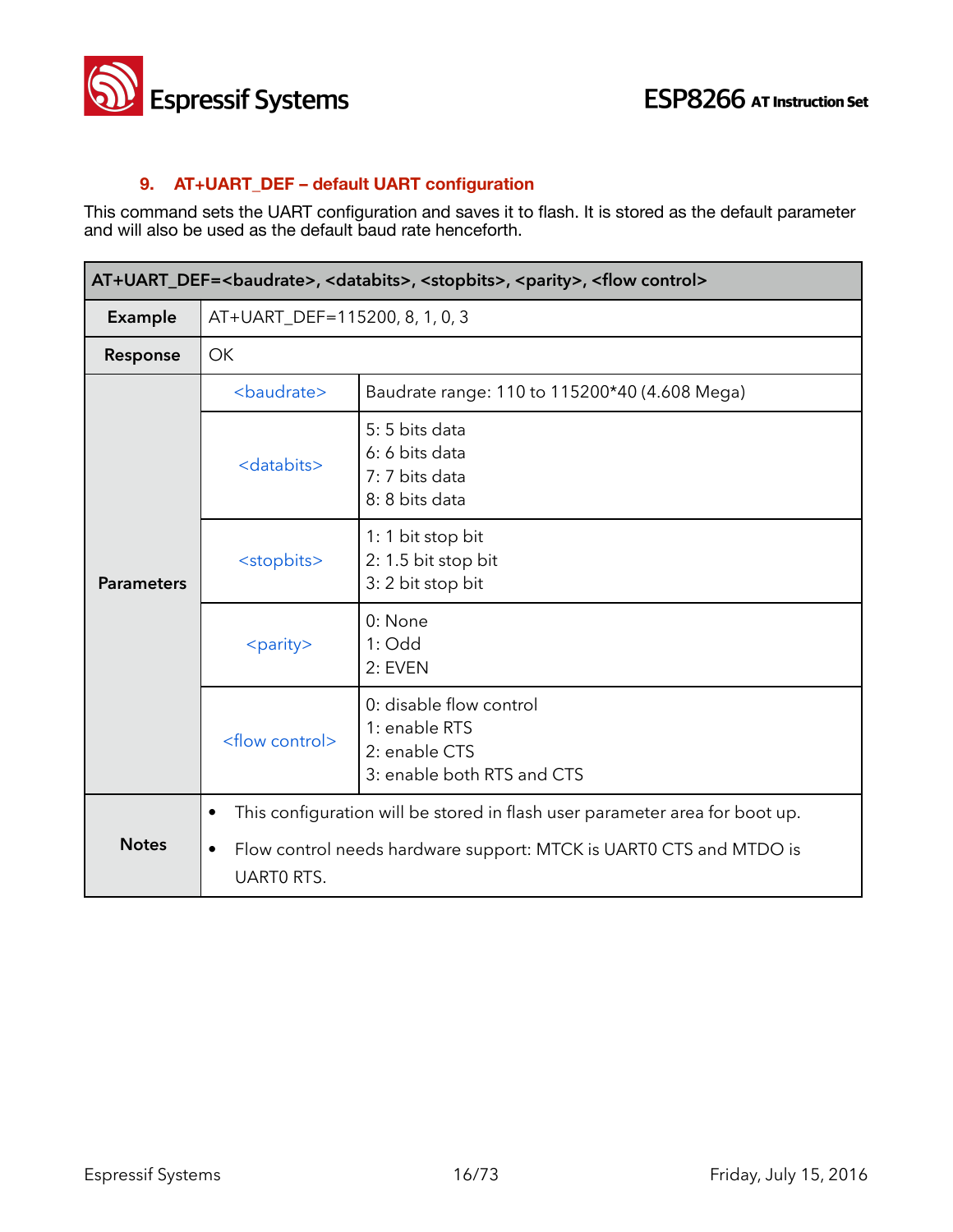### 9. AT+UART_DEF – default UART configuration

This command sets the UART configuration and saves it to flash. It is stored as the default parameter and will also be used as the default baud rate henceforth.

| AT+UART_DEF=<baudrate>, <databits>, <stopbits>, <parity>, <flow control> | | |
|---|---|---|
| **Example** | AT+UART_DEF=115200, 8, 1, 0, 3 | |
| **Response** | OK | |
| **Parameters** | <baudrate> | Baudrate range: 110 to 115200*40 (4.608 Mega) |
| | <databits> | 5: 5 bits data<br>6: 6 bits data<br>7: 7 bits data<br>8: 8 bits data |
| | <stopbits> | 1: 1 bit stop bit<br>2: 1.5 bit stop bit<br>3: 2 bit stop bit |
| | <parity> | 0: None<br>1: Odd<br>2: EVEN |
| | <flow control> | 0: disable flow control<br>1: enable RTS<br>2: enable CTS<br>3: enable both RTS and CTS |
| **Notes** | • This configuration will be stored in flash user parameter area for boot up.<br>• Flow control needs hardware support: MTCK is UART0 CTS and MTDO is UART0 RTS. | |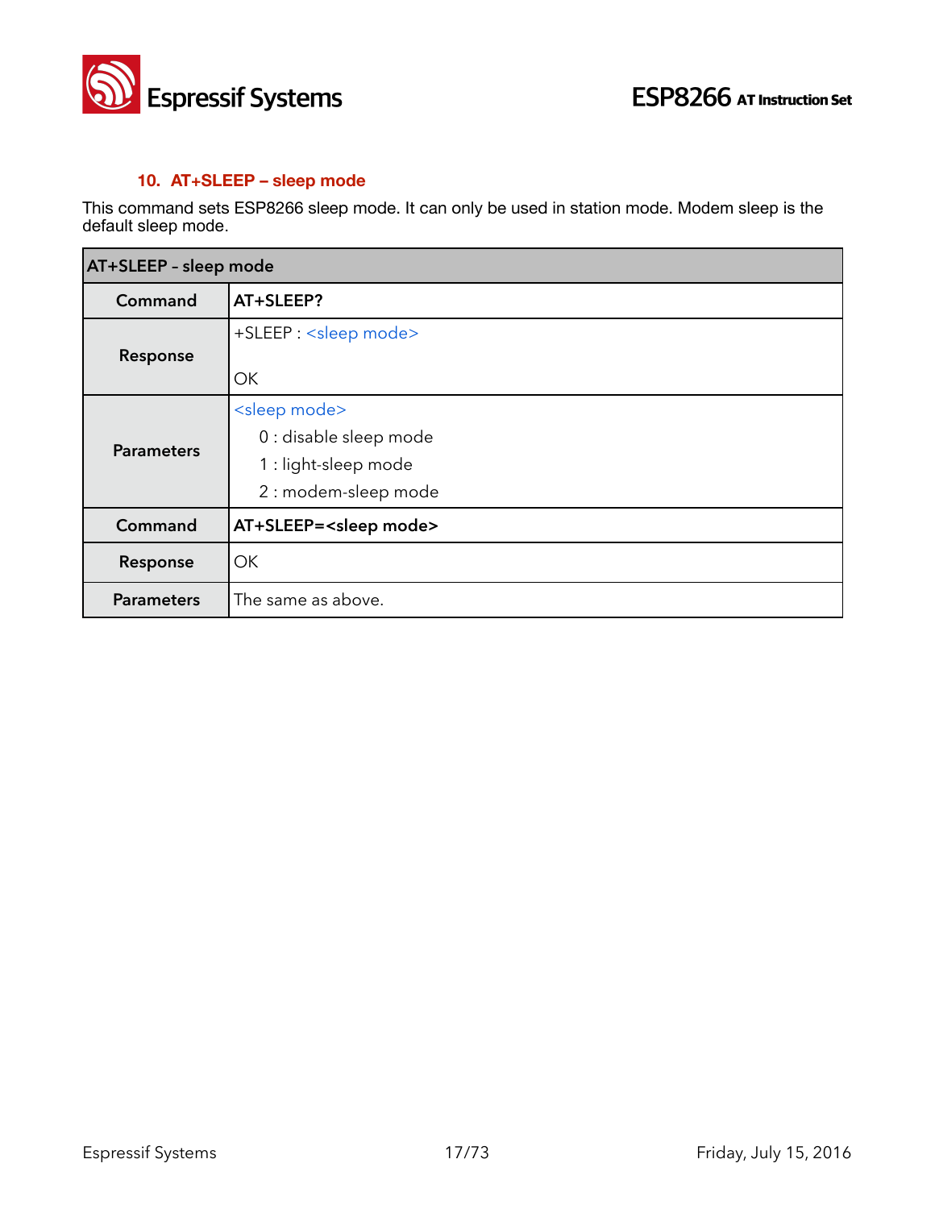### 10. AT+SLEEP – sleep mode

This command sets ESP8266 sleep mode. It can only be used in station mode. Modem sleep is the default sleep mode.

| AT+SLEEP – sleep mode | |
|---|---|
| **Command** | **AT+SLEEP?** |
| **Response** | +SLEEP : <sleep mode><br><br>OK |
| **Parameters** | <sleep mode><br>0 : disable sleep mode<br>1 : light-sleep mode<br>2 : modem-sleep mode |
| **Command** | **AT+SLEEP=<sleep mode>** |
| **Response** | OK |
| **Parameters** | The same as above. |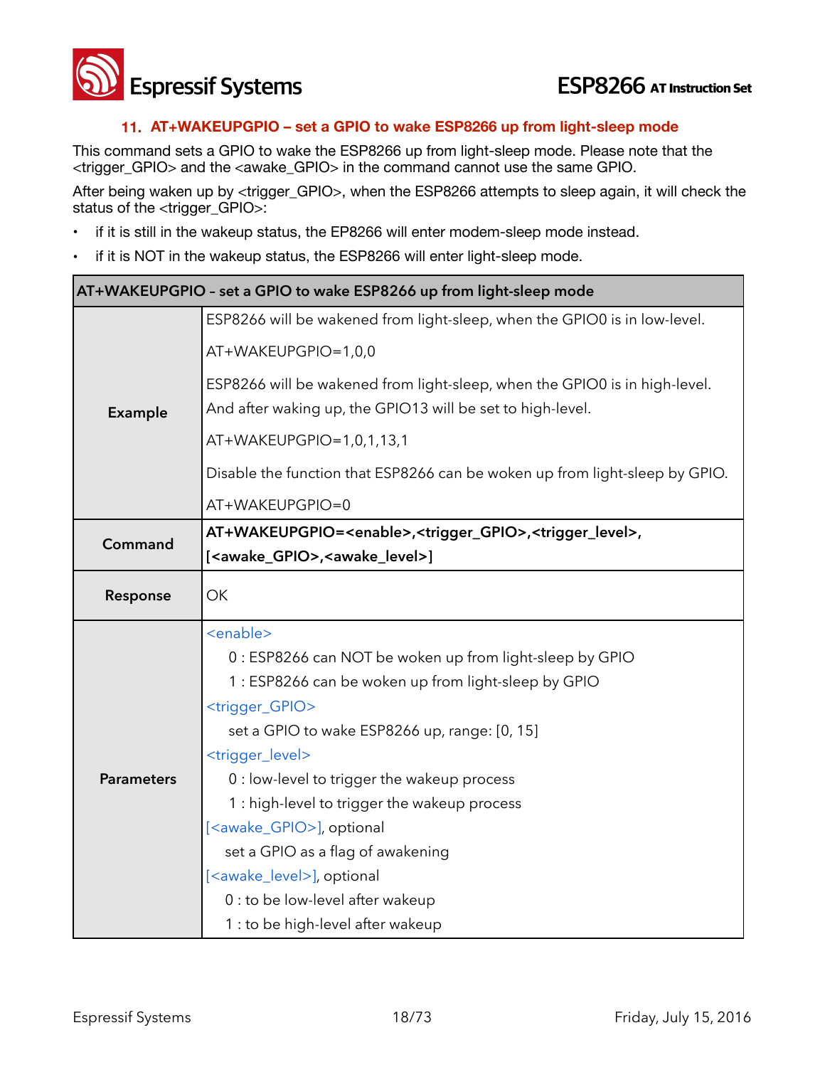### 11. AT+WAKEUPGPIO – set a GPIO to wake ESP8266 up from light-sleep mode

This command sets a GPIO to wake the ESP8266 up from light-sleep mode. Please note that the <trigger_GPIO> and the <awake_GPIO> in the command cannot use the same GPIO.

After being waken up by <trigger_GPIO>, when the ESP8266 attempts to sleep again, it will check the status of the <trigger_GPIO>:

- if it is still in the wakeup status, the EP8266 will enter modem-sleep mode instead.
- if it is NOT in the wakeup status, the ESP8266 will enter light-sleep mode.

| AT+WAKEUPGPIO – set a GPIO to wake ESP8266 up from light-sleep mode | |
|---|---|
| **Example** | ESP8266 will be wakened from light-sleep, when the GPIO0 is in low-level.<br><br>AT+WAKEUPGPIO=1,0,0<br><br>ESP8266 will be wakened from light-sleep, when the GPIO0 is in high-level. And after waking up, the GPIO13 will be set to high-level.<br><br>AT+WAKEUPGPIO=1,0,1,13,1<br><br>Disable the function that ESP8266 can be woken up from light-sleep by GPIO.<br><br>AT+WAKEUPGPIO=0 |
| **Command** | **AT+WAKEUPGPIO=<enable>,<trigger_GPIO>,<trigger_level>,[<awake_GPIO>,<awake_level>]** |
| **Response** | OK |
| **Parameters** | <enable><br>0 : ESP8266 can NOT be woken up from light-sleep by GPIO<br>1 : ESP8266 can be woken up from light-sleep by GPIO<br><trigger_GPIO><br>set a GPIO to wake ESP8266 up, range: [0, 15]<br><trigger_level><br>0 : low-level to trigger the wakeup process<br>1 : high-level to trigger the wakeup process<br>[<awake_GPIO>], optional<br>set a GPIO as a flag of awakening<br>[<awake_level>], optional<br>0 : to be low-level after wakeup<br>1 : to be high-level after wakeup |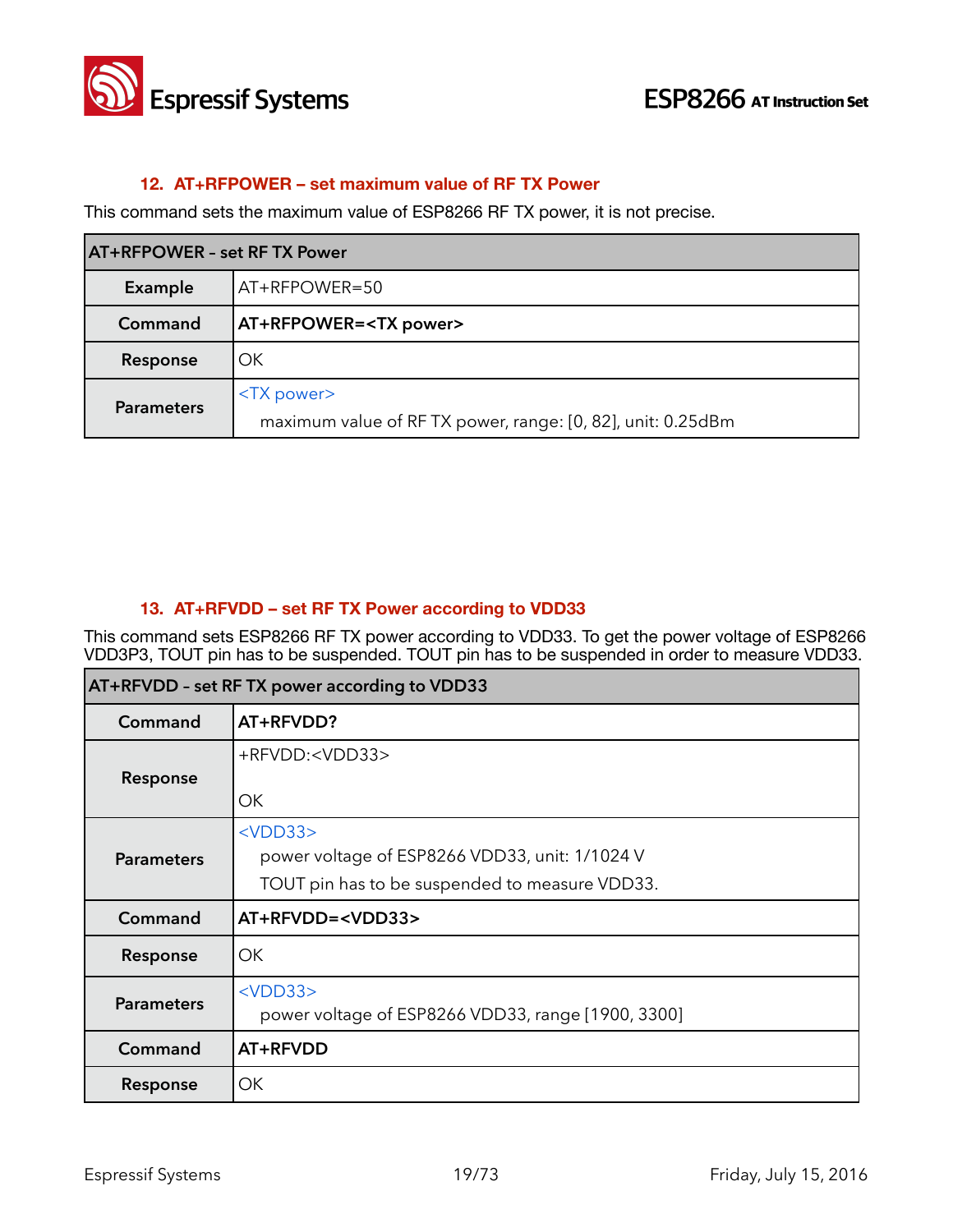### 12. AT+RFPOWER – set maximum value of RF TX Power

This command sets the maximum value of ESP8266 RF TX power, it is not precise.

| AT+RFPOWER – set RF TX Power | |
|---|---|
| **Example** | AT+RFPOWER=50 |
| **Command** | **AT+RFPOWER=<TX power>** |
| **Response** | OK |
| **Parameters** | <TX power><br>maximum value of RF TX power, range: [0, 82], unit: 0.25dBm |

### 13. AT+RFVDD – set RF TX Power according to VDD33

This command sets ESP8266 RF TX power according to VDD33. To get the power voltage of ESP8266 VDD3P3, TOUT pin has to be suspended. TOUT pin has to be suspended in order to measure VDD33.

| AT+RFVDD – set RF TX power according to VDD33 | |
|---|---|
| **Command** | **AT+RFVDD?** |
| **Response** | +RFVDD:<VDD33><br><br>OK |
| **Parameters** | <VDD33><br>power voltage of ESP8266 VDD33, unit: 1/1024 V<br>TOUT pin has to be suspended to measure VDD33. |
| **Command** | **AT+RFVDD=<VDD33>** |
| **Response** | OK |
| **Parameters** | <VDD33><br>power voltage of ESP8266 VDD33, range [1900, 3300] |
| **Command** | **AT+RFVDD** |
| **Response** | OK |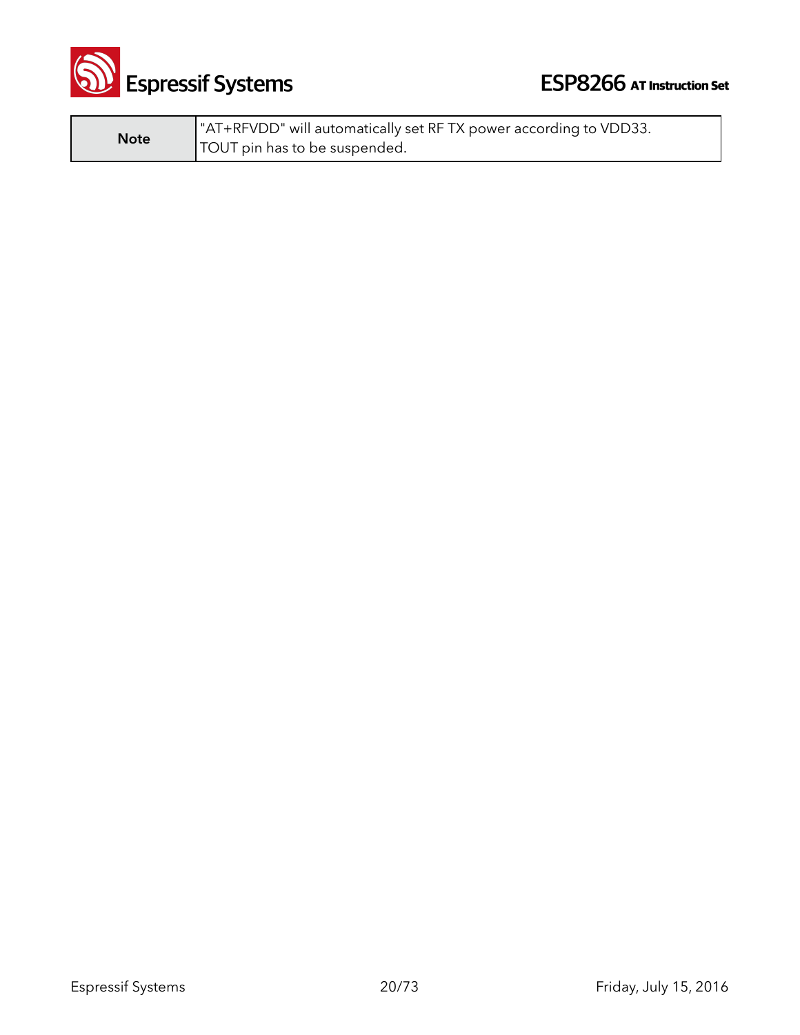| Note | "AT+RFVDD" will automatically set RF TX power according to VDD33.<br>TOUT pin has to be suspended. |
| --- | --- |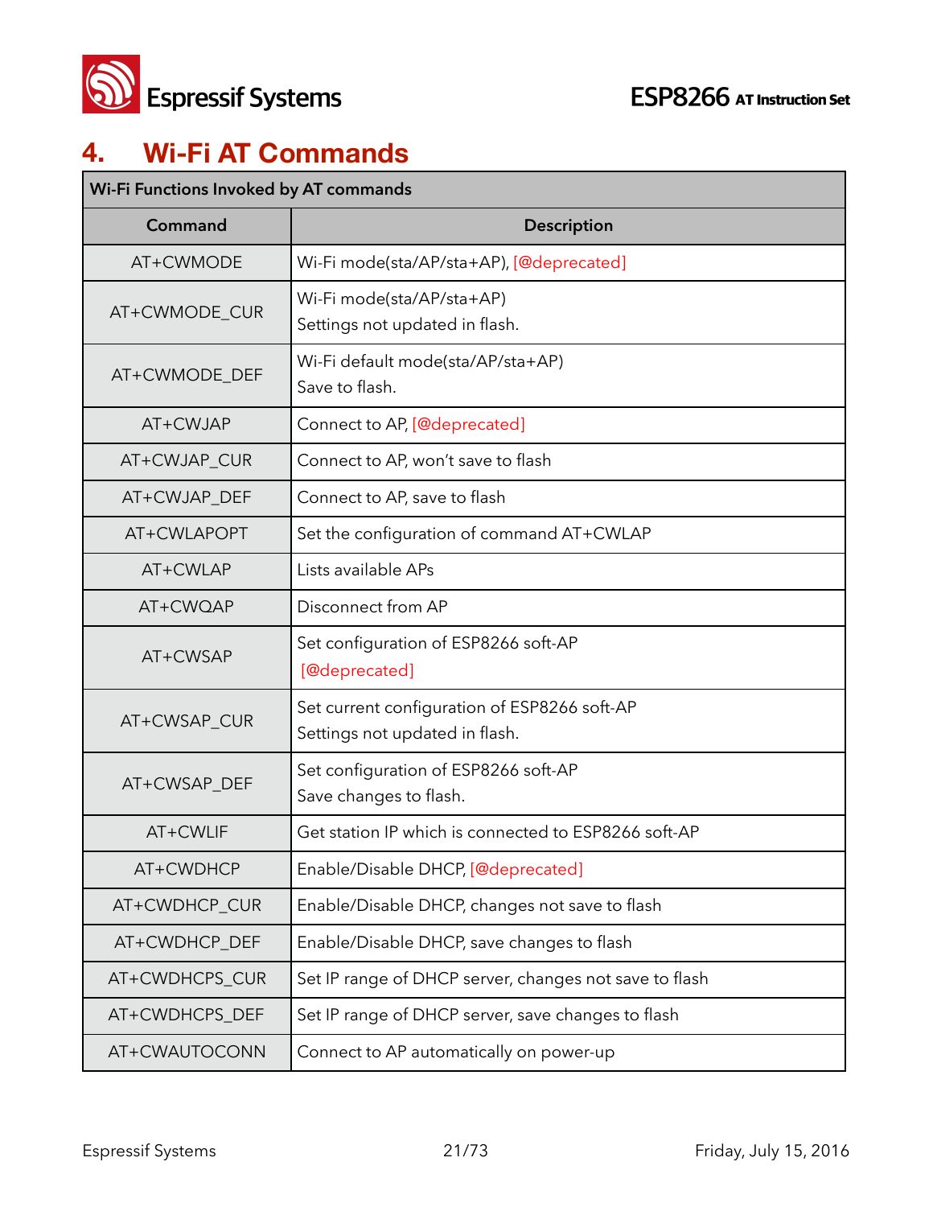# 4. Wi-Fi AT Commands

| Wi-Fi Functions Invoked by AT commands | |
|---|---|
| **Command** | **Description** |
| AT+CWMODE | Wi-Fi mode(sta/AP/sta+AP), [@deprecated] |
| AT+CWMODE_CUR | Wi-Fi mode(sta/AP/sta+AP)<br>Settings not updated in flash. |
| AT+CWMODE_DEF | Wi-Fi default mode(sta/AP/sta+AP)<br>Save to flash. |
| AT+CWJAP | Connect to AP, [@deprecated] |
| AT+CWJAP_CUR | Connect to AP, won't save to flash |
| AT+CWJAP_DEF | Connect to AP, save to flash |
| AT+CWLAPOPT | Set the configuration of command AT+CWLAP |
| AT+CWLAP | Lists available APs |
| AT+CWQAP | Disconnect from AP |
| AT+CWSAP | Set configuration of ESP8266 soft-AP<br>[@deprecated] |
| AT+CWSAP_CUR | Set current configuration of ESP8266 soft-AP<br>Settings not updated in flash. |
| AT+CWSAP_DEF | Set configuration of ESP8266 soft-AP<br>Save changes to flash. |
| AT+CWLIF | Get station IP which is connected to ESP8266 soft-AP |
| AT+CWDHCP | Enable/Disable DHCP, [@deprecated] |
| AT+CWDHCP_CUR | Enable/Disable DHCP, changes not save to flash |
| AT+CWDHCP_DEF | Enable/Disable DHCP, save changes to flash |
| AT+CWDHCPS_CUR | Set IP range of DHCP server, changes not save to flash |
| AT+CWDHCPS_DEF | Set IP range of DHCP server, save changes to flash |
| AT+CWAUTOCONN | Connect to AP automatically on power-up |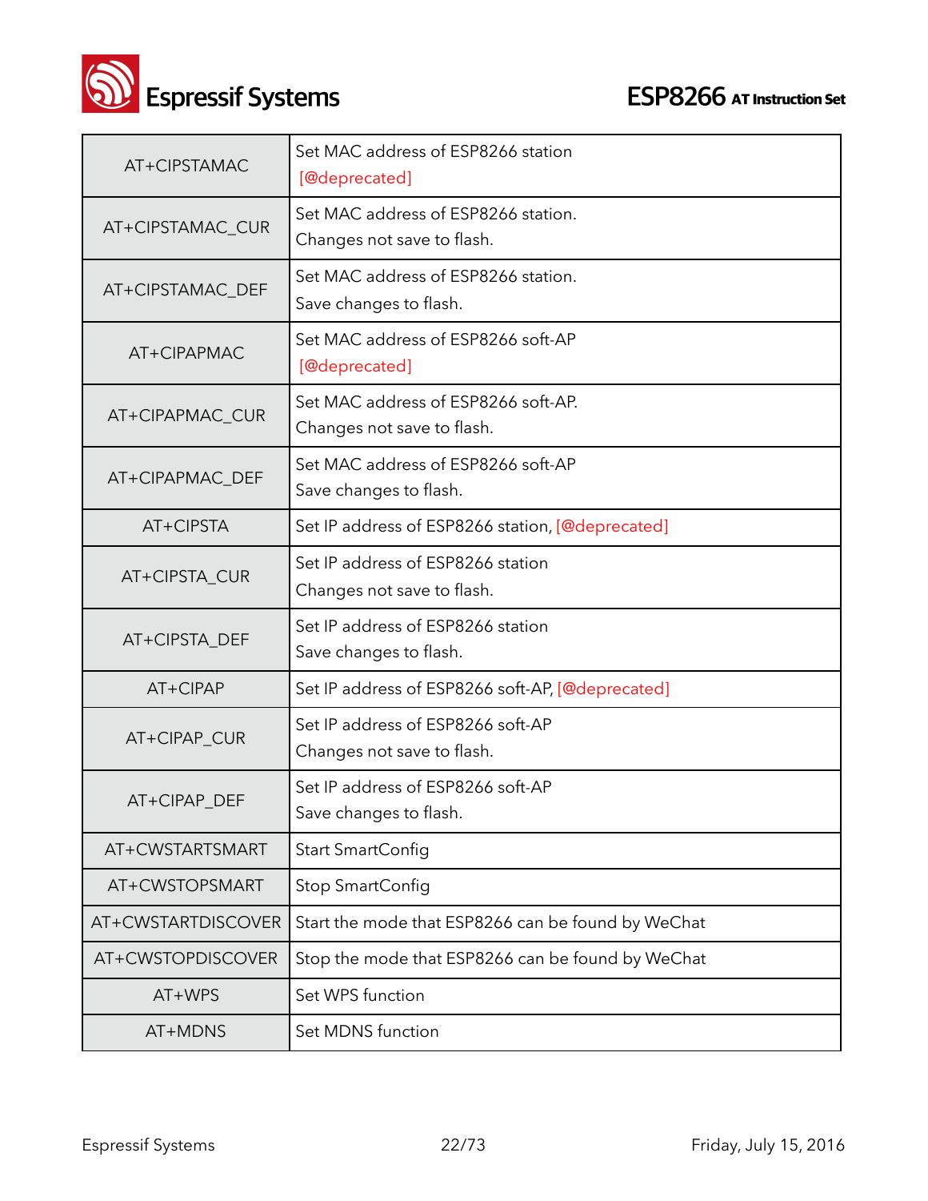| | |
|---|---|
| AT+CIPSTAMAC | Set MAC address of ESP8266 station [@deprecated] |
| AT+CIPSTAMAC_CUR | Set MAC address of ESP8266 station. Changes not save to flash. |
| AT+CIPSTAMAC_DEF | Set MAC address of ESP8266 station. Save changes to flash. |
| AT+CIPAPMAC | Set MAC address of ESP8266 soft-AP [@deprecated] |
| AT+CIPAPMAC_CUR | Set MAC address of ESP8266 soft-AP. Changes not save to flash. |
| AT+CIPAPMAC_DEF | Set MAC address of ESP8266 soft-AP Save changes to flash. |
| AT+CIPSTA | Set IP address of ESP8266 station, [@deprecated] |
| AT+CIPSTA_CUR | Set IP address of ESP8266 station Changes not save to flash. |
| AT+CIPSTA_DEF | Set IP address of ESP8266 station Save changes to flash. |
| AT+CIPAP | Set IP address of ESP8266 soft-AP, [@deprecated] |
| AT+CIPAP_CUR | Set IP address of ESP8266 soft-AP Changes not save to flash. |
| AT+CIPAP_DEF | Set IP address of ESP8266 soft-AP Save changes to flash. |
| AT+CWSTARTSMART | Start SmartConfig |
| AT+CWSTOPSMART | Stop SmartConfig |
| AT+CWSTARTDISCOVER | Start the mode that ESP8266 can be found by WeChat |
| AT+CWSTOPDISCOVER | Stop the mode that ESP8266 can be found by WeChat |
| AT+WPS | Set WPS function |
| AT+MDNS | Set MDNS function |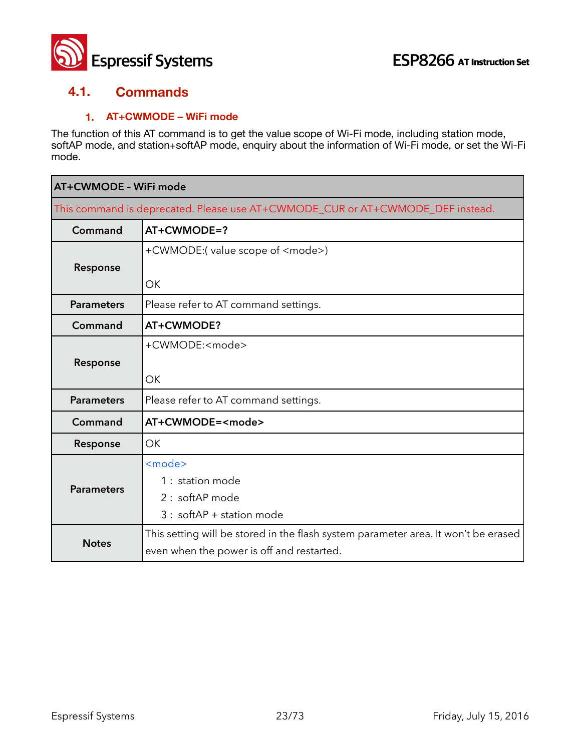## 4.1. Commands

### 1. AT+CWMODE – WiFi mode

The function of this AT command is to get the value scope of Wi-Fi mode, including station mode, softAP mode, and station+softAP mode, enquiry about the information of Wi-Fi mode, or set the Wi-Fi mode.

| AT+CWMODE – WiFi mode | |
|---|---|
| This command is deprecated. Please use AT+CWMODE_CUR or AT+CWMODE_DEF instead. | |
| **Command** | **AT+CWMODE=?** |
| **Response** | +CWMODE:( value scope of <mode>)<br><br>OK |
| **Parameters** | Please refer to AT command settings. |
| **Command** | **AT+CWMODE?** |
| **Response** | +CWMODE:<mode><br><br>OK |
| **Parameters** | Please refer to AT command settings. |
| **Command** | **AT+CWMODE=<mode>** |
| **Response** | OK |
| **Parameters** | <mode><br>1 : station mode<br>2 : softAP mode<br>3 : softAP + station mode |
| **Notes** | This setting will be stored in the flash system parameter area. It won't be erased even when the power is off and restarted. |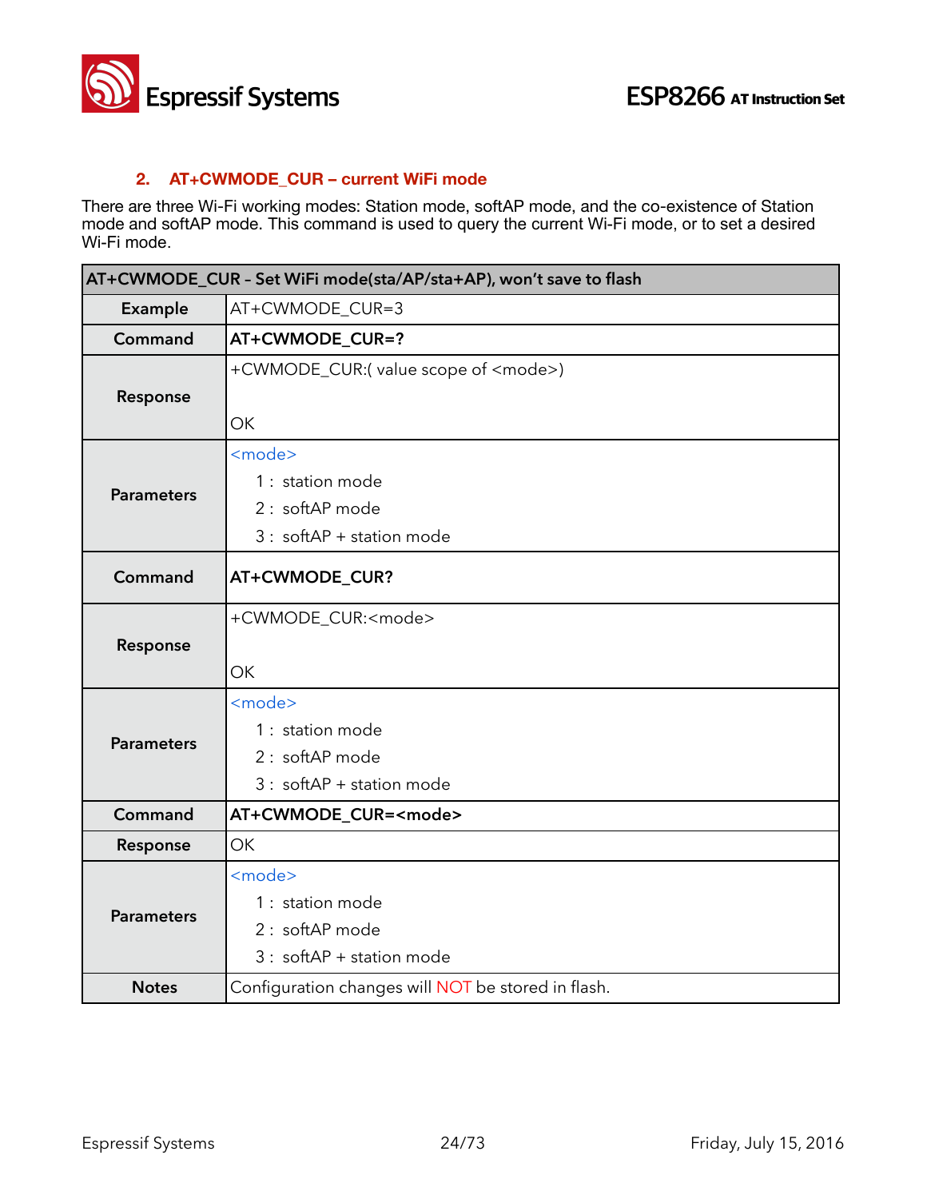### 2. AT+CWMODE_CUR – current WiFi mode

There are three Wi-Fi working modes: Station mode, softAP mode, and the co-existence of Station mode and softAP mode. This command is used to query the current Wi-Fi mode, or to set a desired Wi-Fi mode.

| AT+CWMODE_CUR – Set WiFi mode(sta/AP/sta+AP), won't save to flash | |
|---|---|
| **Example** | AT+CWMODE_CUR=3 |
| **Command** | **AT+CWMODE_CUR=?** |
| **Response** | +CWMODE_CUR:( value scope of <mode>)<br><br>OK |
| **Parameters** | <mode><br>1 : station mode<br>2 : softAP mode<br>3 : softAP + station mode |
| **Command** | **AT+CWMODE_CUR?** |
| **Response** | +CWMODE_CUR:<mode><br><br>OK |
| **Parameters** | <mode><br>1 : station mode<br>2 : softAP mode<br>3 : softAP + station mode |
| **Command** | **AT+CWMODE_CUR=<mode>** |
| **Response** | OK |
| **Parameters** | <mode><br>1 : station mode<br>2 : softAP mode<br>3 : softAP + station mode |
| **Notes** | Configuration changes will NOT be stored in flash. |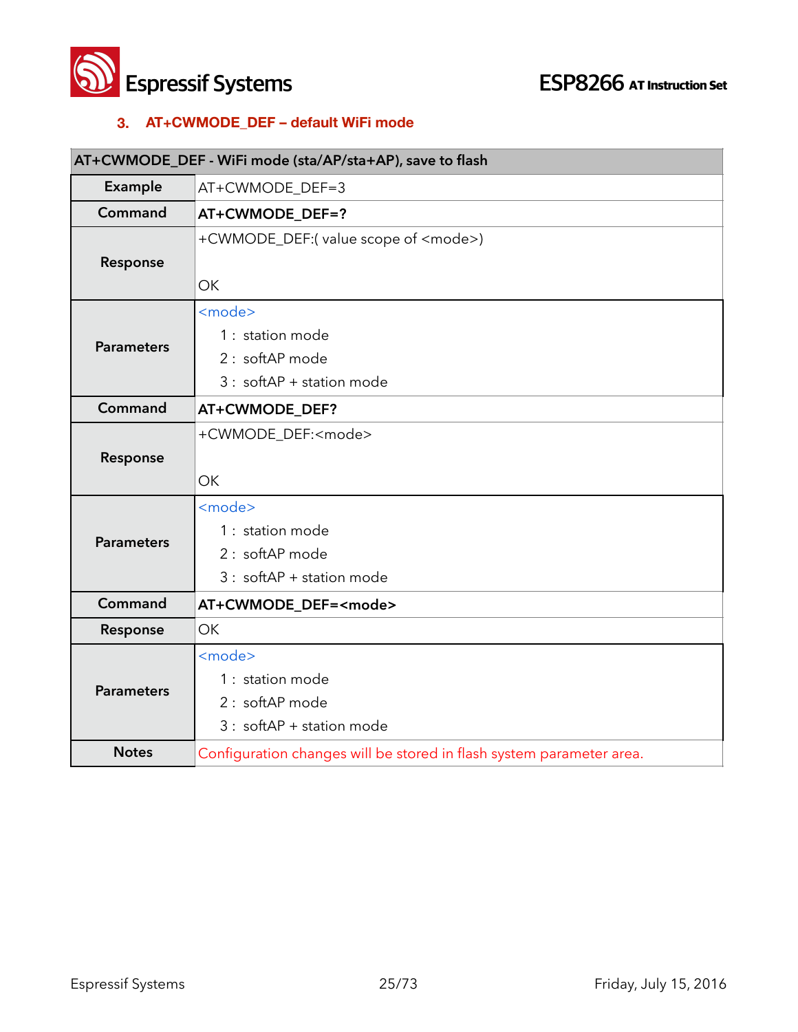### 3. AT+CWMODE_DEF – default WiFi mode

| AT+CWMODE_DEF - WiFi mode (sta/AP/sta+AP), save to flash | |
|---|---|
| **Example** | AT+CWMODE_DEF=3 |
| **Command** | **AT+CWMODE_DEF=?** |
| **Response** | +CWMODE_DEF:( value scope of <mode>)<br><br>OK |
| **Parameters** | <mode><br>1 : station mode<br>2 : softAP mode<br>3 : softAP + station mode |
| **Command** | **AT+CWMODE_DEF?** |
| **Response** | +CWMODE_DEF:<mode><br><br>OK |
| **Parameters** | <mode><br>1 : station mode<br>2 : softAP mode<br>3 : softAP + station mode |
| **Command** | **AT+CWMODE_DEF=<mode>** |
| **Response** | OK |
| **Parameters** | <mode><br>1 : station mode<br>2 : softAP mode<br>3 : softAP + station mode |
| **Notes** | Configuration changes will be stored in flash system parameter area. |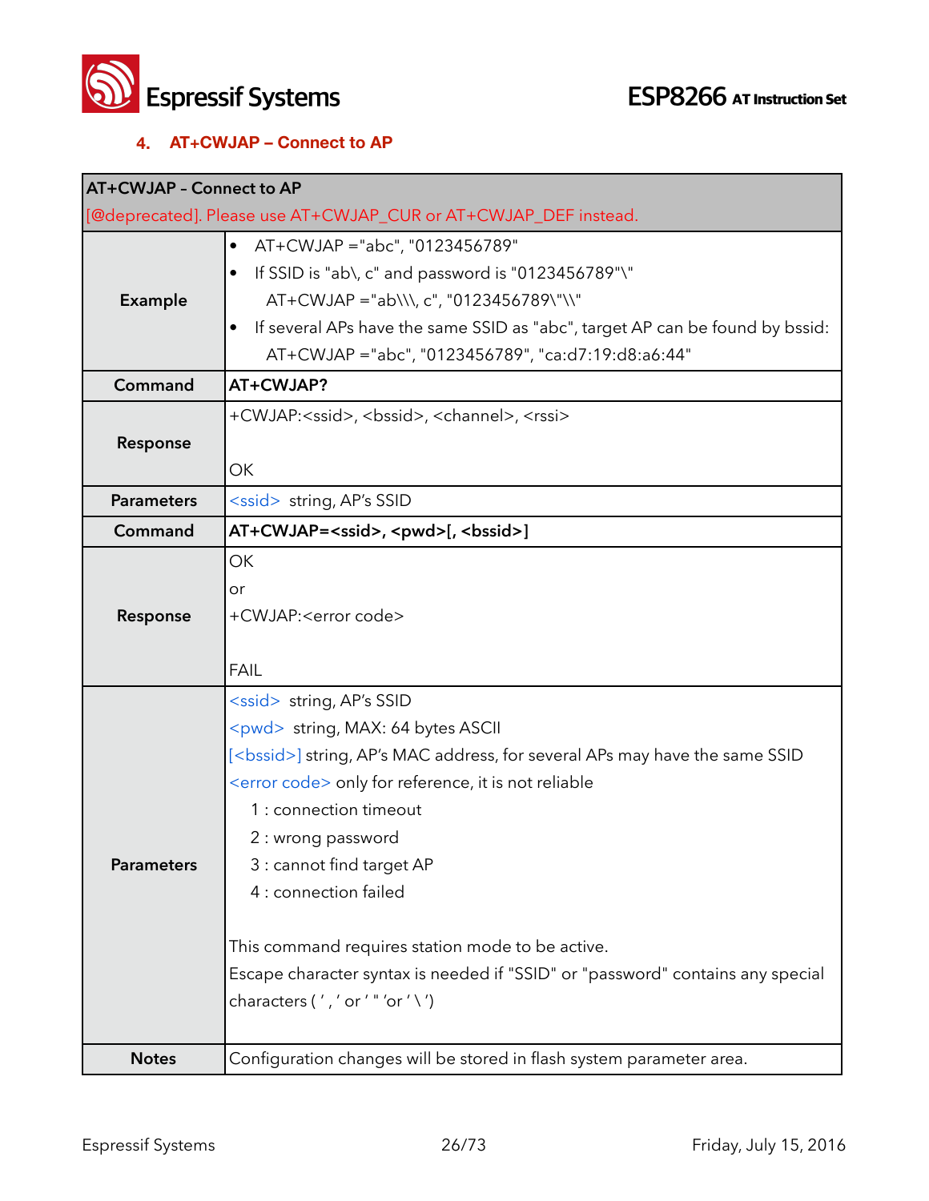## 4. AT+CWJAP – Connect to AP

| AT+CWJAP - Connect to AP<br>[@deprecated]. Please use AT+CWJAP_CUR or AT+CWJAP_DEF instead. | |
|---|---|
| **Example** | • AT+CWJAP ="abc", "0123456789"<br>• If SSID is "ab\, c" and password is "0123456789"\"<br>AT+CWJAP ="ab\\\, c", "0123456789\"\\"<br>• If several APs have the same SSID as "abc", target AP can be found by bssid:<br>AT+CWJAP ="abc", "0123456789", "ca:d7:19:d8:a6:44" |
| **Command** | **AT+CWJAP?** |
| **Response** | +CWJAP:<ssid>, <bssid>, <channel>, <rssi><br><br>OK |
| **Parameters** | <ssid> string, AP's SSID |
| **Command** | **AT+CWJAP=<ssid>, <pwd>[, <bssid>]** |
| **Response** | OK<br>or<br>+CWJAP:<error code><br><br>FAIL |
| **Parameters** | <ssid> string, AP's SSID<br><pwd> string, MAX: 64 bytes ASCII<br>[<bssid>] string, AP's MAC address, for several APs may have the same SSID<br><error code> only for reference, it is not reliable<br>1 : connection timeout<br>2 : wrong password<br>3 : cannot find target AP<br>4 : connection failed<br><br>This command requires station mode to be active.<br>Escape character syntax is needed if "SSID" or "password" contains any special characters ( ' , ' or ' " 'or ' \ ') |
| **Notes** | Configuration changes will be stored in flash system parameter area. |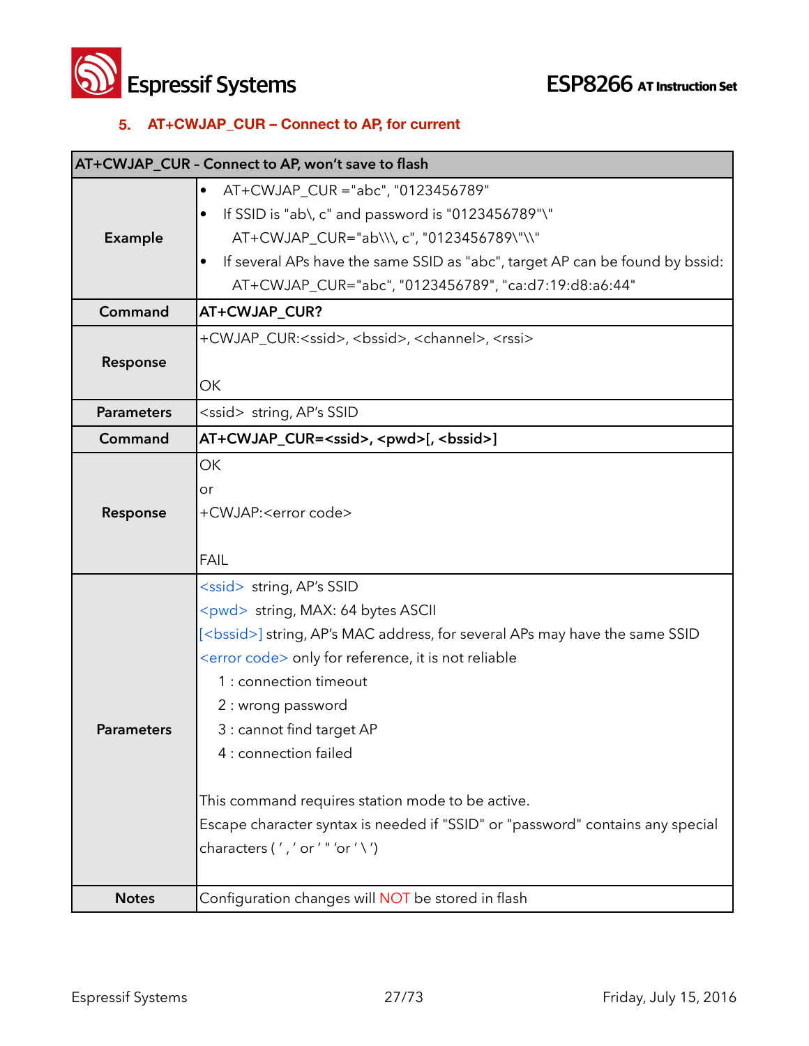### 5. AT+CWJAP_CUR – Connect to AP, for current

| AT+CWJAP_CUR - Connect to AP, won't save to flash | |
|---|---|
| **Example** | • AT+CWJAP_CUR ="abc", "0123456789"<br>• If SSID is "ab\, c" and password is "0123456789"\"<br>AT+CWJAP_CUR="ab\\\, c", "0123456789\"\\"<br>• If several APs have the same SSID as "abc", target AP can be found by bssid:<br>AT+CWJAP_CUR="abc", "0123456789", "ca:d7:19:d8:a6:44" |
| **Command** | **AT+CWJAP_CUR?** |
| **Response** | +CWJAP_CUR:<ssid>, <bssid>, <channel>, <rssi><br><br>OK |
| **Parameters** | <ssid> string, AP's SSID |
| **Command** | **AT+CWJAP_CUR=<ssid>, <pwd>[, <bssid>]** |
| **Response** | OK<br>or<br>+CWJAP:<error code><br><br>FAIL |
| **Parameters** | <ssid> string, AP's SSID<br><pwd> string, MAX: 64 bytes ASCII<br>[<bssid>] string, AP's MAC address, for several APs may have the same SSID<br><error code> only for reference, it is not reliable<br>1 : connection timeout<br>2 : wrong password<br>3 : cannot find target AP<br>4 : connection failed<br><br>This command requires station mode to be active.<br>Escape character syntax is needed if "SSID" or "password" contains any special characters ( ' , ' or ' " 'or ' \ ') |
| **Notes** | Configuration changes will NOT be stored in flash |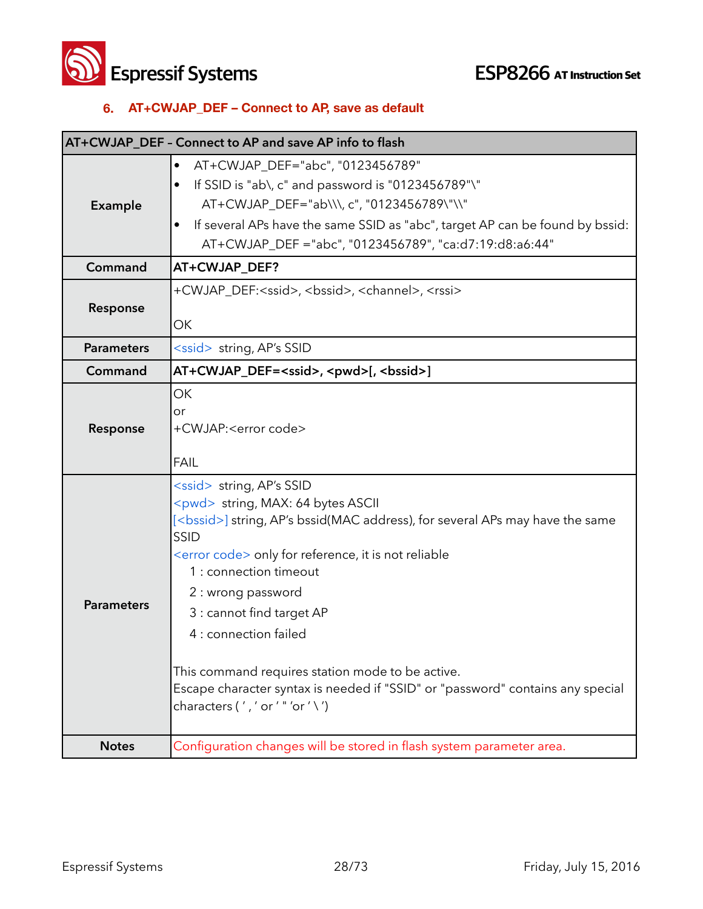### 6. AT+CWJAP_DEF – Connect to AP, save as default

| AT+CWJAP_DEF - Connect to AP and save AP info to flash | |
|---|---|
| **Example** | • AT+CWJAP_DEF="abc", "0123456789"<br>• If SSID is "ab\, c" and password is "0123456789"\"<br>AT+CWJAP_DEF="ab\\\, c", "0123456789\"\\"<br>• If several APs have the same SSID as "abc", target AP can be found by bssid:<br>AT+CWJAP_DEF ="abc", "0123456789", "ca:d7:19:d8:a6:44" |
| **Command** | **AT+CWJAP_DEF?** |
| **Response** | +CWJAP_DEF:<ssid>, <bssid>, <channel>, <rssi><br><br>OK |
| **Parameters** | <ssid> string, AP's SSID |
| **Command** | **AT+CWJAP_DEF=<ssid>, <pwd>[, <bssid>]** |
| **Response** | OK<br>or<br>+CWJAP:<error code><br><br>FAIL |
| **Parameters** | <ssid> string, AP's SSID<br><pwd> string, MAX: 64 bytes ASCII<br>[<bssid>] string, AP's bssid(MAC address), for several APs may have the same SSID<br><error code> only for reference, it is not reliable<br>1 : connection timeout<br>2 : wrong password<br>3 : cannot find target AP<br>4 : connection failed<br><br>This command requires station mode to be active.<br>Escape character syntax is needed if "SSID" or "password" contains any special characters ( ' , ' or ' " 'or ' \ ') |
| **Notes** | Configuration changes will be stored in flash system parameter area. |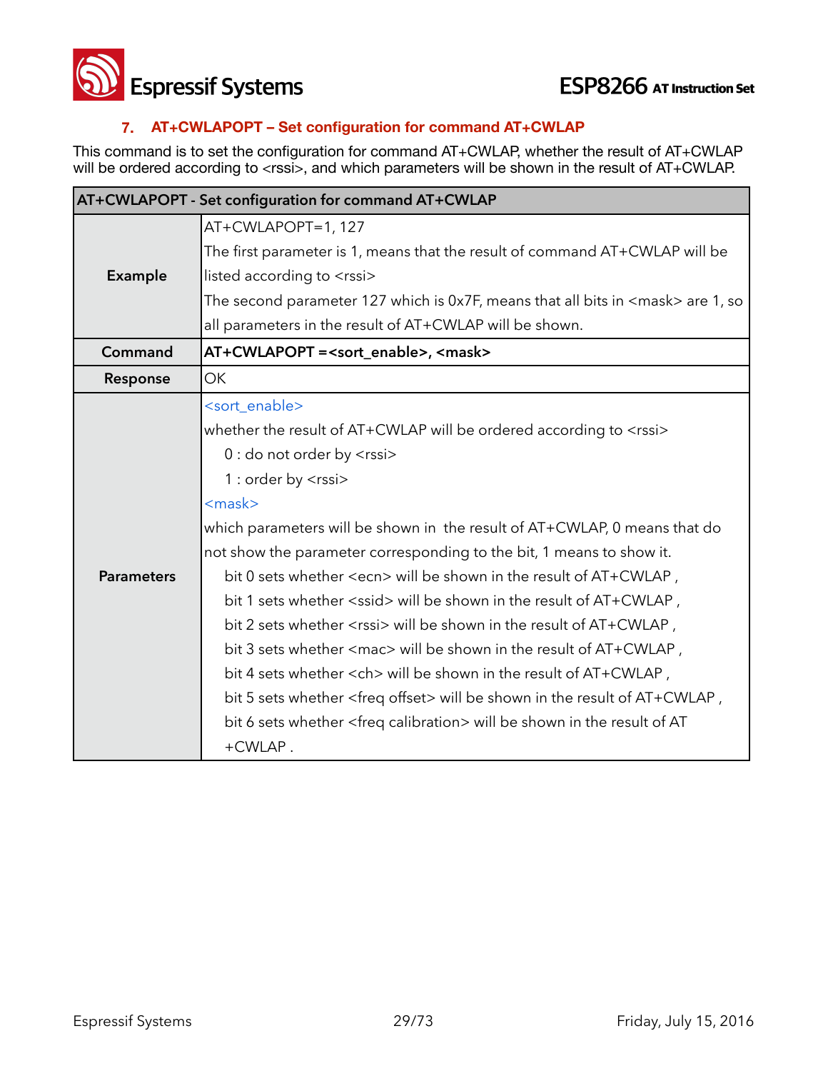### 7. AT+CWLAPOPT – Set configuration for command AT+CWLAP

This command is to set the configuration for command AT+CWLAP, whether the result of AT+CWLAP will be ordered according to <rssi>, and which parameters will be shown in the result of AT+CWLAP.

| AT+CWLAPOPT - Set configuration for command AT+CWLAP | |
|---|---|
| **Example** | AT+CWLAPOPT=1, 127<br>The first parameter is 1, means that the result of command AT+CWLAP will be listed according to <rssi><br>The second parameter 127 which is 0x7F, means that all bits in <mask> are 1, so all parameters in the result of AT+CWLAP will be shown. |
| **Command** | **AT+CWLAPOPT =<sort_enable>, <mask>** |
| **Response** | OK |
| **Parameters** | <sort_enable><br>whether the result of AT+CWLAP will be ordered according to <rssi><br>0 : do not order by <rssi><br>1 : order by <rssi><br><mask><br>which parameters will be shown in the result of AT+CWLAP, 0 means that do not show the parameter corresponding to the bit, 1 means to show it.<br>bit 0 sets whether <ecn> will be shown in the result of AT+CWLAP ,<br>bit 1 sets whether <ssid> will be shown in the result of AT+CWLAP ,<br>bit 2 sets whether <rssi> will be shown in the result of AT+CWLAP ,<br>bit 3 sets whether <mac> will be shown in the result of AT+CWLAP ,<br>bit 4 sets whether <ch> will be shown in the result of AT+CWLAP ,<br>bit 5 sets whether <freq offset> will be shown in the result of AT+CWLAP ,<br>bit 6 sets whether <freq calibration> will be shown in the result of AT+CWLAP . |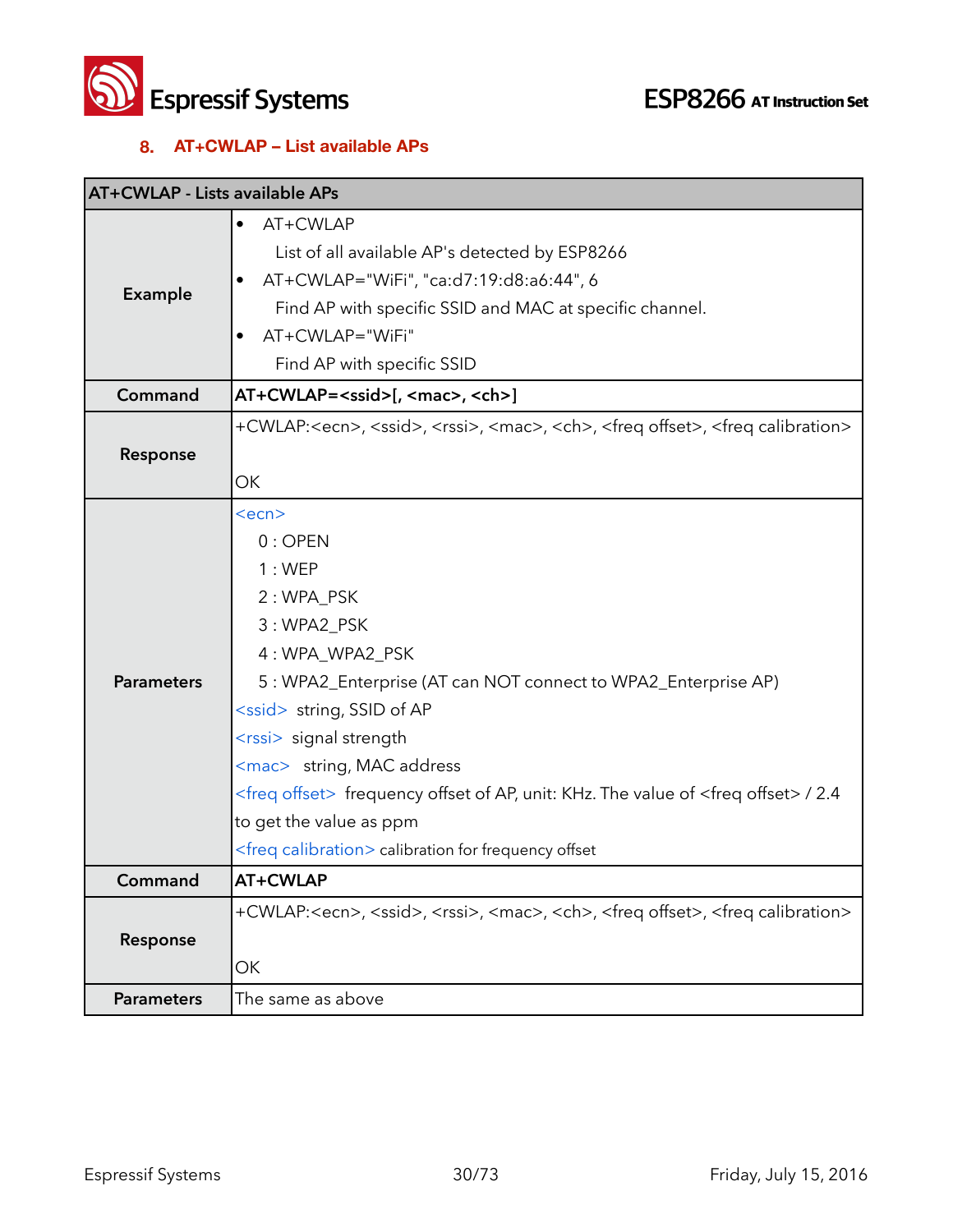## 8. AT+CWLAP – List available APs

| AT+CWLAP - Lists available APs | |
|---|---|
| **Example** | • AT+CWLAP<br>List of all available AP's detected by ESP8266<br>• AT+CWLAP="WiFi", "ca:d7:19:d8:a6:44", 6<br>Find AP with specific SSID and MAC at specific channel.<br>• AT+CWLAP="WiFi"<br>Find AP with specific SSID |
| **Command** | **AT+CWLAP=<ssid>[, <mac>, <ch>]** |
| **Response** | +CWLAP:<ecn>, <ssid>, <rssi>, <mac>, <ch>, <freq offset>, <freq calibration><br><br>OK |
| **Parameters** | <ecn><br>0 : OPEN<br>1 : WEP<br>2 : WPA_PSK<br>3 : WPA2_PSK<br>4 : WPA_WPA2_PSK<br>5 : WPA2_Enterprise (AT can NOT connect to WPA2_Enterprise AP)<br><ssid> string, SSID of AP<br><rssi> signal strength<br><mac> string, MAC address<br><freq offset> frequency offset of AP, unit: KHz. The value of <freq offset> / 2.4 to get the value as ppm<br><freq calibration> calibration for frequency offset |
| **Command** | **AT+CWLAP** |
| **Response** | +CWLAP:<ecn>, <ssid>, <rssi>, <mac>, <ch>, <freq offset>, <freq calibration><br><br>OK |
| **Parameters** | The same as above |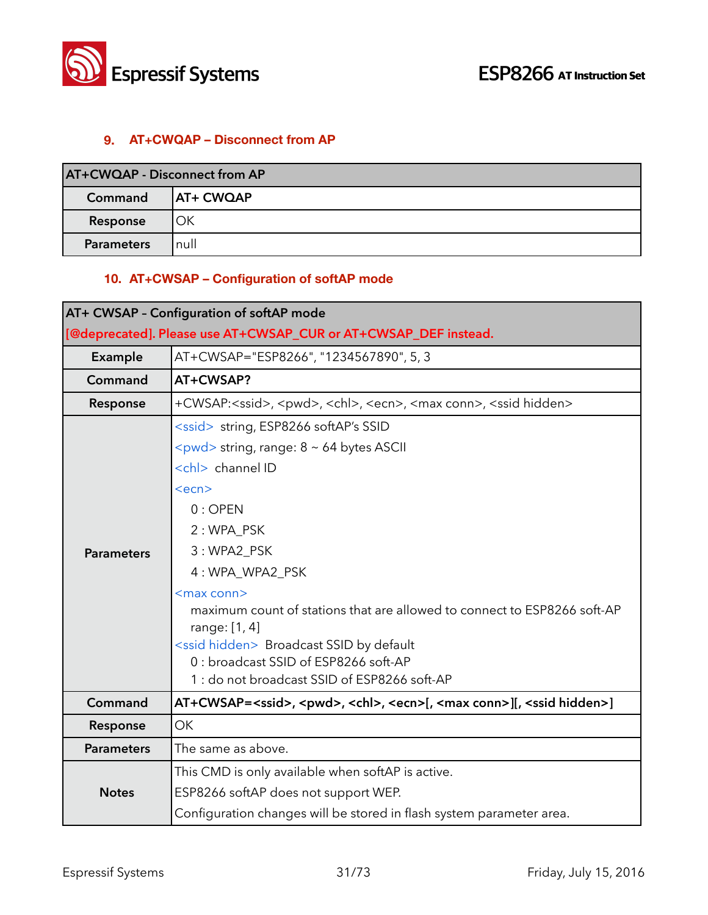## 9. AT+CWQAP – Disconnect from AP

| AT+CWQAP - Disconnect from AP | |
|---|---|
| **Command** | **AT+ CWQAP** |
| **Response** | OK |
| **Parameters** | null |

## 10. AT+CWSAP – Configuration of softAP mode

| AT+ CWSAP - Configuration of softAP mode [@deprecated]. Please use AT+CWSAP_CUR or AT+CWSAP_DEF instead. | |
|---|---|
| **Example** | AT+CWSAP="ESP8266", "1234567890", 5, 3 |
| **Command** | **AT+CWSAP?** |
| **Response** | +CWSAP:<ssid>, <pwd>, <chl>, <ecn>, <max conn>, <ssid hidden> |
| **Parameters** | <ssid> string, ESP8266 softAP's SSID<br><pwd> string, range: 8 ~ 64 bytes ASCII<br><chl> channel ID<br><ecn><br>0 : OPEN<br>2 : WPA_PSK<br>3 : WPA2_PSK<br>4 : WPA_WPA2_PSK<br><max conn><br>maximum count of stations that are allowed to connect to ESP8266 soft-AP range: [1, 4]<br><ssid hidden> Broadcast SSID by default<br>0 : broadcast SSID of ESP8266 soft-AP<br>1 : do not broadcast SSID of ESP8266 soft-AP |
| **Command** | **AT+CWSAP=<ssid>, <pwd>, <chl>, <ecn>[, <max conn>][, <ssid hidden>]** |
| **Response** | OK |
| **Parameters** | The same as above. |
| **Notes** | This CMD is only available when softAP is active.<br>ESP8266 softAP does not support WEP.<br>Configuration changes will be stored in flash system parameter area. |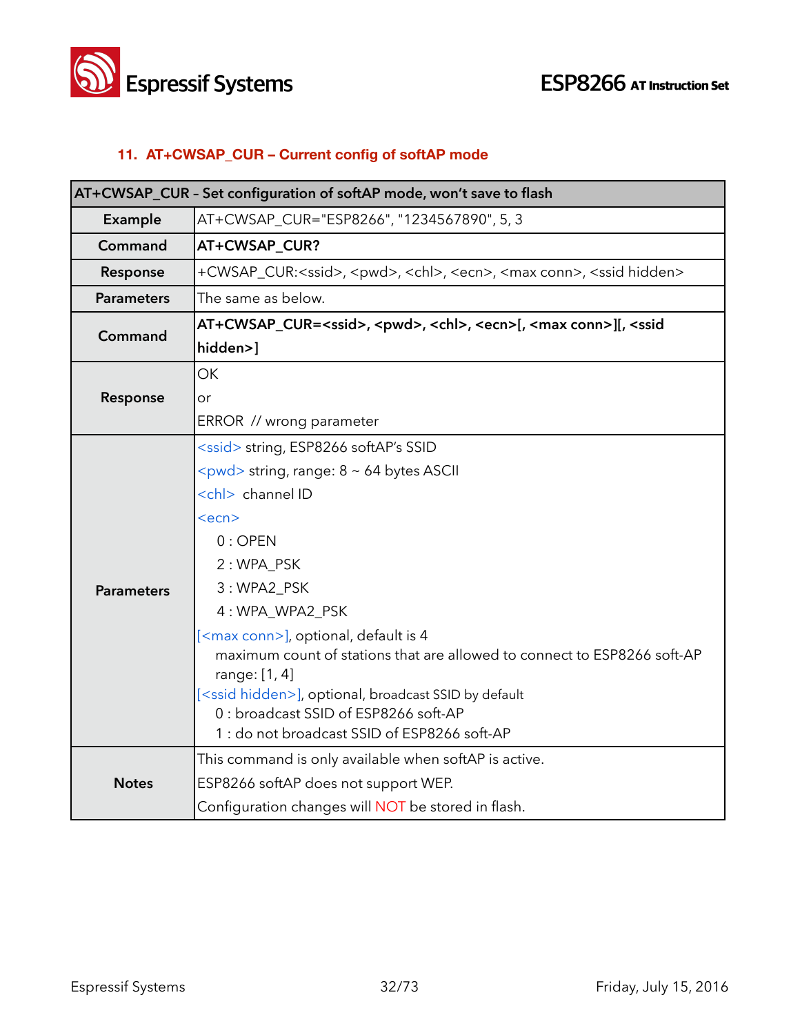## 11. AT+CWSAP_CUR – Current config of softAP mode

| AT+CWSAP_CUR - Set configuration of softAP mode, won't save to flash | |
|---|---|
| **Example** | AT+CWSAP_CUR="ESP8266", "1234567890", 5, 3 |
| **Command** | **AT+CWSAP_CUR?** |
| **Response** | +CWSAP_CUR:<ssid>, <pwd>, <chl>, <ecn>, <max conn>, <ssid hidden> |
| **Parameters** | The same as below. |
| **Command** | **AT+CWSAP_CUR=<ssid>, <pwd>, <chl>, <ecn>[, <max conn>][, <ssid hidden>]** |
| **Response** | OK<br>or<br>ERROR // wrong parameter |
| **Parameters** | <ssid> string, ESP8266 softAP's SSID<br><pwd> string, range: 8 ~ 64 bytes ASCII<br><chl> channel ID<br><ecn><br>0 : OPEN<br>2 : WPA_PSK<br>3 : WPA2_PSK<br>4 : WPA_WPA2_PSK<br>[<max conn>], optional, default is 4<br>maximum count of stations that are allowed to connect to ESP8266 soft-AP<br>range: [1, 4]<br>[<ssid hidden>], optional, broadcast SSID by default<br>0 : broadcast SSID of ESP8266 soft-AP<br>1 : do not broadcast SSID of ESP8266 soft-AP |
| **Notes** | This command is only available when softAP is active.<br>ESP8266 softAP does not support WEP.<br>Configuration changes will NOT be stored in flash. |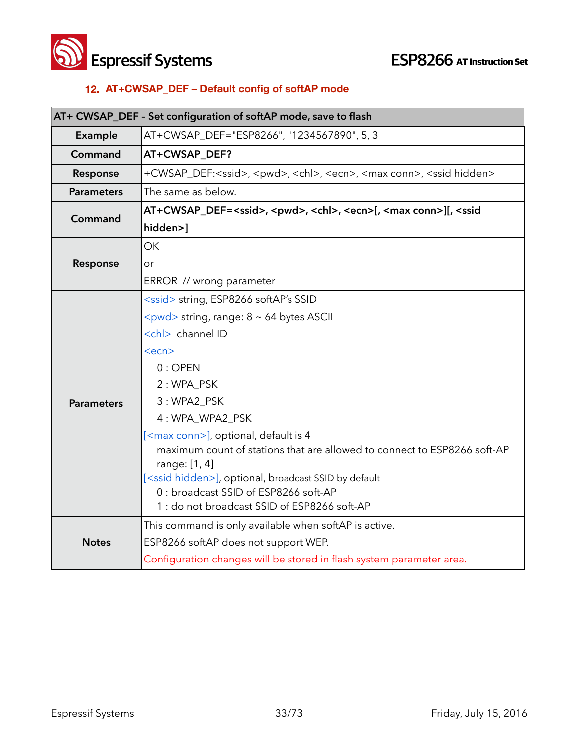## 12. AT+CWSAP_DEF – Default config of softAP mode

| AT+ CWSAP_DEF - Set configuration of softAP mode, save to flash | |
|---|---|
| **Example** | AT+CWSAP_DEF="ESP8266", "1234567890", 5, 3 |
| **Command** | **AT+CWSAP_DEF?** |
| **Response** | +CWSAP_DEF:<ssid>, <pwd>, <chl>, <ecn>, <max conn>, <ssid hidden> |
| **Parameters** | The same as below. |
| **Command** | **AT+CWSAP_DEF=<ssid>, <pwd>, <chl>, <ecn>[, <max conn>][, <ssid hidden>]** |
| **Response** | OK<br>or<br>ERROR // wrong parameter |
| **Parameters** | <ssid> string, ESP8266 softAP's SSID<br><pwd> string, range: 8 ~ 64 bytes ASCII<br><chl> channel ID<br><ecn><br>0 : OPEN<br>2 : WPA_PSK<br>3 : WPA2_PSK<br>4 : WPA_WPA2_PSK<br>[<max conn>], optional, default is 4<br>maximum count of stations that are allowed to connect to ESP8266 soft-AP<br>range: [1, 4]<br>[<ssid hidden>], optional, broadcast SSID by default<br>0 : broadcast SSID of ESP8266 soft-AP<br>1 : do not broadcast SSID of ESP8266 soft-AP |
| **Notes** | This command is only available when softAP is active.<br>ESP8266 softAP does not support WEP.<br>Configuration changes will be stored in flash system parameter area. |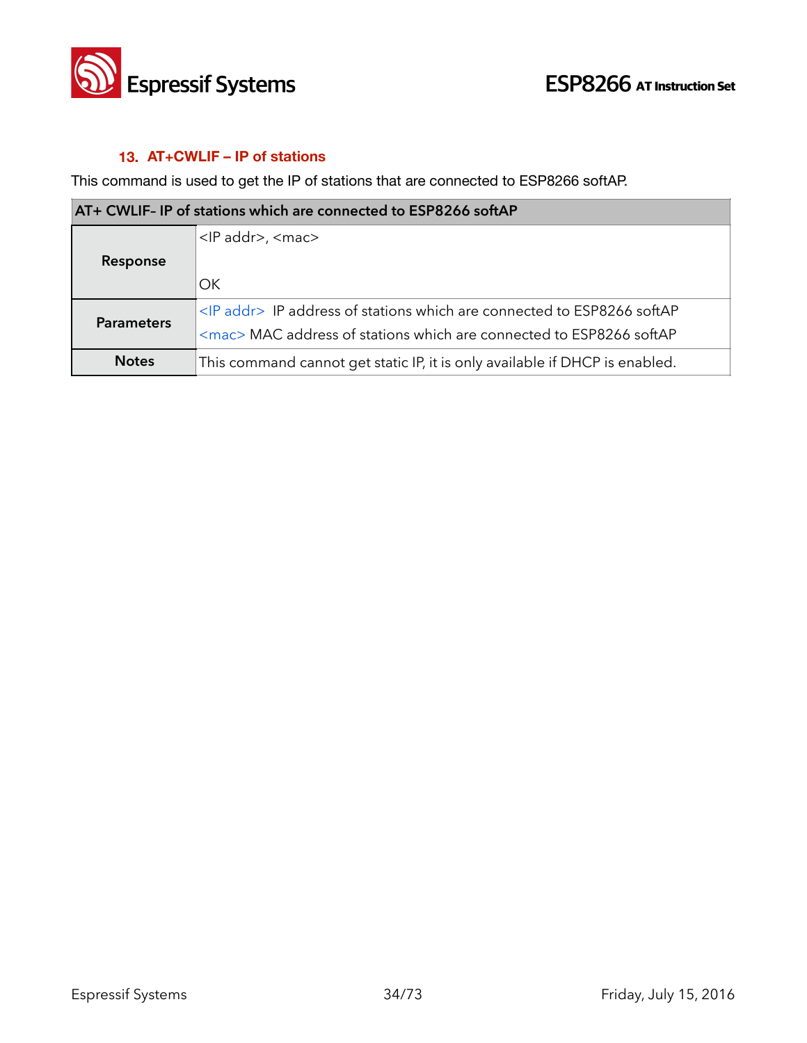### 13. AT+CWLIF – IP of stations

This command is used to get the IP of stations that are connected to ESP8266 softAP.

| AT+ CWLIF- IP of stations which are connected to ESP8266 softAP | |
|---|---|
| Response | <IP addr>, <mac><br><br>OK |
| Parameters | <IP addr> IP address of stations which are connected to ESP8266 softAP<br><mac> MAC address of stations which are connected to ESP8266 softAP |
| Notes | This command cannot get static IP, it is only available if DHCP is enabled. |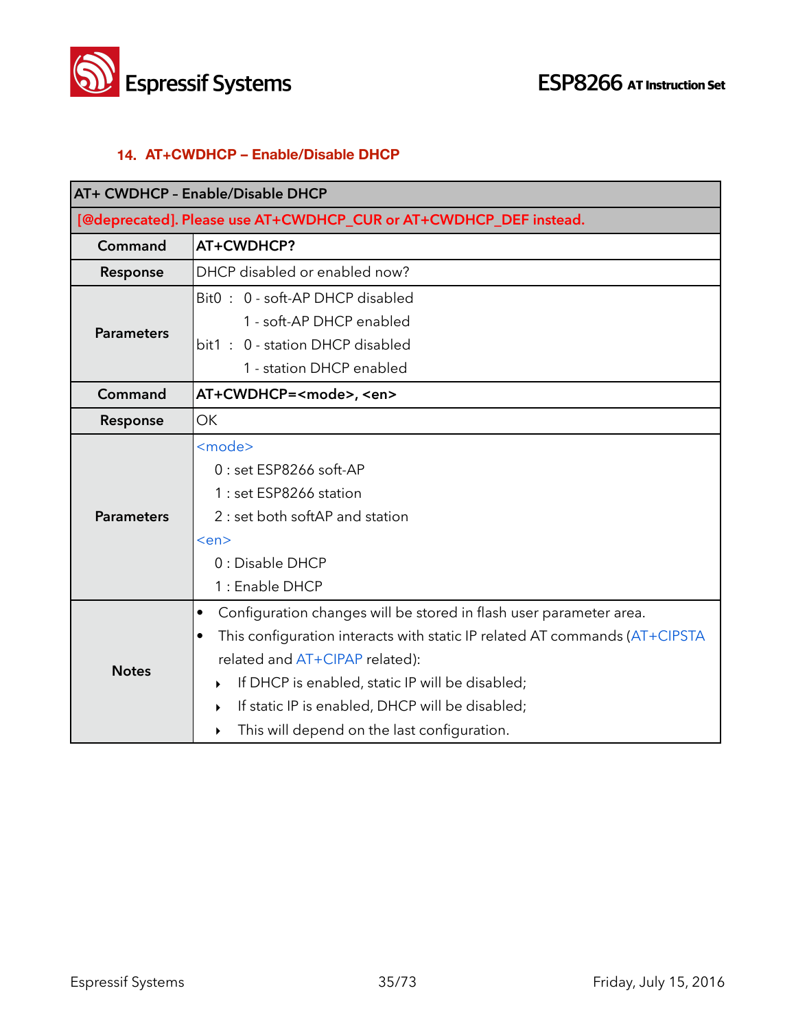## 14. AT+CWDHCP – Enable/Disable DHCP

| AT+ CWDHCP - Enable/Disable DHCP | |
|---|---|
| [@deprecated]. Please use AT+CWDHCP_CUR or AT+CWDHCP_DEF instead. | |
| **Command** | **AT+CWDHCP?** |
| **Response** | DHCP disabled or enabled now? |
| **Parameters** | Bit0 : 0 - soft-AP DHCP disabled<br>1 - soft-AP DHCP enabled<br>bit1 : 0 - station DHCP disabled<br>1 - station DHCP enabled |
| **Command** | **AT+CWDHCP=<mode>, <en>** |
| **Response** | OK |
| **Parameters** | <mode><br>0 : set ESP8266 soft-AP<br>1 : set ESP8266 station<br>2 : set both softAP and station<br><en><br>0 : Disable DHCP<br>1 : Enable DHCP |
| **Notes** | • Configuration changes will be stored in flash user parameter area.<br>• This configuration interacts with static IP related AT commands (AT+CIPSTA related and AT+CIPAP related):<br>‣ If DHCP is enabled, static IP will be disabled;<br>‣ If static IP is enabled, DHCP will be disabled;<br>‣ This will depend on the last configuration. |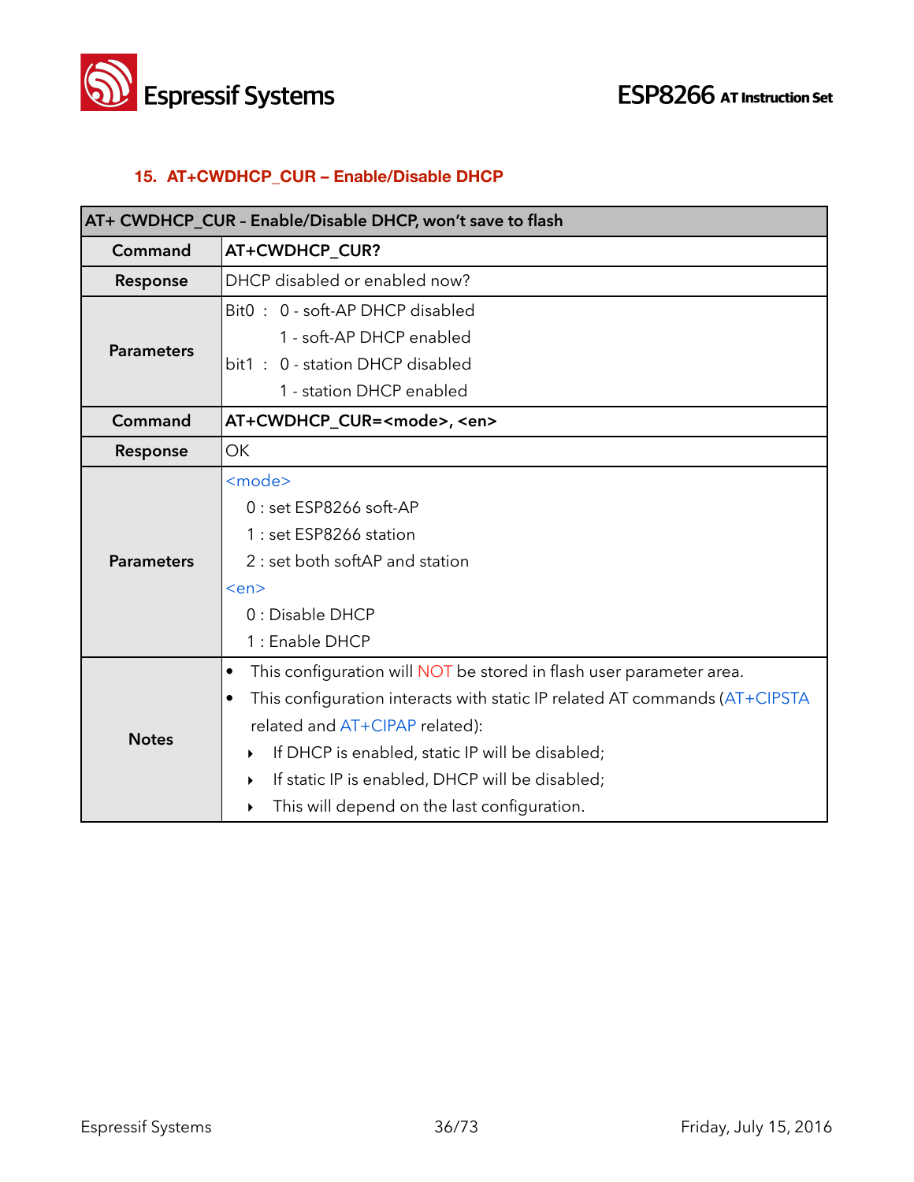## 15. AT+CWDHCP_CUR – Enable/Disable DHCP

| AT+ CWDHCP_CUR - Enable/Disable DHCP, won't save to flash | |
|---|---|
| **Command** | **AT+CWDHCP_CUR?** |
| **Response** | DHCP disabled or enabled now? |
| **Parameters** | Bit0 : 0 - soft-AP DHCP disabled<br>1 - soft-AP DHCP enabled<br>bit1 : 0 - station DHCP disabled<br>1 - station DHCP enabled |
| **Command** | **AT+CWDHCP_CUR=<mode>, <en>** |
| **Response** | OK |
| **Parameters** | <mode><br>0 : set ESP8266 soft-AP<br>1 : set ESP8266 station<br>2 : set both softAP and station<br><en><br>0 : Disable DHCP<br>1 : Enable DHCP |
| **Notes** | • This configuration will NOT be stored in flash user parameter area.<br>• This configuration interacts with static IP related AT commands (AT+CIPSTA related and AT+CIPAP related):<br>‣ If DHCP is enabled, static IP will be disabled;<br>‣ If static IP is enabled, DHCP will be disabled;<br>‣ This will depend on the last configuration. |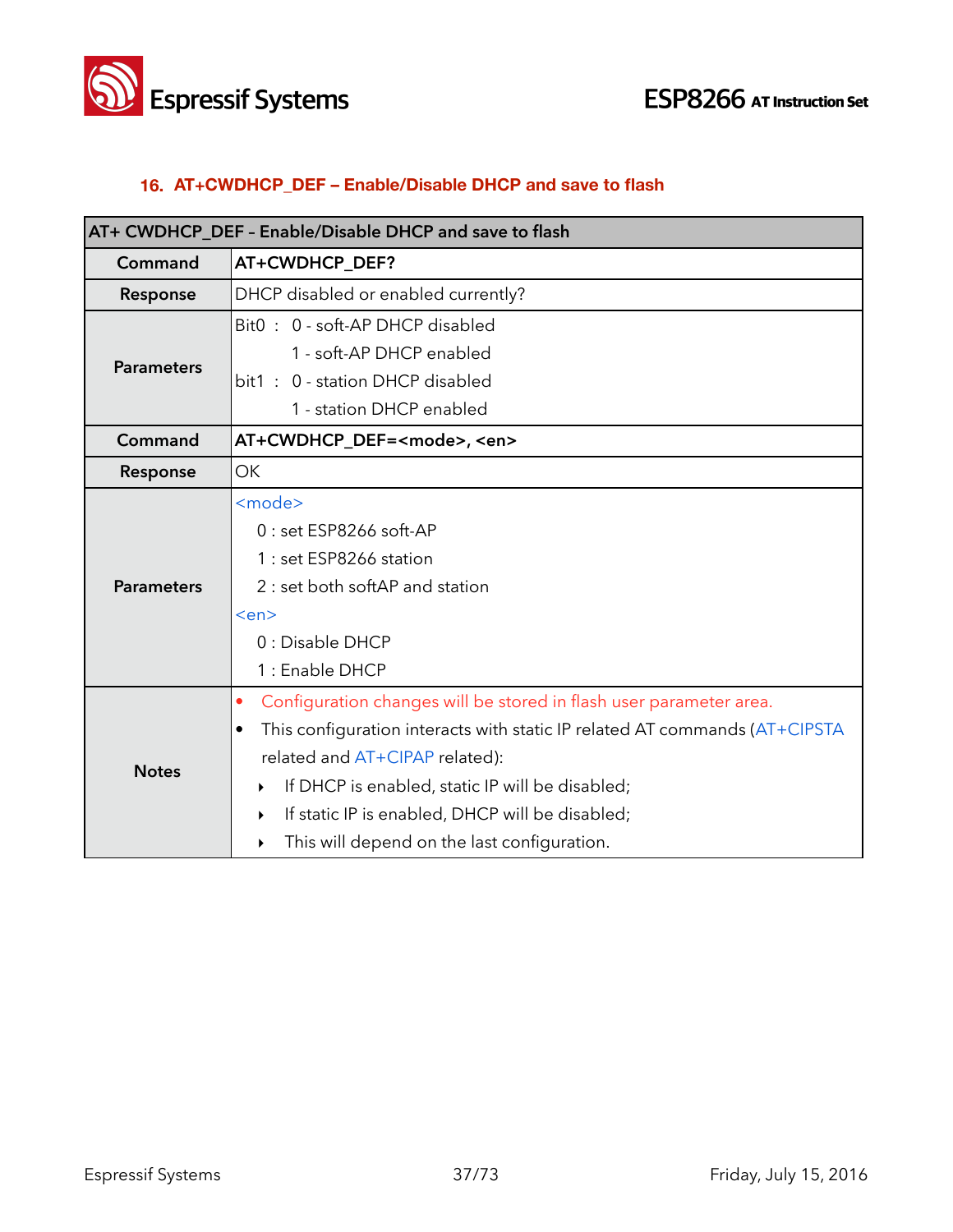## 16. AT+CWDHCP_DEF – Enable/Disable DHCP and save to flash

| AT+ CWDHCP_DEF – Enable/Disable DHCP and save to flash | |
|---|---|
| **Command** | **AT+CWDHCP_DEF?** |
| **Response** | DHCP disabled or enabled currently? |
| **Parameters** | Bit0 : 0 - soft-AP DHCP disabled<br>1 - soft-AP DHCP enabled<br>bit1 : 0 - station DHCP disabled<br>1 - station DHCP enabled |
| **Command** | **AT+CWDHCP_DEF=<mode>, <en>** |
| **Response** | OK |
| **Parameters** | <mode><br>0 : set ESP8266 soft-AP<br>1 : set ESP8266 station<br>2 : set both softAP and station<br><en><br>0 : Disable DHCP<br>1 : Enable DHCP |
| **Notes** | • Configuration changes will be stored in flash user parameter area.<br>• This configuration interacts with static IP related AT commands (AT+CIPSTA related and AT+CIPAP related):<br>‣ If DHCP is enabled, static IP will be disabled;<br>‣ If static IP is enabled, DHCP will be disabled;<br>‣ This will depend on the last configuration. |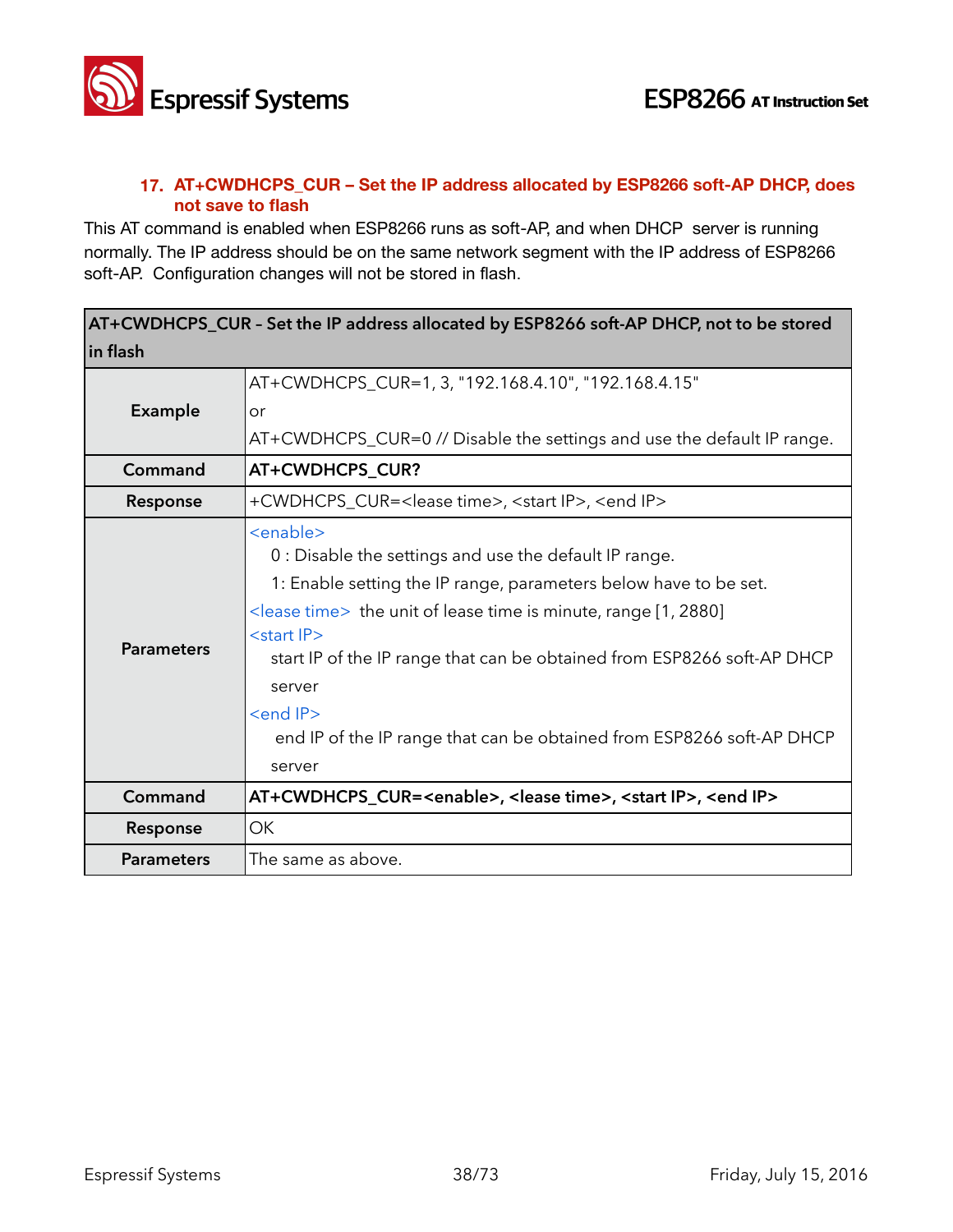### 17. AT+CWDHCPS_CUR – Set the IP address allocated by ESP8266 soft-AP DHCP, does not save to flash

This AT command is enabled when ESP8266 runs as soft-AP, and when DHCP server is running normally. The IP address should be on the same network segment with the IP address of ESP8266 soft-AP. Configuration changes will not be stored in flash.

| AT+CWDHCPS_CUR – Set the IP address allocated by ESP8266 soft-AP DHCP, not to be stored in flash | |
|---|---|
| **Example** | AT+CWDHCPS_CUR=1, 3, "192.168.4.10", "192.168.4.15"<br>or<br>AT+CWDHCPS_CUR=0 // Disable the settings and use the default IP range. |
| **Command** | **AT+CWDHCPS_CUR?** |
| **Response** | +CWDHCPS_CUR=<lease time>, <start IP>, <end IP> |
| **Parameters** | <enable><br>0 : Disable the settings and use the default IP range.<br>1: Enable setting the IP range, parameters below have to be set.<br><lease time> the unit of lease time is minute, range [1, 2880]<br><start IP><br>start IP of the IP range that can be obtained from ESP8266 soft-AP DHCP server<br><end IP><br>end IP of the IP range that can be obtained from ESP8266 soft-AP DHCP server |
| **Command** | **AT+CWDHCPS_CUR=<enable>, <lease time>, <start IP>, <end IP>** |
| **Response** | OK |
| **Parameters** | The same as above. |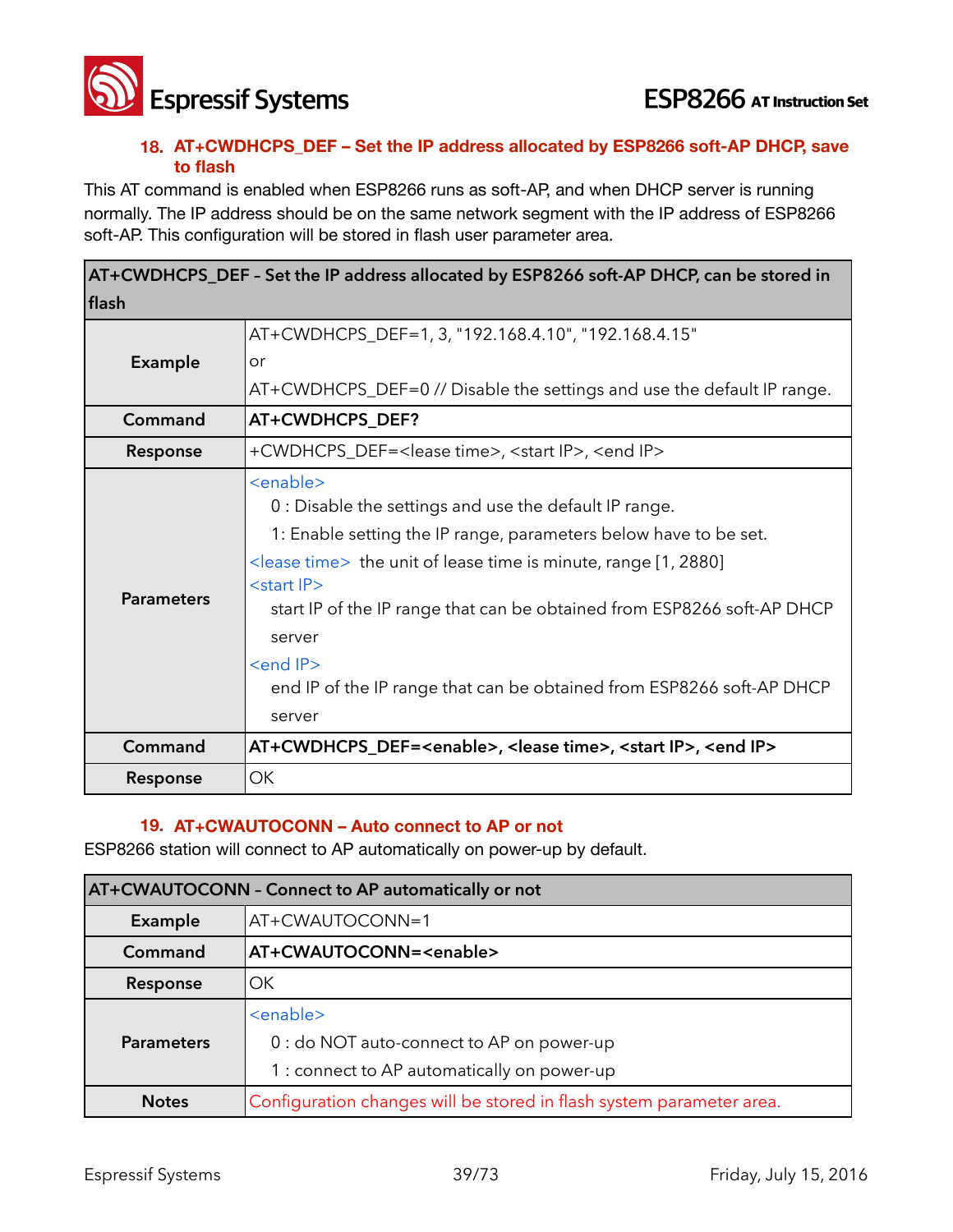### 18. AT+CWDHCPS_DEF – Set the IP address allocated by ESP8266 soft-AP DHCP, save to flash

This AT command is enabled when ESP8266 runs as soft-AP, and when DHCP server is running normally. The IP address should be on the same network segment with the IP address of ESP8266 soft-AP. This configuration will be stored in flash user parameter area.

| AT+CWDHCPS_DEF - Set the IP address allocated by ESP8266 soft-AP DHCP, can be stored in flash | |
|---|---|
| **Example** | AT+CWDHCPS_DEF=1, 3, "192.168.4.10", "192.168.4.15"<br>or<br>AT+CWDHCPS_DEF=0 // Disable the settings and use the default IP range. |
| **Command** | **AT+CWDHCPS_DEF?** |
| **Response** | +CWDHCPS_DEF=<lease time>, <start IP>, <end IP> |
| **Parameters** | <enable><br>0 : Disable the settings and use the default IP range.<br>1: Enable setting the IP range, parameters below have to be set.<br><lease time> the unit of lease time is minute, range [1, 2880]<br><start IP><br>start IP of the IP range that can be obtained from ESP8266 soft-AP DHCP server<br><end IP><br>end IP of the IP range that can be obtained from ESP8266 soft-AP DHCP server |
| **Command** | **AT+CWDHCPS_DEF=<enable>, <lease time>, <start IP>, <end IP>** |
| **Response** | OK |

### 19. AT+CWAUTOCONN – Auto connect to AP or not

ESP8266 station will connect to AP automatically on power-up by default.

| AT+CWAUTOCONN - Connect to AP automatically or not | |
|---|---|
| **Example** | AT+CWAUTOCONN=1 |
| **Command** | **AT+CWAUTOCONN=<enable>** |
| **Response** | OK |
| **Parameters** | <enable><br>0 : do NOT auto-connect to AP on power-up<br>1 : connect to AP automatically on power-up |
| **Notes** | Configuration changes will be stored in flash system parameter area. |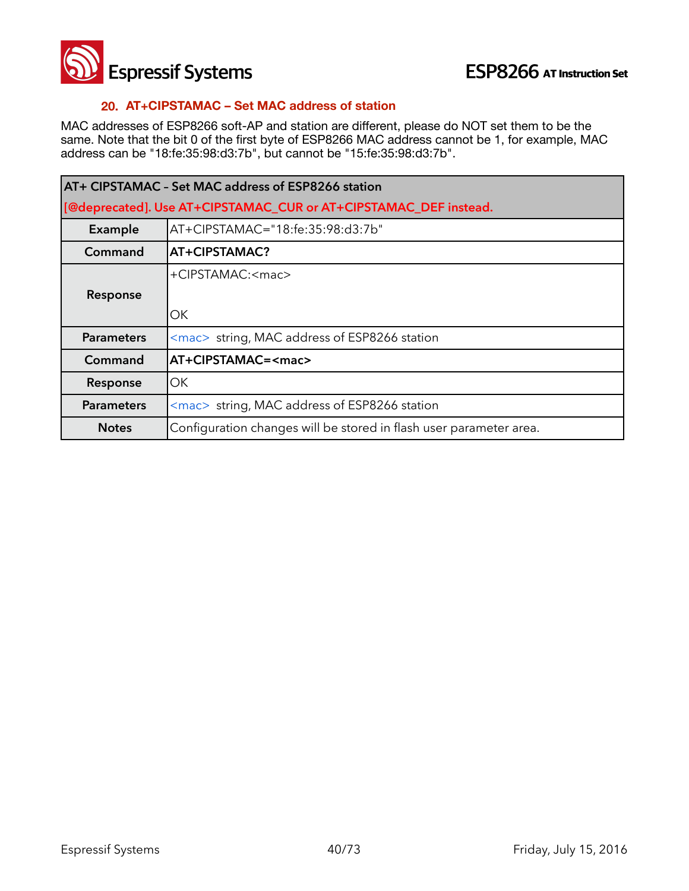## 20. AT+CIPSTAMAC – Set MAC address of station

MAC addresses of ESP8266 soft-AP and station are different, please do NOT set them to be the same. Note that the bit 0 of the first byte of ESP8266 MAC address cannot be 1, for example, MAC address can be "18:fe:35:98:d3:7b", but cannot be "15:fe:35:98:d3:7b".

| **AT+ CIPSTAMAC – Set MAC address of ESP8266 station** <br> **[@deprecated]. Use AT+CIPSTAMAC_CUR or AT+CIPSTAMAC_DEF instead.** | |
|---|---|
| **Example** | AT+CIPSTAMAC="18:fe:35:98:d3:7b" |
| **Command** | **AT+CIPSTAMAC?** |
| **Response** | +CIPSTAMAC:<mac> <br><br> OK |
| **Parameters** | <mac> string, MAC address of ESP8266 station |
| **Command** | **AT+CIPSTAMAC=<mac>** |
| **Response** | OK |
| **Parameters** | <mac> string, MAC address of ESP8266 station |
| **Notes** | Configuration changes will be stored in flash user parameter area. |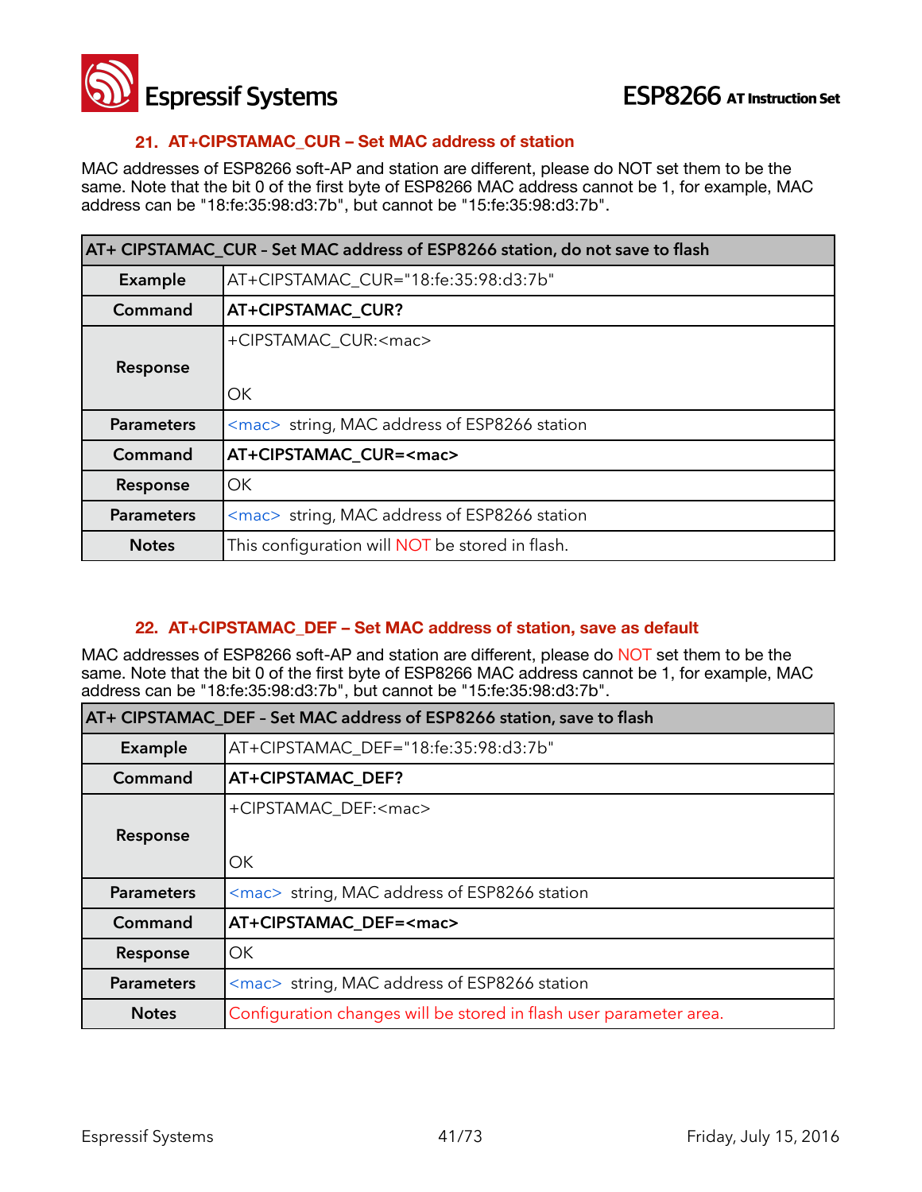## 21. AT+CIPSTAMAC_CUR – Set MAC address of station

MAC addresses of ESP8266 soft-AP and station are different, please do NOT set them to be the same. Note that the bit 0 of the first byte of ESP8266 MAC address cannot be 1, for example, MAC address can be "18:fe:35:98:d3:7b", but cannot be "15:fe:35:98:d3:7b".

| AT+ CIPSTAMAC_CUR – Set MAC address of ESP8266 station, do not save to flash | |
|---|---|
| **Example** | AT+CIPSTAMAC_CUR="18:fe:35:98:d3:7b" |
| **Command** | **AT+CIPSTAMAC_CUR?** |
| **Response** | +CIPSTAMAC_CUR:<mac><br><br>OK |
| **Parameters** | <mac> string, MAC address of ESP8266 station |
| **Command** | **AT+CIPSTAMAC_CUR=<mac>** |
| **Response** | OK |
| **Parameters** | <mac> string, MAC address of ESP8266 station |
| **Notes** | This configuration will NOT be stored in flash. |

## 22. AT+CIPSTAMAC_DEF – Set MAC address of station, save as default

MAC addresses of ESP8266 soft-AP and station are different, please do NOT set them to be the same. Note that the bit 0 of the first byte of ESP8266 MAC address cannot be 1, for example, MAC address can be "18:fe:35:98:d3:7b", but cannot be "15:fe:35:98:d3:7b".

| AT+ CIPSTAMAC_DEF – Set MAC address of ESP8266 station, save to flash | |
|---|---|
| **Example** | AT+CIPSTAMAC_DEF="18:fe:35:98:d3:7b" |
| **Command** | **AT+CIPSTAMAC_DEF?** |
| **Response** | +CIPSTAMAC_DEF:<mac><br><br>OK |
| **Parameters** | <mac> string, MAC address of ESP8266 station |
| **Command** | **AT+CIPSTAMAC_DEF=<mac>** |
| **Response** | OK |
| **Parameters** | <mac> string, MAC address of ESP8266 station |
| **Notes** | Configuration changes will be stored in flash user parameter area. |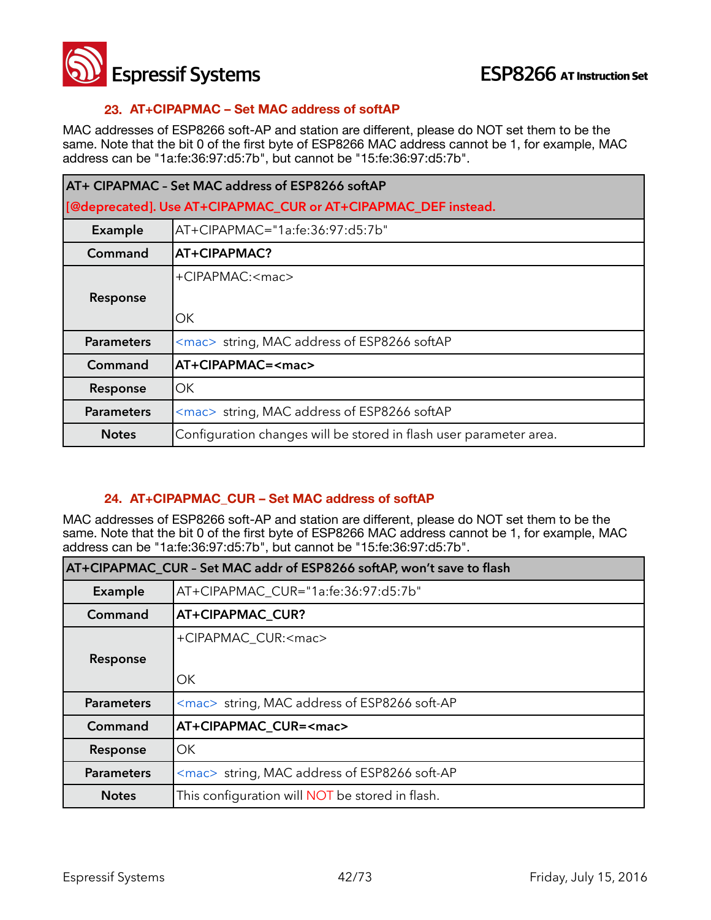## 23. AT+CIPAPMAC – Set MAC address of softAP

MAC addresses of ESP8266 soft-AP and station are different, please do NOT set them to be the same. Note that the bit 0 of the first byte of ESP8266 MAC address cannot be 1, for example, MAC address can be "1a:fe:36:97:d5:7b", but cannot be "15:fe:36:97:d5:7b".

| AT+ CIPAPMAC – Set MAC address of ESP8266 softAP<br>[@deprecated]. Use AT+CIPAPMAC_CUR or AT+CIPAPMAC_DEF instead. | |
|---|---|
| **Example** | AT+CIPAPMAC="1a:fe:36:97:d5:7b" |
| **Command** | **AT+CIPAPMAC?** |
| **Response** | +CIPAPMAC:<mac><br><br>OK |
| **Parameters** | <mac> string, MAC address of ESP8266 softAP |
| **Command** | **AT+CIPAPMAC=<mac>** |
| **Response** | OK |
| **Parameters** | <mac> string, MAC address of ESP8266 softAP |
| **Notes** | Configuration changes will be stored in flash user parameter area. |

## 24. AT+CIPAPMAC_CUR – Set MAC address of softAP

MAC addresses of ESP8266 soft-AP and station are different, please do NOT set them to be the same. Note that the bit 0 of the first byte of ESP8266 MAC address cannot be 1, for example, MAC address can be "1a:fe:36:97:d5:7b", but cannot be "15:fe:36:97:d5:7b".

| AT+CIPAPMAC_CUR – Set MAC addr of ESP8266 softAP, won't save to flash | |
|---|---|
| **Example** | AT+CIPAPMAC_CUR="1a:fe:36:97:d5:7b" |
| **Command** | **AT+CIPAPMAC_CUR?** |
| **Response** | +CIPAPMAC_CUR:<mac><br><br>OK |
| **Parameters** | <mac> string, MAC address of ESP8266 soft-AP |
| **Command** | **AT+CIPAPMAC_CUR=<mac>** |
| **Response** | OK |
| **Parameters** | <mac> string, MAC address of ESP8266 soft-AP |
| **Notes** | This configuration will NOT be stored in flash. |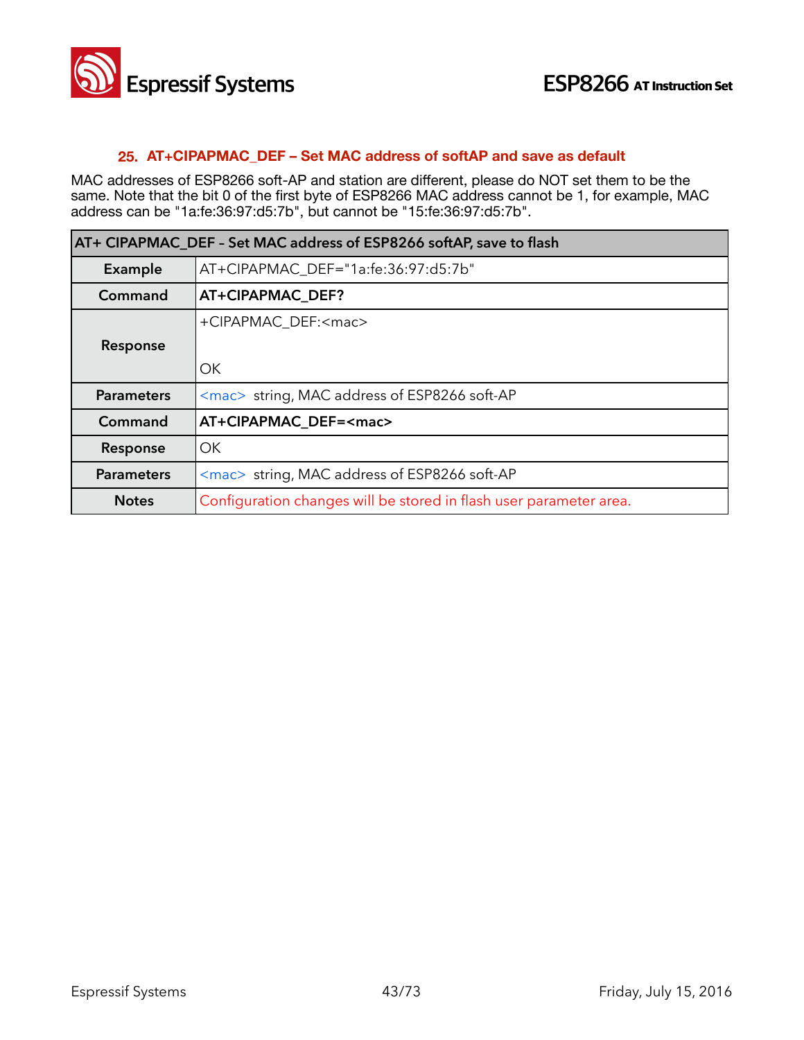## 25. AT+CIPAPMAC_DEF – Set MAC address of softAP and save as default

MAC addresses of ESP8266 soft-AP and station are different, please do NOT set them to be the same. Note that the bit 0 of the first byte of ESP8266 MAC address cannot be 1, for example, MAC address can be "1a:fe:36:97:d5:7b", but cannot be "15:fe:36:97:d5:7b".

| AT+ CIPAPMAC_DEF – Set MAC address of ESP8266 softAP, save to flash | |
|---|---|
| **Example** | AT+CIPAPMAC_DEF="1a:fe:36:97:d5:7b" |
| **Command** | **AT+CIPAPMAC_DEF?** |
| **Response** | +CIPAPMAC_DEF:<mac><br><br>OK |
| **Parameters** | <mac> string, MAC address of ESP8266 soft-AP |
| **Command** | **AT+CIPAPMAC_DEF=<mac>** |
| **Response** | OK |
| **Parameters** | <mac> string, MAC address of ESP8266 soft-AP |
| **Notes** | Configuration changes will be stored in flash user parameter area. |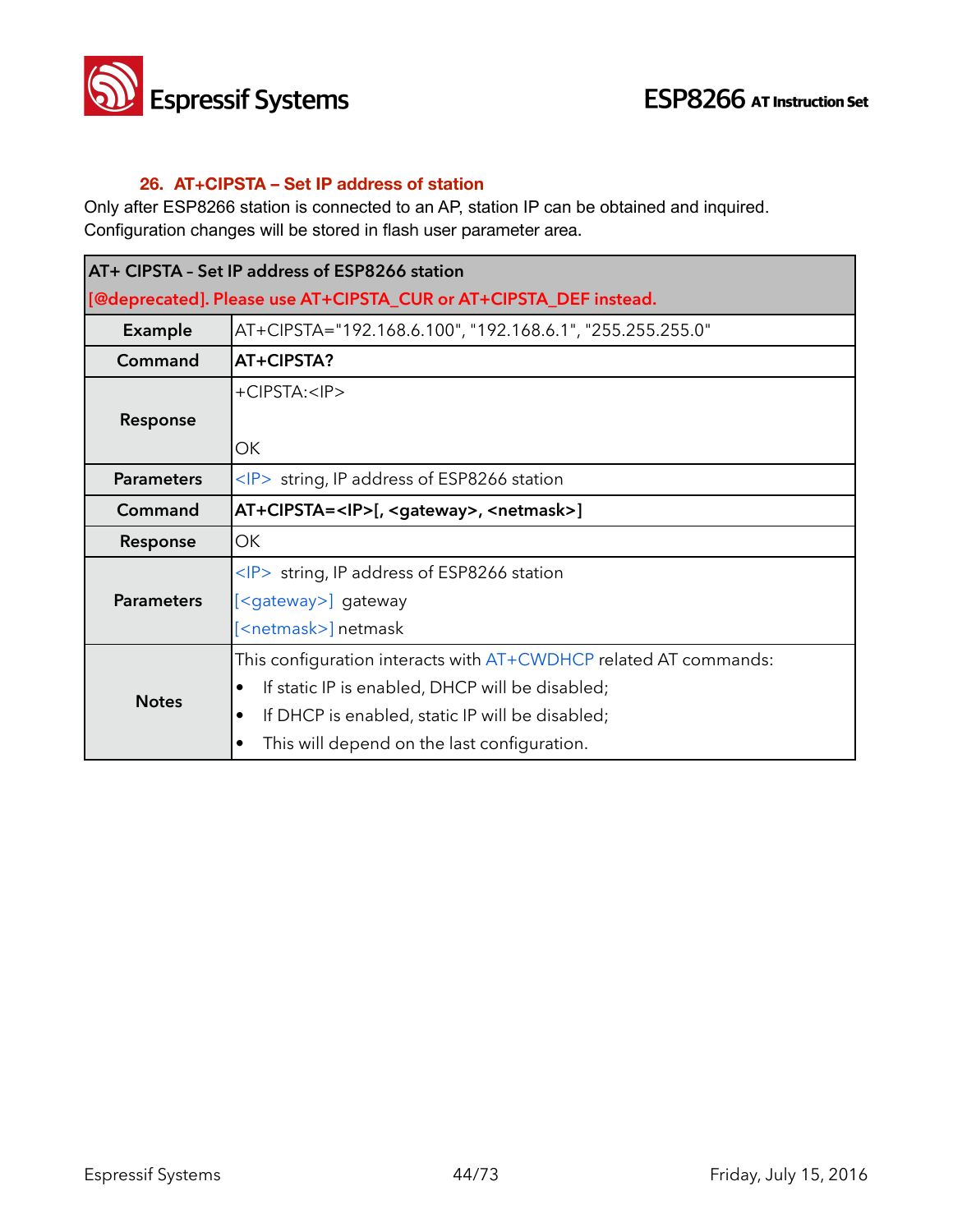### 26. AT+CIPSTA – Set IP address of station

Only after ESP8266 station is connected to an AP, station IP can be obtained and inquired. Configuration changes will be stored in flash user parameter area.

| AT+ CIPSTA – Set IP address of ESP8266 station<br>[@deprecated]. Please use AT+CIPSTA_CUR or AT+CIPSTA_DEF instead. | |
|---|---|
| **Example** | AT+CIPSTA="192.168.6.100", "192.168.6.1", "255.255.255.0" |
| **Command** | **AT+CIPSTA?** |
| **Response** | +CIPSTA:<IP><br><br>OK |
| **Parameters** | <IP> string, IP address of ESP8266 station |
| **Command** | **AT+CIPSTA=<IP>[, <gateway>, <netmask>]** |
| **Response** | OK |
| **Parameters** | <IP> string, IP address of ESP8266 station<br>[<gateway>] gateway<br>[<netmask>] netmask |
| **Notes** | This configuration interacts with AT+CWDHCP related AT commands:<br>• If static IP is enabled, DHCP will be disabled;<br>• If DHCP is enabled, static IP will be disabled;<br>• This will depend on the last configuration. |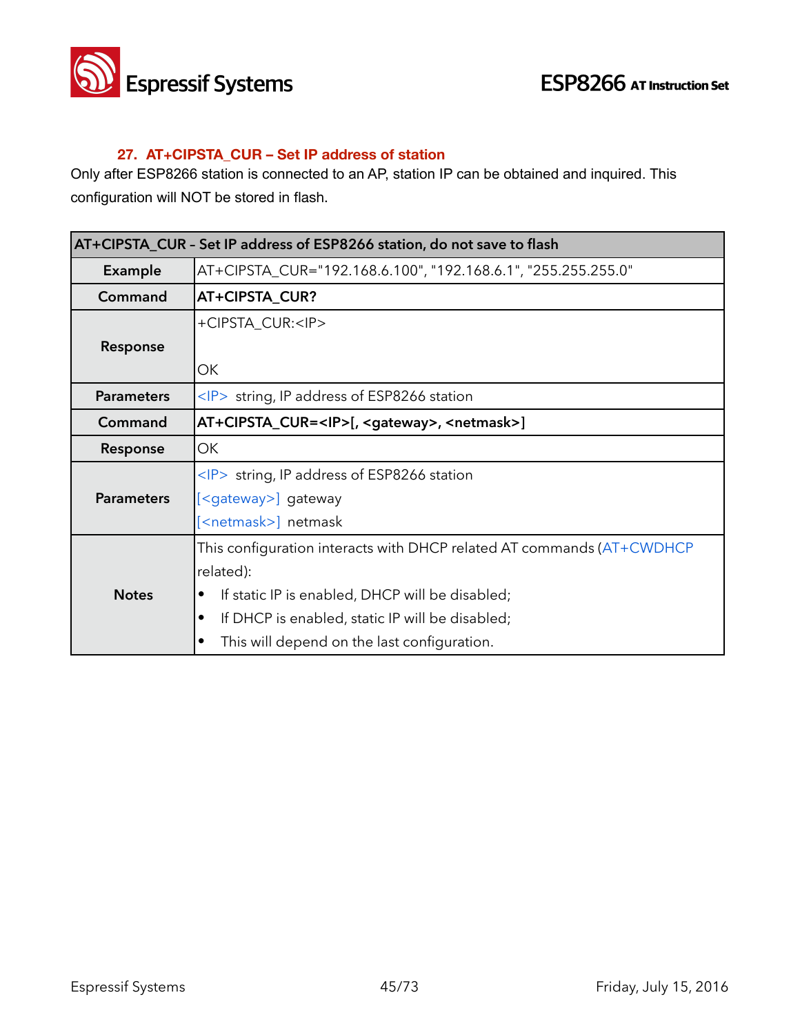### 27. AT+CIPSTA_CUR – Set IP address of station

Only after ESP8266 station is connected to an AP, station IP can be obtained and inquired. This configuration will NOT be stored in flash.

| AT+CIPSTA_CUR - Set IP address of ESP8266 station, do not save to flash | |
|---|---|
| **Example** | AT+CIPSTA_CUR="192.168.6.100", "192.168.6.1", "255.255.255.0" |
| **Command** | **AT+CIPSTA_CUR?** |
| **Response** | +CIPSTA_CUR:<IP><br><br>OK |
| **Parameters** | <IP> string, IP address of ESP8266 station |
| **Command** | **AT+CIPSTA_CUR=<IP>[, <gateway>, <netmask>]** |
| **Response** | OK |
| **Parameters** | <IP> string, IP address of ESP8266 station<br>[<gateway>] gateway<br>[<netmask>] netmask |
| **Notes** | This configuration interacts with DHCP related AT commands (AT+CWDHCP related):<br>• If static IP is enabled, DHCP will be disabled;<br>• If DHCP is enabled, static IP will be disabled;<br>• This will depend on the last configuration. |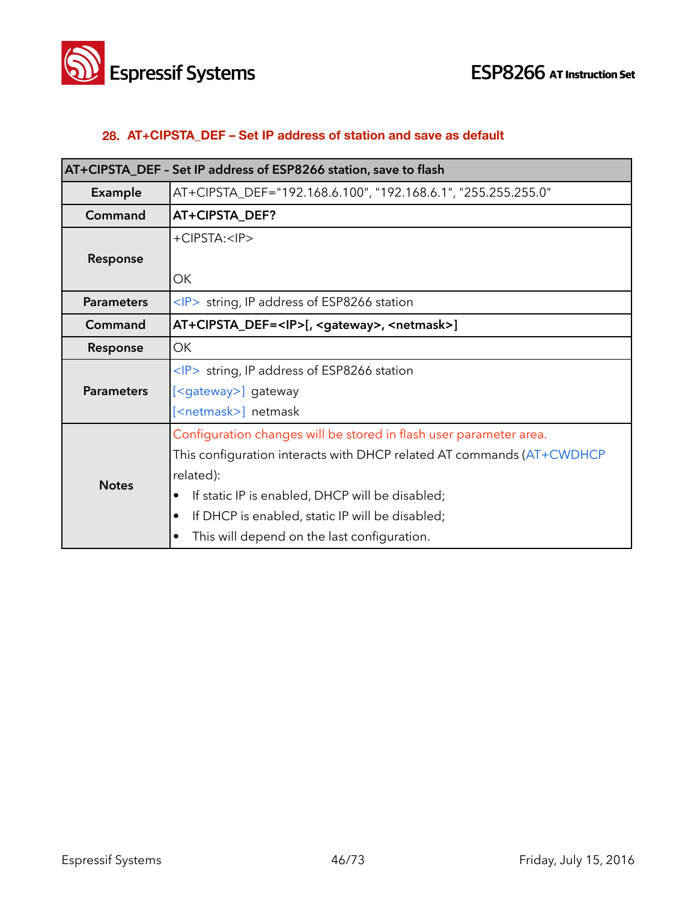## 28. AT+CIPSTA_DEF – Set IP address of station and save as default

| AT+CIPSTA_DEF – Set IP address of ESP8266 station, save to flash | |
|---|---|
| **Example** | AT+CIPSTA_DEF="192.168.6.100", "192.168.6.1", "255.255.255.0" |
| **Command** | **AT+CIPSTA_DEF?** |
| **Response** | +CIPSTA:<IP><br><br>OK |
| **Parameters** | <IP> string, IP address of ESP8266 station |
| **Command** | **AT+CIPSTA_DEF=<IP>[, <gateway>, <netmask>]** |
| **Response** | OK |
| **Parameters** | <IP> string, IP address of ESP8266 station<br>[<gateway>] gateway<br>[<netmask>] netmask |
| **Notes** | Configuration changes will be stored in flash user parameter area.<br>This configuration interacts with DHCP related AT commands (AT+CWDHCP related):<br>• If static IP is enabled, DHCP will be disabled;<br>• If DHCP is enabled, static IP will be disabled;<br>• This will depend on the last configuration. |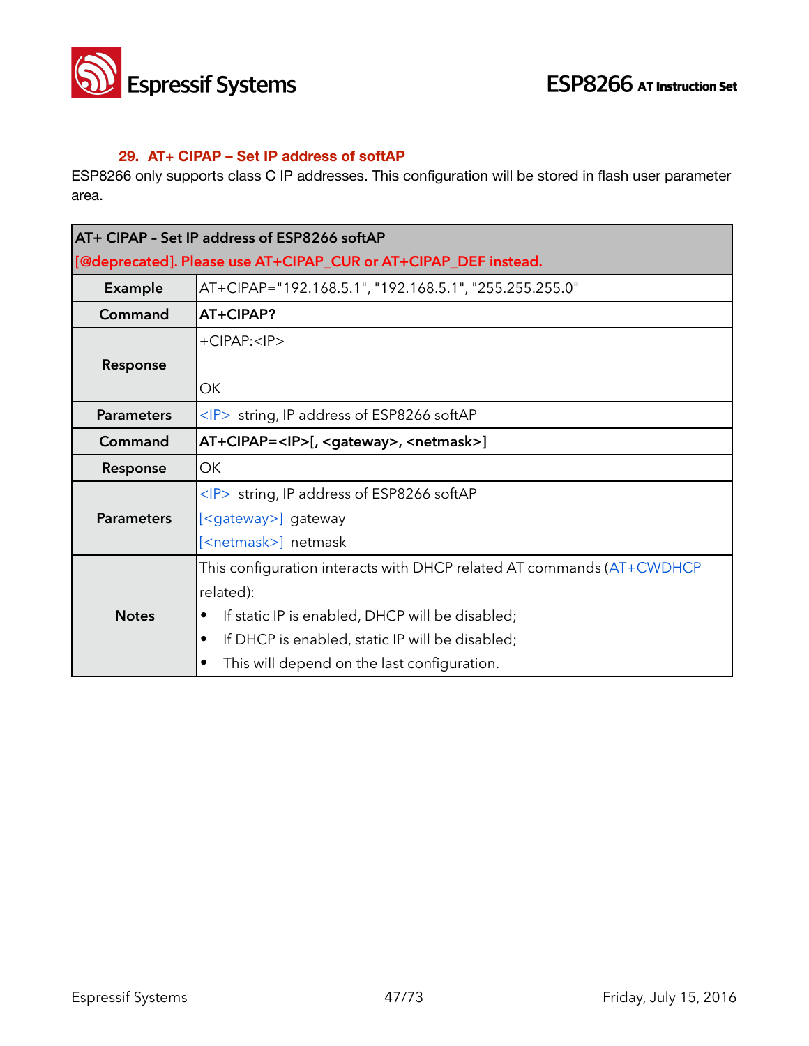## 29. AT+ CIPAP – Set IP address of softAP

ESP8266 only supports class C IP addresses. This configuration will be stored in flash user parameter area.

| AT+ CIPAP - Set IP address of ESP8266 softAP<br>[@deprecated]. Please use AT+CIPAP_CUR or AT+CIPAP_DEF instead. | |
|---|---|
| **Example** | AT+CIPAP="192.168.5.1", "192.168.5.1", "255.255.255.0" |
| **Command** | **AT+CIPAP?** |
| **Response** | +CIPAP:<IP><br><br>OK |
| **Parameters** | <IP> string, IP address of ESP8266 softAP |
| **Command** | **AT+CIPAP=<IP>[, <gateway>, <netmask>]** |
| **Response** | OK |
| **Parameters** | <IP> string, IP address of ESP8266 softAP<br>[<gateway>] gateway<br>[<netmask>] netmask |
| **Notes** | This configuration interacts with DHCP related AT commands (AT+CWDHCP related):<br>• If static IP is enabled, DHCP will be disabled;<br>• If DHCP is enabled, static IP will be disabled;<br>• This will depend on the last configuration. |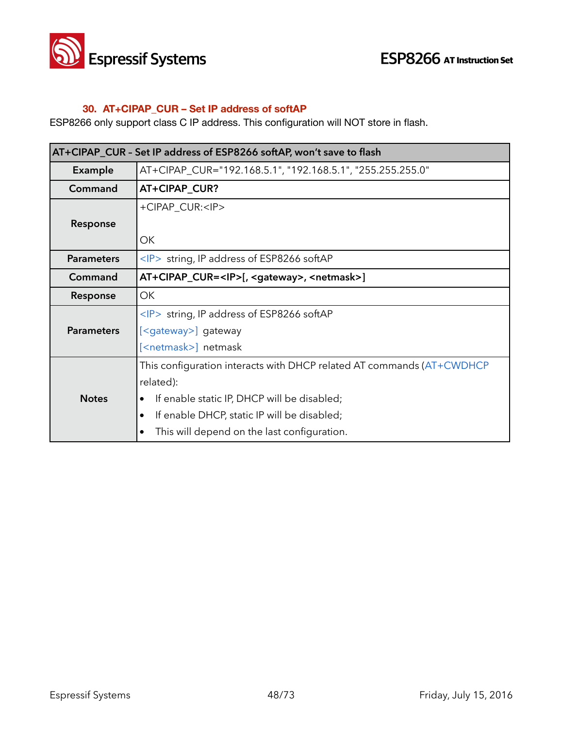### 30. AT+CIPAP_CUR – Set IP address of softAP

ESP8266 only support class C IP address. This configuration will NOT store in flash.

| AT+CIPAP_CUR - Set IP address of ESP8266 softAP, won't save to flash | |
|---|---|
| **Example** | AT+CIPAP_CUR="192.168.5.1", "192.168.5.1", "255.255.255.0" |
| **Command** | **AT+CIPAP_CUR?** |
| **Response** | +CIPAP_CUR:<IP><br><br>OK |
| **Parameters** | <IP> string, IP address of ESP8266 softAP |
| **Command** | **AT+CIPAP_CUR=<IP>[, <gateway>, <netmask>]** |
| **Response** | OK |
| **Parameters** | <IP> string, IP address of ESP8266 softAP<br>[<gateway>] gateway<br>[<netmask>] netmask |
| **Notes** | This configuration interacts with DHCP related AT commands (AT+CWDHCP related):<br>• If enable static IP, DHCP will be disabled;<br>• If enable DHCP, static IP will be disabled;<br>• This will depend on the last configuration. |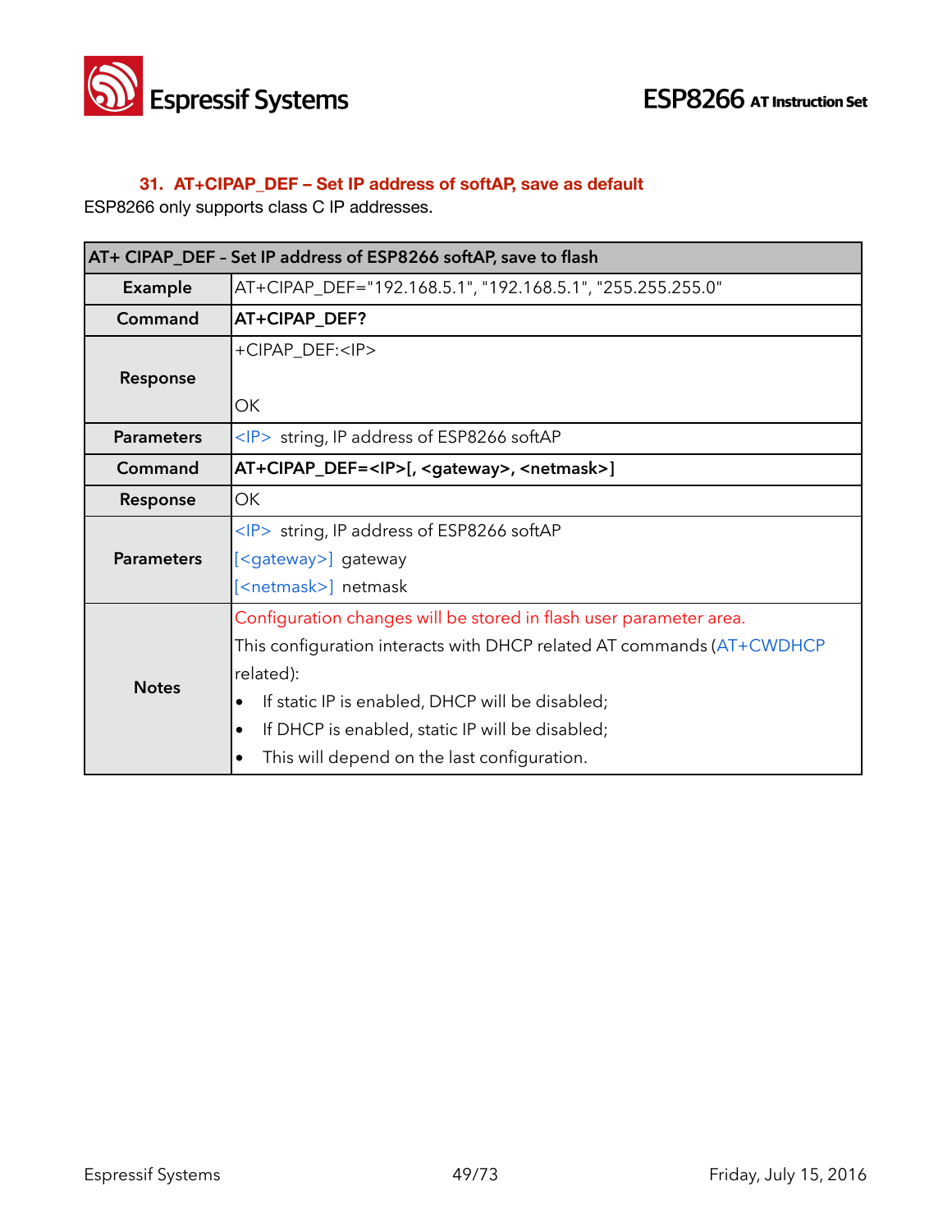### 31. AT+CIPAP_DEF – Set IP address of softAP, save as default

ESP8266 only supports class C IP addresses.

| AT+ CIPAP_DEF – Set IP address of ESP8266 softAP, save to flash | |
|---|---|
| **Example** | AT+CIPAP_DEF="192.168.5.1", "192.168.5.1", "255.255.255.0" |
| **Command** | **AT+CIPAP_DEF?** |
| **Response** | +CIPAP_DEF:<IP><br><br>OK |
| **Parameters** | <IP> string, IP address of ESP8266 softAP |
| **Command** | **AT+CIPAP_DEF=<IP>[, <gateway>, <netmask>]** |
| **Response** | OK |
| **Parameters** | <IP> string, IP address of ESP8266 softAP<br>[<gateway>] gateway<br>[<netmask>] netmask |
| **Notes** | Configuration changes will be stored in flash user parameter area.<br>This configuration interacts with DHCP related AT commands (AT+CWDHCP related):<br>• If static IP is enabled, DHCP will be disabled;<br>• If DHCP is enabled, static IP will be disabled;<br>• This will depend on the last configuration. |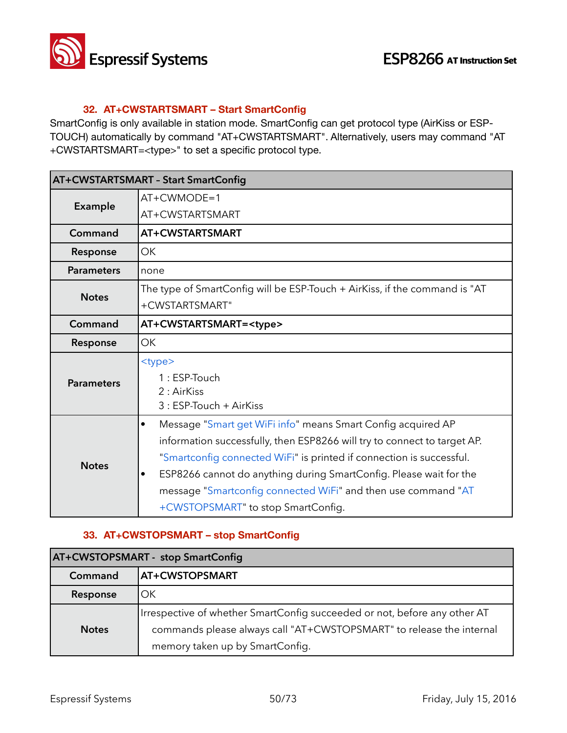### 32. AT+CWSTARTSMART – Start SmartConfig

SmartConfig is only available in station mode. SmartConfig can get protocol type (AirKiss or ESP-TOUCH) automatically by command "AT+CWSTARTSMART". Alternatively, users may command "AT+CWSTARTSMART=<type>" to set a specific protocol type.

| AT+CWSTARTSMART – Start SmartConfig | |
|---|---|
| **Example** | AT+CWMODE=1<br>AT+CWSTARTSMART |
| **Command** | **AT+CWSTARTSMART** |
| **Response** | OK |
| **Parameters** | none |
| **Notes** | The type of SmartConfig will be ESP-Touch + AirKiss, if the command is "AT+CWSTARTSMART" |
| **Command** | **AT+CWSTARTSMART=<type>** |
| **Response** | OK |
| **Parameters** | <type><br>1 : ESP-Touch<br>2 : AirKiss<br>3 : ESP-Touch + AirKiss |
| **Notes** | • Message "Smart get WiFi info" means Smart Config acquired AP information successfully, then ESP8266 will try to connect to target AP. "Smartconfig connected WiFi" is printed if connection is successful.<br>• ESP8266 cannot do anything during SmartConfig. Please wait for the message "Smartconfig connected WiFi" and then use command "AT+CWSTOPSMART" to stop SmartConfig. |

### 33. AT+CWSTOPSMART – stop SmartConfig

| AT+CWSTOPSMART - stop SmartConfig | |
|---|---|
| **Command** | **AT+CWSTOPSMART** |
| **Response** | OK |
| **Notes** | Irrespective of whether SmartConfig succeeded or not, before any other AT commands please always call "AT+CWSTOPSMART" to release the internal memory taken up by SmartConfig. |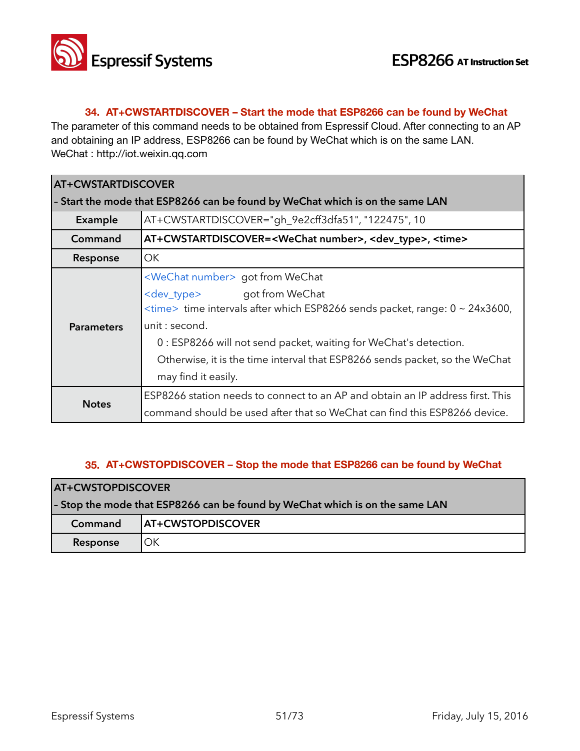### 34. AT+CWSTARTDISCOVER – Start the mode that ESP8266 can be found by WeChat

The parameter of this command needs to be obtained from Espressif Cloud. After connecting to an AP and obtaining an IP address, ESP8266 can be found by WeChat which is on the same LAN.
WeChat : http://iot.weixin.qq.com

| **AT+CWSTARTDISCOVER**<br>**- Start the mode that ESP8266 can be found by WeChat which is on the same LAN** | |
|---|---|
| **Example** | AT+CWSTARTDISCOVER="gh_9e2cff3dfa51", "122475", 10 |
| **Command** | **AT+CWSTARTDISCOVER=<WeChat number>, <dev_type>, <time>** |
| **Response** | OK |
| **Parameters** | <WeChat number> got from WeChat<br><dev_type> got from WeChat<br><time> time intervals after which ESP8266 sends packet, range: 0 ~ 24x3600, unit : second.<br>0 : ESP8266 will not send packet, waiting for WeChat's detection.<br>Otherwise, it is the time interval that ESP8266 sends packet, so the WeChat may find it easily. |
| **Notes** | ESP8266 station needs to connect to an AP and obtain an IP address first. This command should be used after that so WeChat can find this ESP8266 device. |

### 35. AT+CWSTOPDISCOVER – Stop the mode that ESP8266 can be found by WeChat

| **AT+CWSTOPDISCOVER**<br>**- Stop the mode that ESP8266 can be found by WeChat which is on the same LAN** | |
|---|---|
| **Command** | **AT+CWSTOPDISCOVER** |
| **Response** | OK |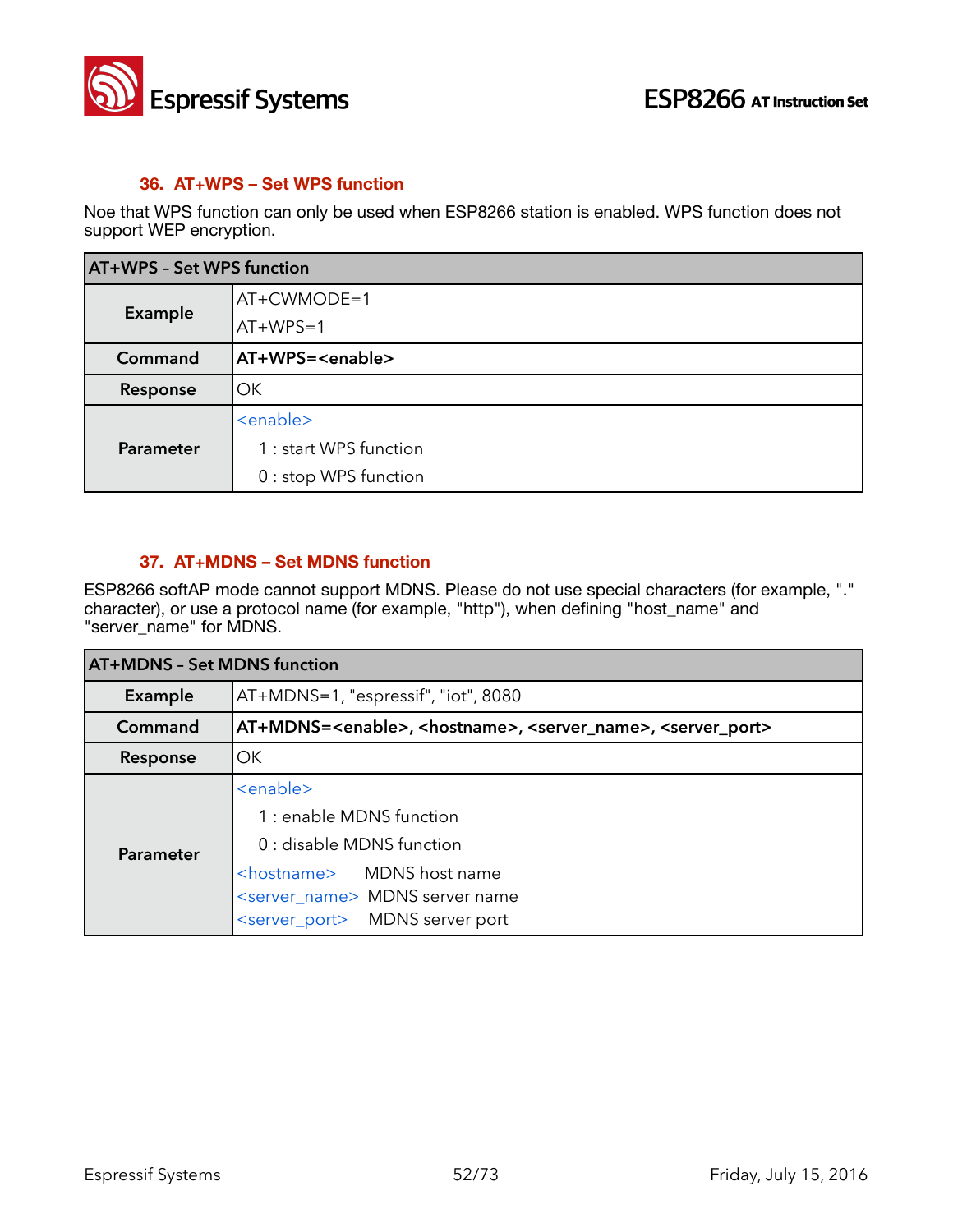### 36. AT+WPS – Set WPS function

Noe that WPS function can only be used when ESP8266 station is enabled. WPS function does not support WEP encryption.

| AT+WPS – Set WPS function | |
|---|---|
| **Example** | AT+CWMODE=1<br>AT+WPS=1 |
| **Command** | **AT+WPS=<enable>** |
| **Response** | OK |
| **Parameter** | <enable><br>1 : start WPS function<br>0 : stop WPS function |

### 37. AT+MDNS – Set MDNS function

ESP8266 softAP mode cannot support MDNS. Please do not use special characters (for example, "." character), or use a protocol name (for example, "http"), when defining "host_name" and "server_name" for MDNS.

| AT+MDNS – Set MDNS function | |
|---|---|
| **Example** | AT+MDNS=1, "espressif", "iot", 8080 |
| **Command** | **AT+MDNS=<enable>, <hostname>, <server_name>, <server_port>** |
| **Response** | OK |
| **Parameter** | <enable><br>1 : enable MDNS function<br>0 : disable MDNS function<br><hostname> MDNS host name<br><server_name> MDNS server name<br><server_port> MDNS server port |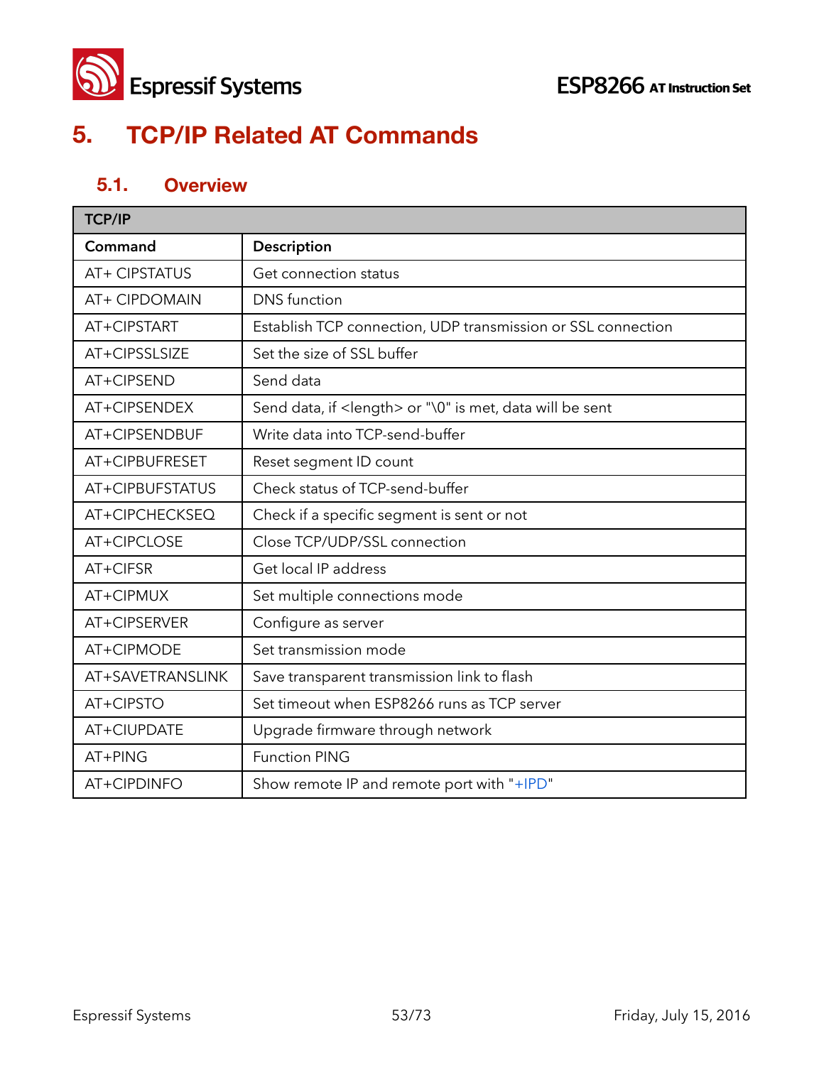# 5. TCP/IP Related AT Commands

## 5.1. Overview

| TCP/IP | |
|---|---|
| **Command** | **Description** |
| AT+ CIPSTATUS | Get connection status |
| AT+ CIPDOMAIN | DNS function |
| AT+CIPSTART | Establish TCP connection, UDP transmission or SSL connection |
| AT+CIPSSLSIZE | Set the size of SSL buffer |
| AT+CIPSEND | Send data |
| AT+CIPSENDEX | Send data, if <length> or "\0" is met, data will be sent |
| AT+CIPSENDBUF | Write data into TCP-send-buffer |
| AT+CIPBUFRESET | Reset segment ID count |
| AT+CIPBUFSTATUS | Check status of TCP-send-buffer |
| AT+CIPCHECKSEQ | Check if a specific segment is sent or not |
| AT+CIPCLOSE | Close TCP/UDP/SSL connection |
| AT+CIFSR | Get local IP address |
| AT+CIPMUX | Set multiple connections mode |
| AT+CIPSERVER | Configure as server |
| AT+CIPMODE | Set transmission mode |
| AT+SAVETRANSLINK | Save transparent transmission link to flash |
| AT+CIPSTO | Set timeout when ESP8266 runs as TCP server |
| AT+CIUPDATE | Upgrade firmware through network |
| AT+PING | Function PING |
| AT+CIPDINFO | Show remote IP and remote port with "+IPD" |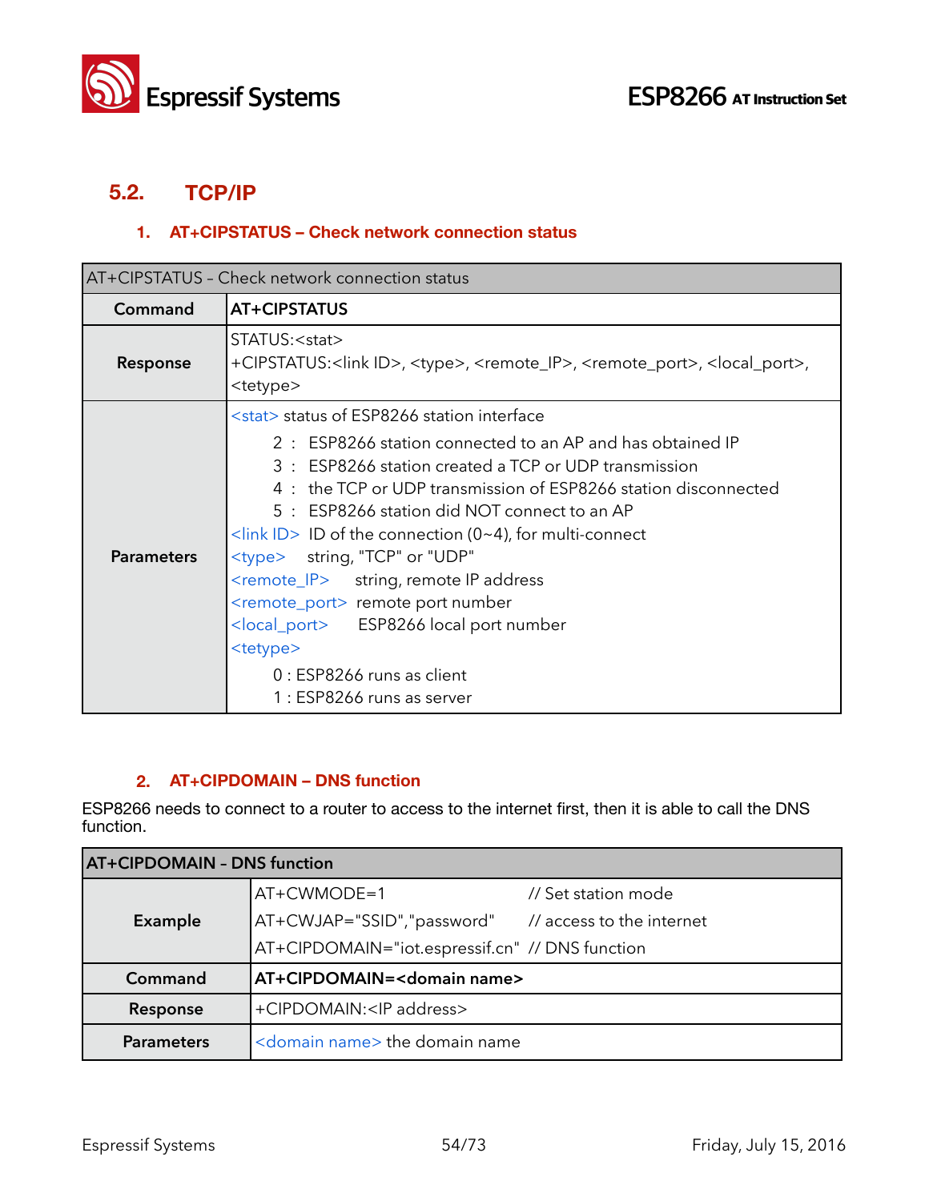## 5.2. TCP/IP

### 1. AT+CIPSTATUS – Check network connection status

| AT+CIPSTATUS - Check network connection status | |
|---|---|
| **Command** | **AT+CIPSTATUS** |
| **Response** | STATUS:<stat><br>+CIPSTATUS:<link ID>, <type>, <remote_IP>, <remote_port>, <local_port>, <tetype> |
| **Parameters** | <stat> status of ESP8266 station interface<br>2 : ESP8266 station connected to an AP and has obtained IP<br>3 : ESP8266 station created a TCP or UDP transmission<br>4 : the TCP or UDP transmission of ESP8266 station disconnected<br>5 : ESP8266 station did NOT connect to an AP<br><link ID> ID of the connection (0~4), for multi-connect<br><type> string, "TCP" or "UDP"<br><remote_IP> string, remote IP address<br><remote_port> remote port number<br><local_port> ESP8266 local port number<br><tetype><br>0 : ESP8266 runs as client<br>1 : ESP8266 runs as server |

### 2. AT+CIPDOMAIN – DNS function

ESP8266 needs to connect to a router to access to the internet first, then it is able to call the DNS function.

| **AT+CIPDOMAIN - DNS function** | |
|---|---|
| **Example** | AT+CWMODE=1 // Set station mode<br>AT+CWJAP="SSID","password" // access to the internet<br>AT+CIPDOMAIN="iot.espressif.cn" // DNS function |
| **Command** | **AT+CIPDOMAIN=<domain name>** |
| **Response** | +CIPDOMAIN:<IP address> |
| **Parameters** | <domain name> the domain name |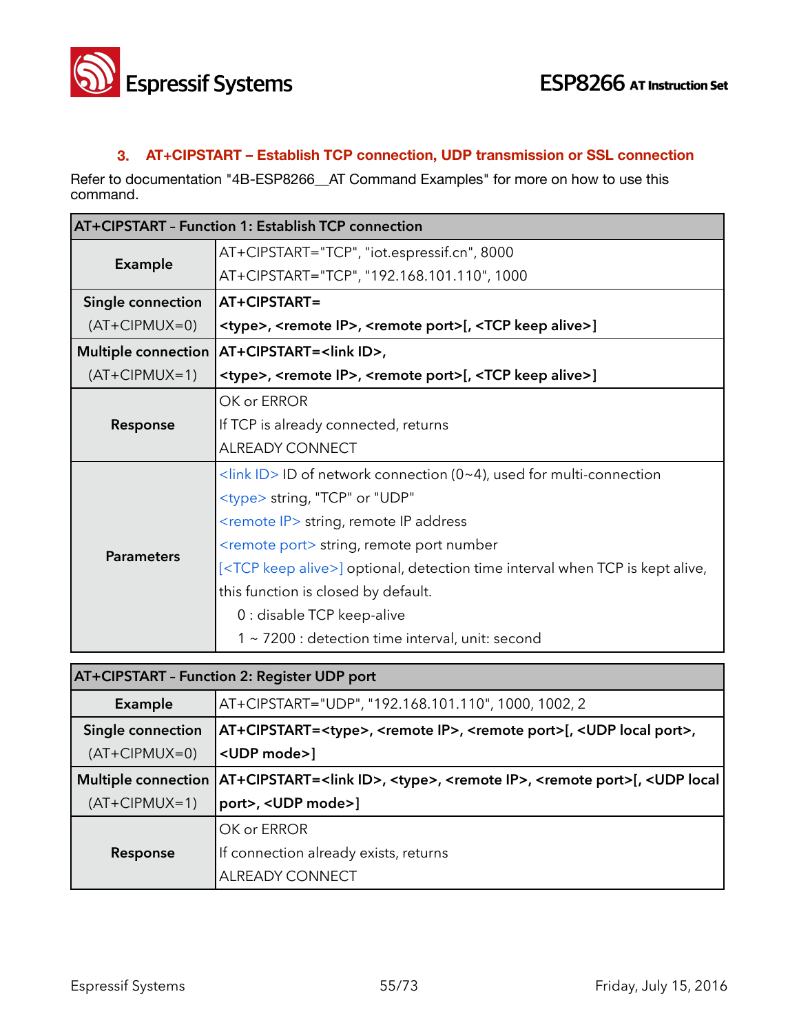### 3. AT+CIPSTART – Establish TCP connection, UDP transmission or SSL connection

Refer to documentation "4B-ESP8266__AT Command Examples" for more on how to use this command.

| AT+CIPSTART – Function 1: Establish TCP connection | |
|---|---|
| **Example** | AT+CIPSTART="TCP", "iot.espressif.cn", 8000<br>AT+CIPSTART="TCP", "192.168.101.110", 1000 |
| **Single connection** (AT+CIPMUX=0) | **AT+CIPSTART=<br><type>, <remote IP>, <remote port>[, <TCP keep alive>]** |
| **Multiple connection** (AT+CIPMUX=1) | **AT+CIPSTART=<link ID>,<br><type>, <remote IP>, <remote port>[, <TCP keep alive>]** |
| **Response** | OK or ERROR<br>If TCP is already connected, returns<br>ALREADY CONNECT |
| **Parameters** | <link ID> ID of network connection (0~4), used for multi-connection<br><type> string, "TCP" or "UDP"<br><remote IP> string, remote IP address<br><remote port> string, remote port number<br>[<TCP keep alive>] optional, detection time interval when TCP is kept alive, this function is closed by default.<br>0 : disable TCP keep-alive<br>1 ~ 7200 : detection time interval, unit: second |

| AT+CIPSTART – Function 2: Register UDP port | |
|---|---|
| **Example** | AT+CIPSTART="UDP", "192.168.101.110", 1000, 1002, 2 |
| **Single connection** (AT+CIPMUX=0) | **AT+CIPSTART=<type>, <remote IP>, <remote port>[, <UDP local port>, <UDP mode>]** |
| **Multiple connection** (AT+CIPMUX=1) | **AT+CIPSTART=<link ID>, <type>, <remote IP>, <remote port>[, <UDP local port>, <UDP mode>]** |
| **Response** | OK or ERROR<br>If connection already exists, returns<br>ALREADY CONNECT |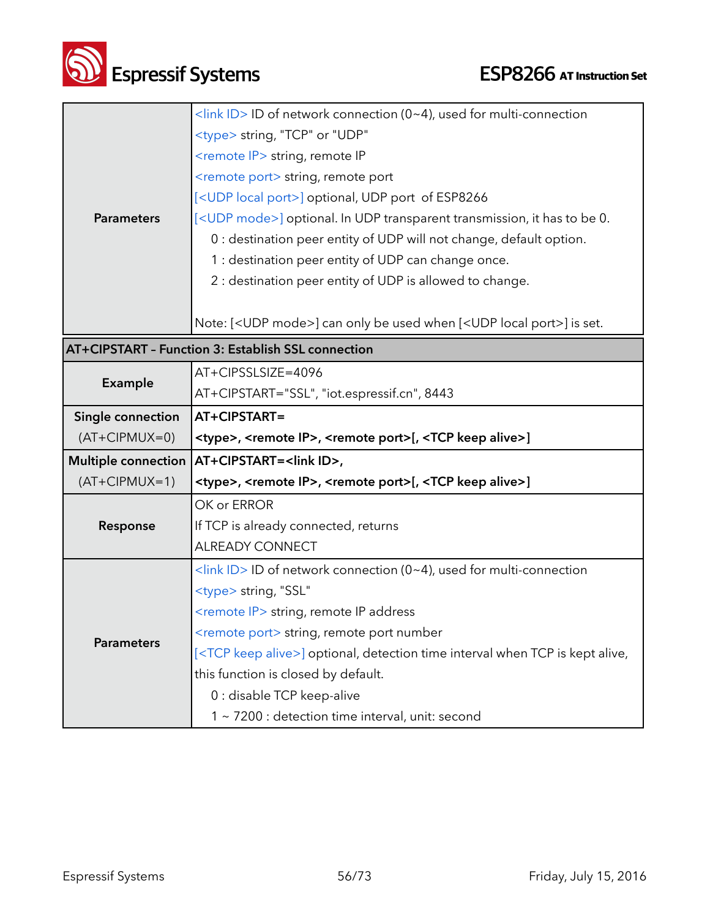| | |
|---|---|
| **Parameters** | <link ID> ID of network connection (0~4), used for multi-connection<br><type> string, "TCP" or "UDP"<br><remote IP> string, remote IP<br><remote port> string, remote port<br>[<UDP local port>] optional, UDP port of ESP8266<br>[<UDP mode>] optional. In UDP transparent transmission, it has to be 0.<br>0 : destination peer entity of UDP will not change, default option.<br>1 : destination peer entity of UDP can change once.<br>2 : destination peer entity of UDP is allowed to change.<br><br>Note: [<UDP mode>] can only be used when [<UDP local port>] is set. |

| **AT+CIPSTART - Function 3: Establish SSL connection** | |
|---|---|
| **Example** | AT+CIPSSLSIZE=4096<br>AT+CIPSTART="SSL", "iot.espressif.cn", 8443 |
| **Single connection**<br>(AT+CIPMUX=0) | **AT+CIPSTART=**<br>**<type>, <remote IP>, <remote port>[, <TCP keep alive>]** |
| **Multiple connection**<br>(AT+CIPMUX=1) | **AT+CIPSTART=<link ID>,**<br>**<type>, <remote IP>, <remote port>[, <TCP keep alive>]** |
| **Response** | OK or ERROR<br>If TCP is already connected, returns<br>ALREADY CONNECT |
| **Parameters** | <link ID> ID of network connection (0~4), used for multi-connection<br><type> string, "SSL"<br><remote IP> string, remote IP address<br><remote port> string, remote port number<br>[<TCP keep alive>] optional, detection time interval when TCP is kept alive, this function is closed by default.<br>0 : disable TCP keep-alive<br>1 ~ 7200 : detection time interval, unit: second |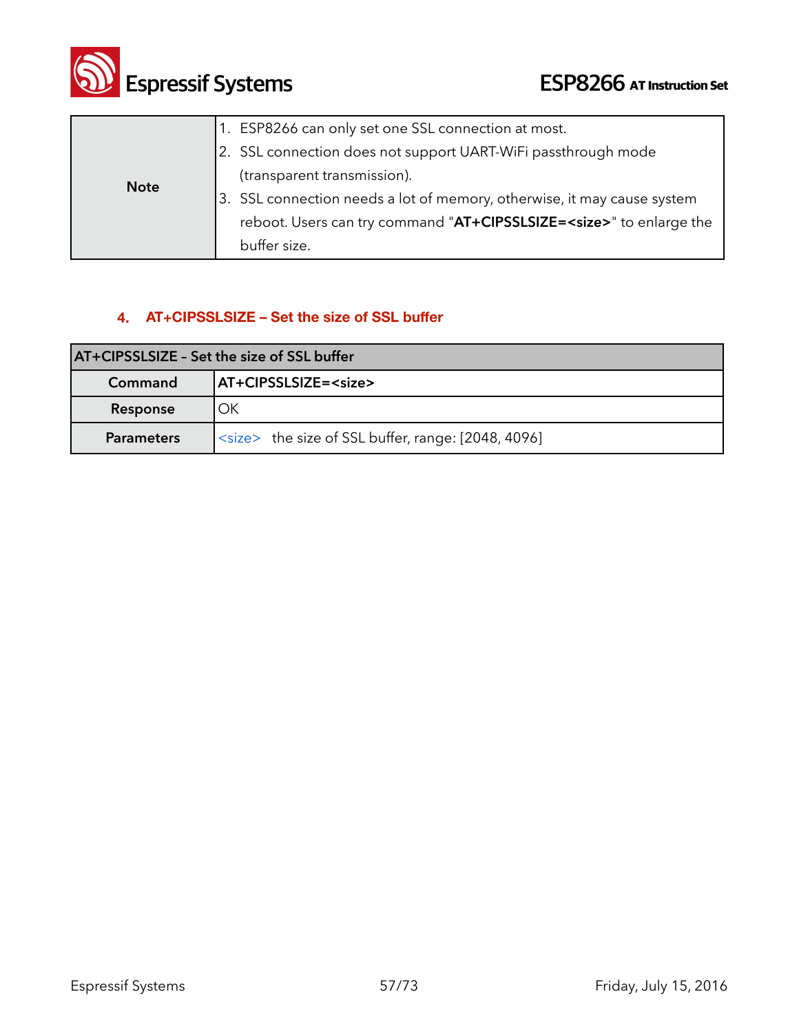| Note | 1. ESP8266 can only set one SSL connection at most.<br>2. SSL connection does not support UART-WiFi passthrough mode (transparent transmission).<br>3. SSL connection needs a lot of memory, otherwise, it may cause system reboot. Users can try command "**AT+CIPSSLSIZE=<size>**" to enlarge the buffer size. |
|---|---|

### 4. AT+CIPSSLSIZE – Set the size of SSL buffer

| AT+CIPSSLSIZE – Set the size of SSL buffer | |
|---|---|
| Command | **AT+CIPSSLSIZE=<size>** |
| Response | OK |
| Parameters | <size> the size of SSL buffer, range: [2048, 4096] |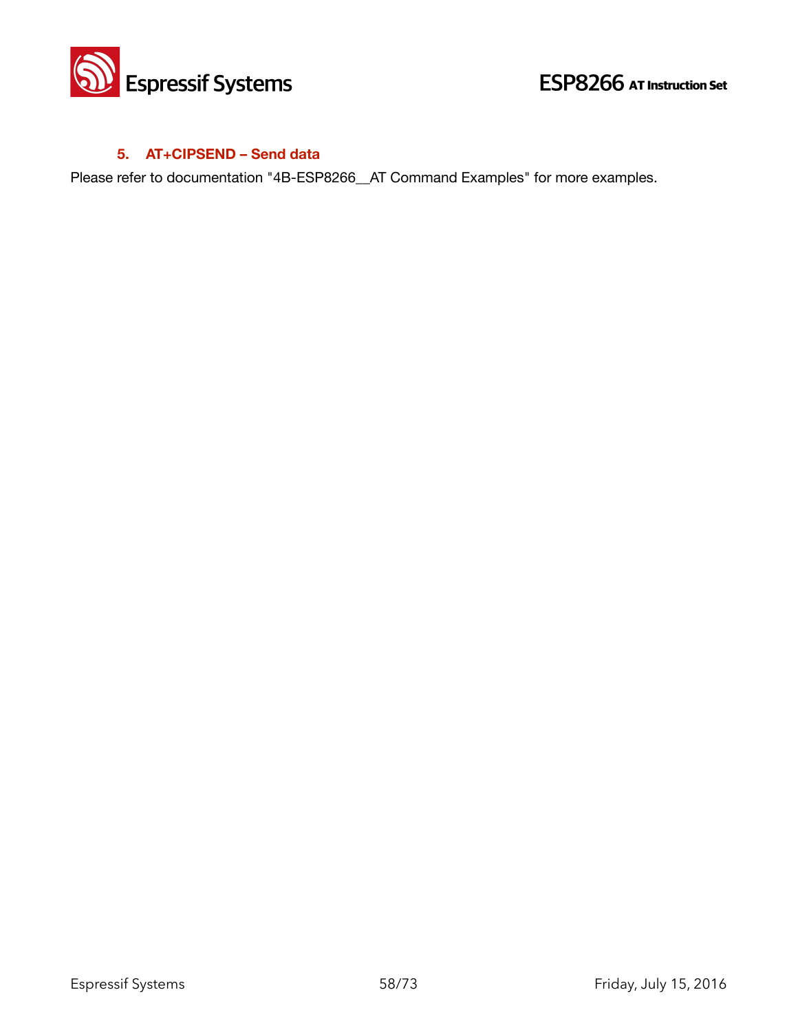### 5. AT+CIPSEND – Send data

Please refer to documentation "4B-ESP8266__AT Command Examples" for more examples.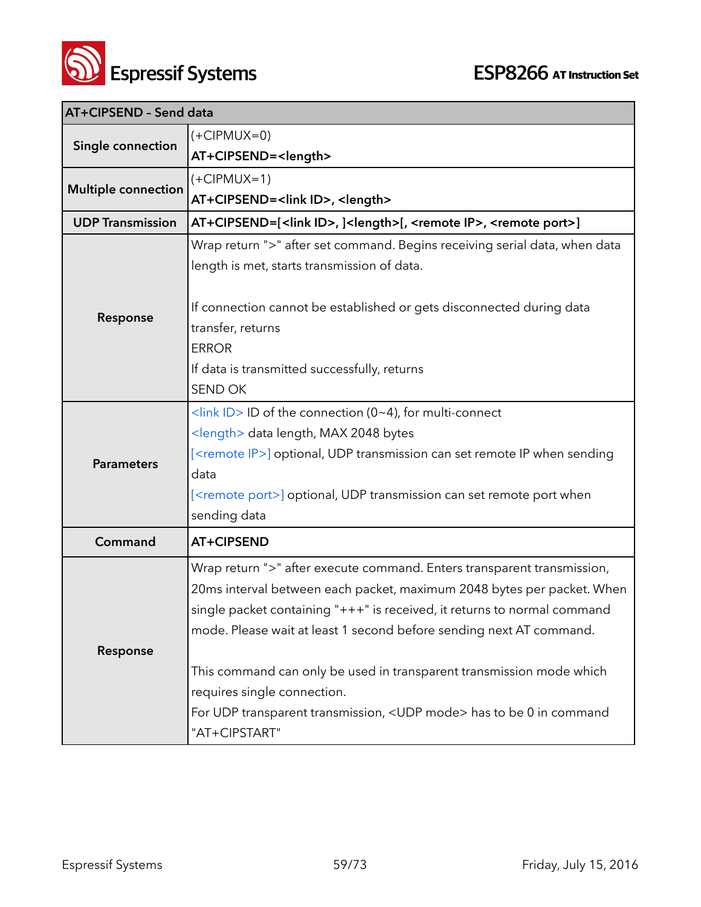| AT+CIPSEND – Send data | |
|---|---|
| **Single connection** | (+CIPMUX=0)<br>**AT+CIPSEND=<length>** |
| **Multiple connection** | (+CIPMUX=1)<br>**AT+CIPSEND=<link ID>, <length>** |
| **UDP Transmission** | **AT+CIPSEND=[<link ID>, ]<length>[, <remote IP>, <remote port>]** |
| **Response** | Wrap return ">" after set command. Begins receiving serial data, when data length is met, starts transmission of data.<br><br>If connection cannot be established or gets disconnected during data transfer, returns<br>ERROR<br>If data is transmitted successfully, returns<br>SEND OK |
| **Parameters** | <link ID> ID of the connection (0~4), for multi-connect<br><length> data length, MAX 2048 bytes<br>[<remote IP>] optional, UDP transmission can set remote IP when sending data<br>[<remote port>] optional, UDP transmission can set remote port when sending data |
| **Command** | **AT+CIPSEND** |
| **Response** | Wrap return ">" after execute command. Enters transparent transmission, 20ms interval between each packet, maximum 2048 bytes per packet. When single packet containing "+++" is received, it returns to normal command mode. Please wait at least 1 second before sending next AT command.<br><br>This command can only be used in transparent transmission mode which requires single connection.<br>For UDP transparent transmission, <UDP mode> has to be 0 in command "AT+CIPSTART" |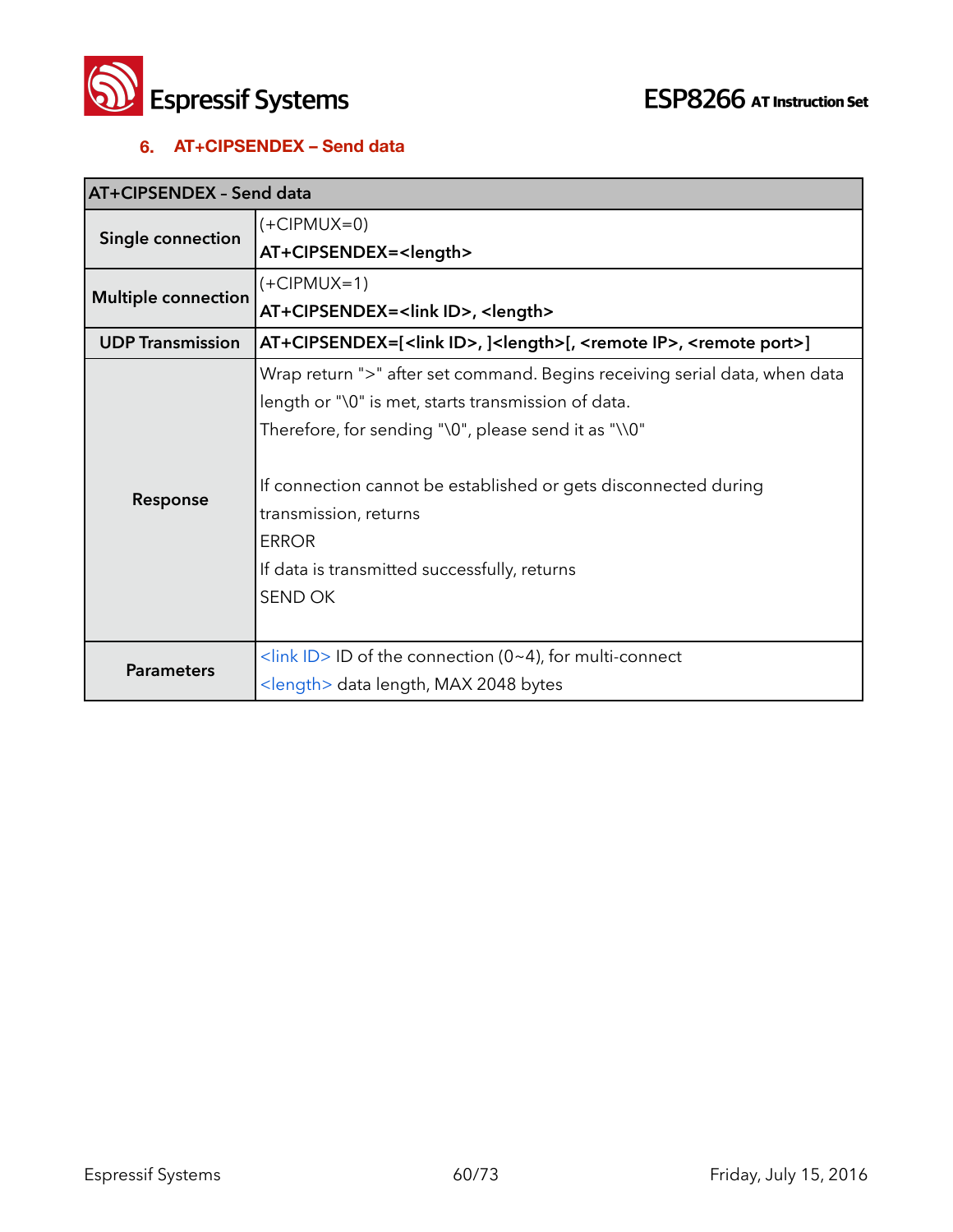## 6. AT+CIPSENDEX – Send data

| AT+CIPSENDEX - Send data | |
|---|---|
| **Single connection** | (+CIPMUX=0)<br>**AT+CIPSENDEX=<length>** |
| **Multiple connection** | (+CIPMUX=1)<br>**AT+CIPSENDEX=<link ID>, <length>** |
| **UDP Transmission** | **AT+CIPSENDEX=[<link ID>, ]<length>[, <remote IP>, <remote port>]** |
| **Response** | Wrap return ">" after set command. Begins receiving serial data, when data length or "\0" is met, starts transmission of data.<br>Therefore, for sending "\0", please send it as "\\0"<br><br>If connection cannot be established or gets disconnected during transmission, returns<br>ERROR<br>If data is transmitted successfully, returns<br>SEND OK |
| **Parameters** | <link ID> ID of the connection (0~4), for multi-connect<br><length> data length, MAX 2048 bytes |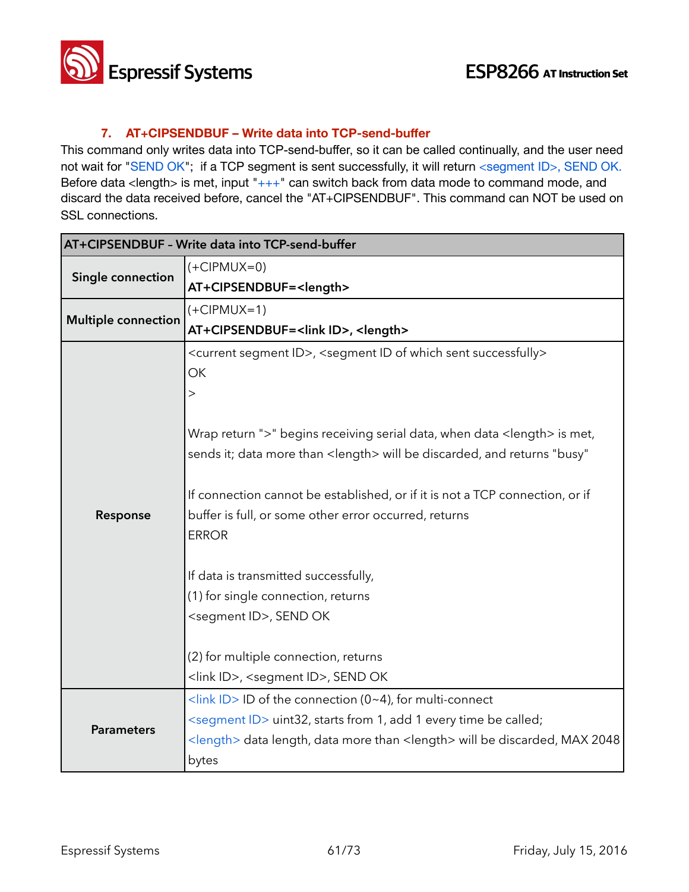### 7. AT+CIPSENDBUF – Write data into TCP-send-buffer

This command only writes data into TCP-send-buffer, so it can be called continually, and the user need not wait for "SEND OK"; if a TCP segment is sent successfully, it will return <segment ID>, SEND OK. Before data <length> is met, input "+++" can switch back from data mode to command mode, and discard the data received before, cancel the "AT+CIPSENDBUF". This command can NOT be used on SSL connections.

| AT+CIPSENDBUF – Write data into TCP-send-buffer | |
|---|---|
| **Single connection** | (+CIPMUX=0)<br>**AT+CIPSENDBUF=<length>** |
| **Multiple connection** | (+CIPMUX=1)<br>**AT+CIPSENDBUF=<link ID>, <length>** |
| **Response** | <current segment ID>, <segment ID of which sent successfully><br>OK<br>><br><br>Wrap return ">" begins receiving serial data, when data <length> is met, sends it; data more than <length> will be discarded, and returns "busy"<br><br>If connection cannot be established, or if it is not a TCP connection, or if buffer is full, or some other error occurred, returns<br>ERROR<br><br>If data is transmitted successfully,<br>(1) for single connection, returns<br><segment ID>, SEND OK<br><br>(2) for multiple connection, returns<br><link ID>, <segment ID>, SEND OK |
| **Parameters** | <link ID> ID of the connection (0~4), for multi-connect<br><segment ID> uint32, starts from 1, add 1 every time be called;<br><length> data length, data more than <length> will be discarded, MAX 2048 bytes |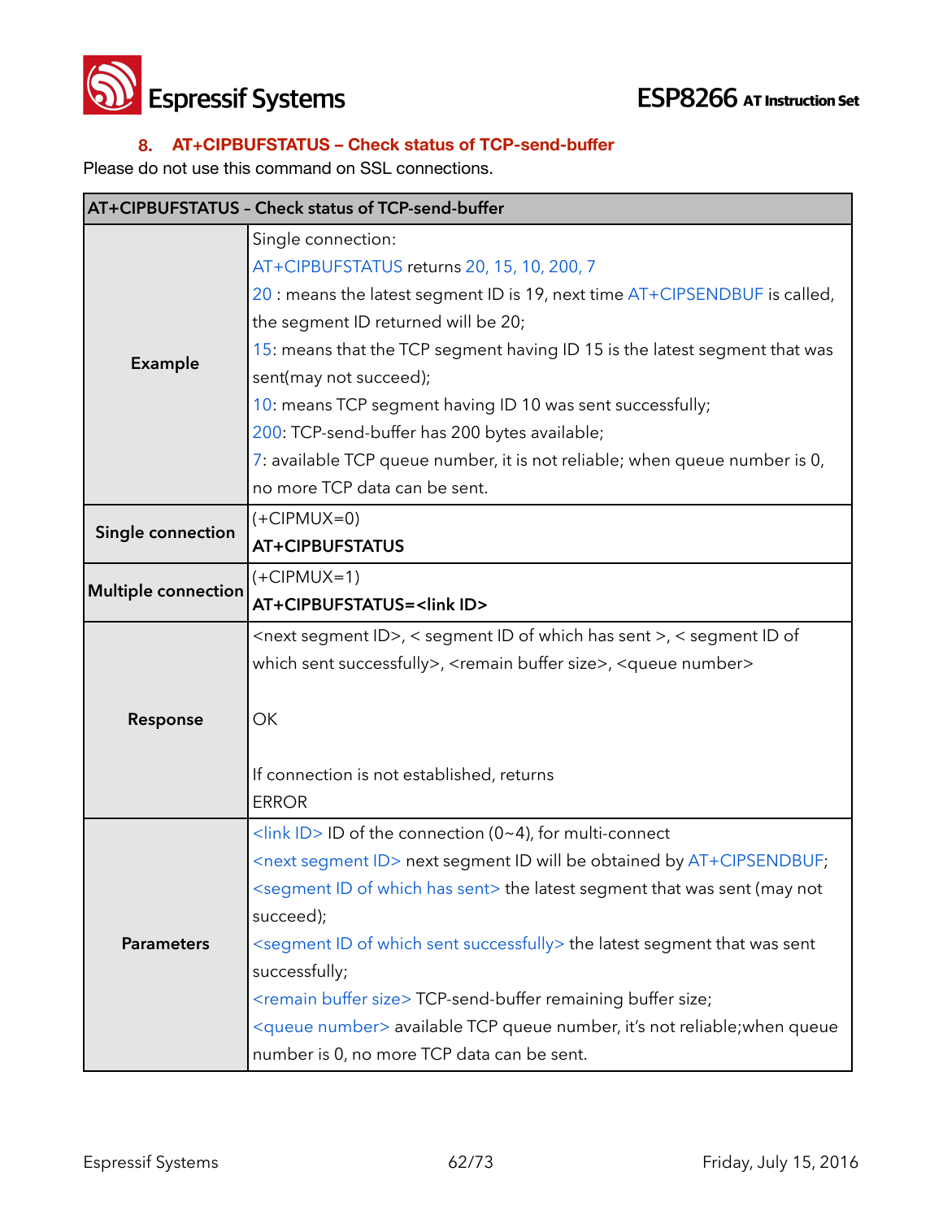### 8. AT+CIPBUFSTATUS – Check status of TCP-send-buffer

Please do not use this command on SSL connections.

| AT+CIPBUFSTATUS – Check status of TCP-send-buffer | |
|---|---|
| **Example** | Single connection:<br>AT+CIPBUFSTATUS returns 20, 15, 10, 200, 7<br>20 : means the latest segment ID is 19, next time AT+CIPSENDBUF is called, the segment ID returned will be 20;<br>15: means that the TCP segment having ID 15 is the latest segment that was sent(may not succeed);<br>10: means TCP segment having ID 10 was sent successfully;<br>200: TCP-send-buffer has 200 bytes available;<br>7: available TCP queue number, it is not reliable; when queue number is 0, no more TCP data can be sent. |
| **Single connection** | (+CIPMUX=0)<br>**AT+CIPBUFSTATUS** |
| **Multiple connection** | (+CIPMUX=1)<br>**AT+CIPBUFSTATUS=<link ID>** |
| **Response** | <next segment ID>, < segment ID of which has sent >, < segment ID of which sent successfully>, <remain buffer size>, <queue number><br><br>OK<br><br>If connection is not established, returns<br>ERROR |
| **Parameters** | <link ID> ID of the connection (0~4), for multi-connect<br><next segment ID> next segment ID will be obtained by AT+CIPSENDBUF;<br><segment ID of which has sent> the latest segment that was sent (may not succeed);<br><segment ID of which sent successfully> the latest segment that was sent successfully;<br><remain buffer size> TCP-send-buffer remaining buffer size;<br><queue number> available TCP queue number, it's not reliable;when queue number is 0, no more TCP data can be sent. |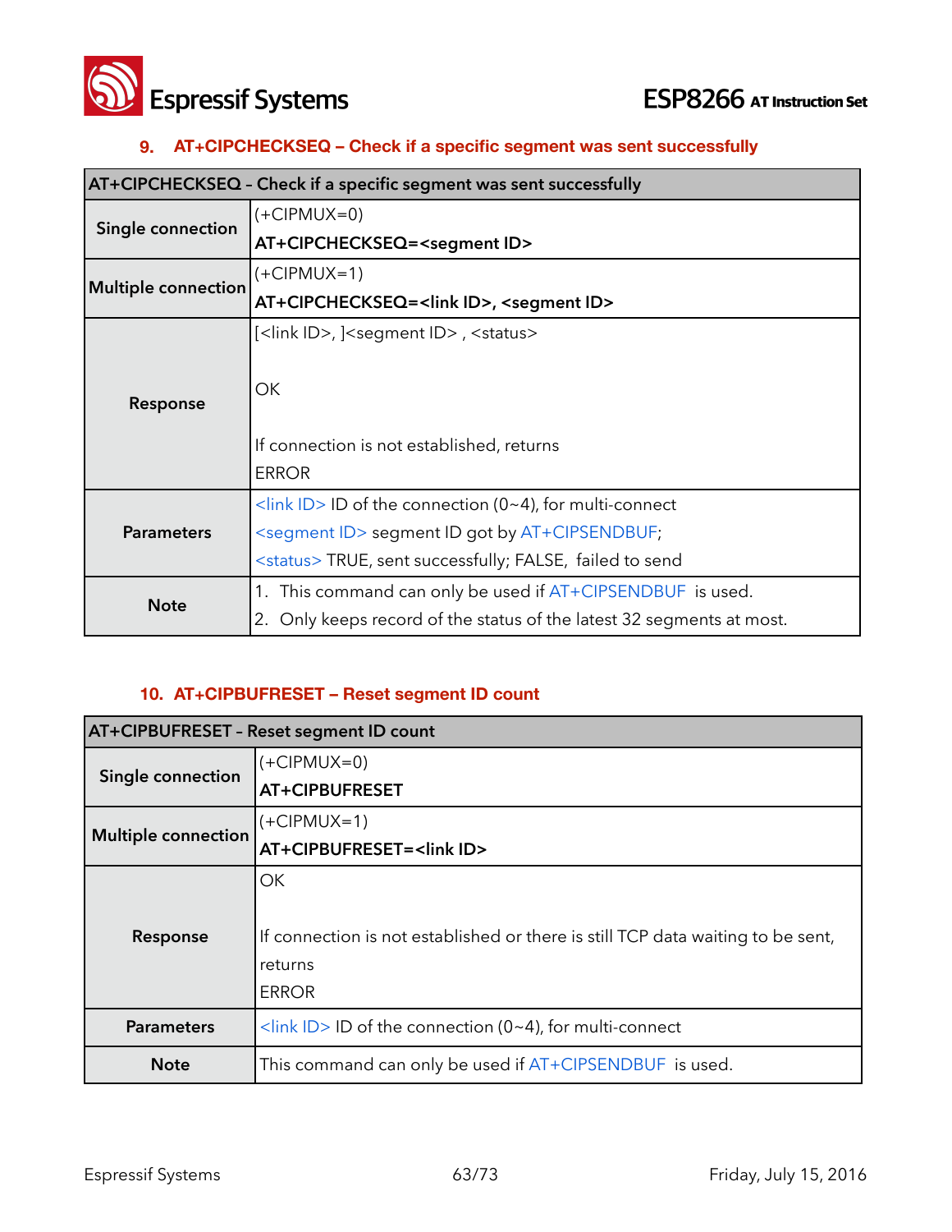### 9. AT+CIPCHECKSEQ – Check if a specific segment was sent successfully

| AT+CIPCHECKSEQ – Check if a specific segment was sent successfully | |
|---|---|
| **Single connection** | (+CIPMUX=0)<br>**AT+CIPCHECKSEQ=<segment ID>** |
| **Multiple connection** | (+CIPMUX=1)<br>**AT+CIPCHECKSEQ=<link ID>, <segment ID>** |
| **Response** | [<link ID>, ]<segment ID> , <status><br><br>OK<br><br>If connection is not established, returns<br>ERROR |
| **Parameters** | <link ID> ID of the connection (0~4), for multi-connect<br><segment ID> segment ID got by AT+CIPSENDBUF;<br><status> TRUE, sent successfully; FALSE, failed to send |
| **Note** | 1. This command can only be used if AT+CIPSENDBUF is used.<br>2. Only keeps record of the status of the latest 32 segments at most. |

### 10. AT+CIPBUFRESET – Reset segment ID count

| AT+CIPBUFRESET – Reset segment ID count | |
|---|---|
| **Single connection** | (+CIPMUX=0)<br>**AT+CIPBUFRESET** |
| **Multiple connection** | (+CIPMUX=1)<br>**AT+CIPBUFRESET=<link ID>** |
| **Response** | OK<br><br>If connection is not established or there is still TCP data waiting to be sent, returns<br>ERROR |
| **Parameters** | <link ID> ID of the connection (0~4), for multi-connect |
| **Note** | This command can only be used if AT+CIPSENDBUF is used. |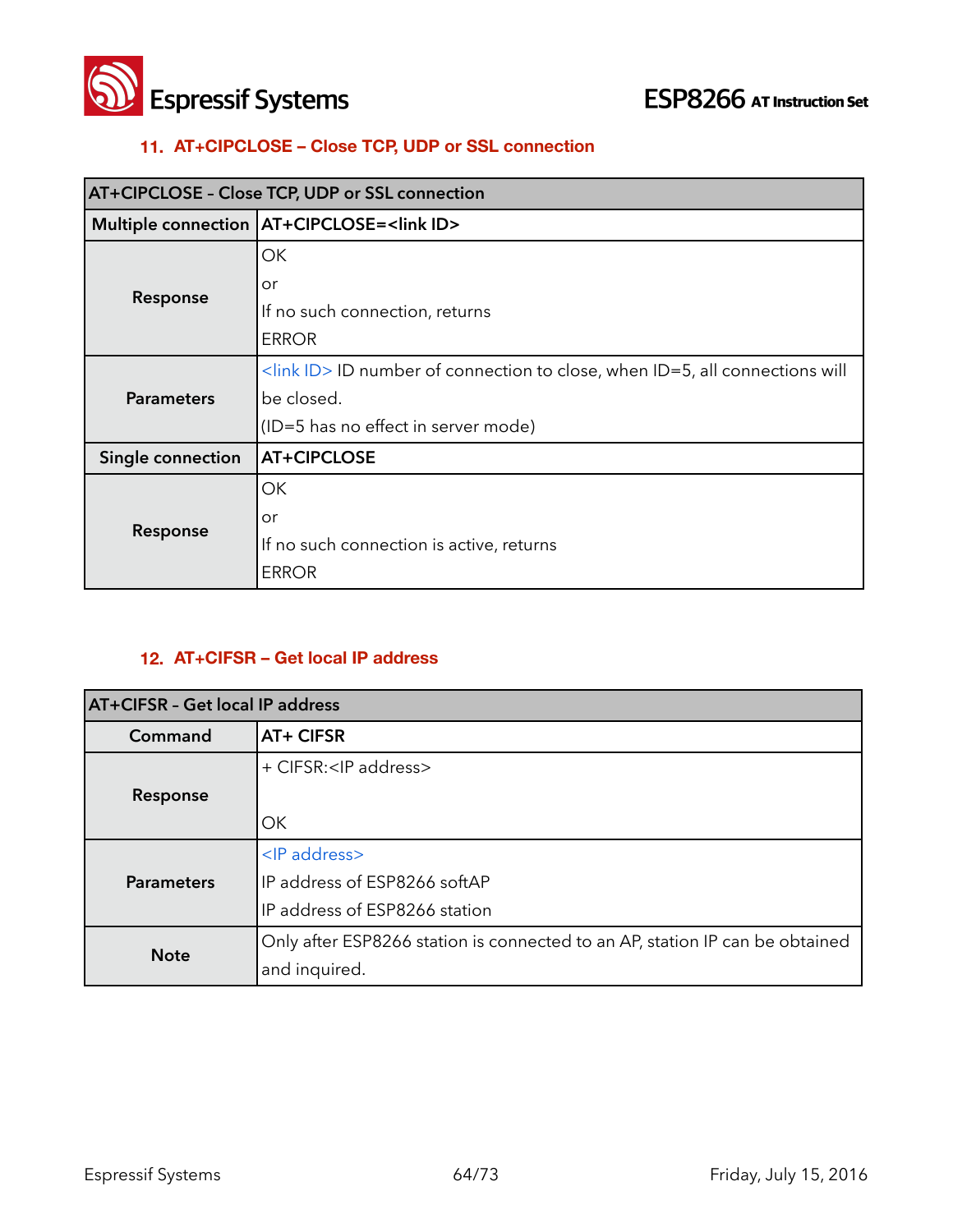## 11. AT+CIPCLOSE – Close TCP, UDP or SSL connection

| AT+CIPCLOSE – Close TCP, UDP or SSL connection | |
|---|---|
| **Multiple connection** | **AT+CIPCLOSE=<link ID>** |
| **Response** | OK<br>or<br>If no such connection, returns<br>ERROR |
| **Parameters** | <link ID> ID number of connection to close, when ID=5, all connections will be closed.<br>(ID=5 has no effect in server mode) |
| **Single connection** | **AT+CIPCLOSE** |
| **Response** | OK<br>or<br>If no such connection is active, returns<br>ERROR |

## 12. AT+CIFSR – Get local IP address

| AT+CIFSR – Get local IP address | |
|---|---|
| **Command** | **AT+ CIFSR** |
| **Response** | + CIFSR:<IP address><br><br>OK |
| **Parameters** | <IP address><br>IP address of ESP8266 softAP<br>IP address of ESP8266 station |
| **Note** | Only after ESP8266 station is connected to an AP, station IP can be obtained and inquired. |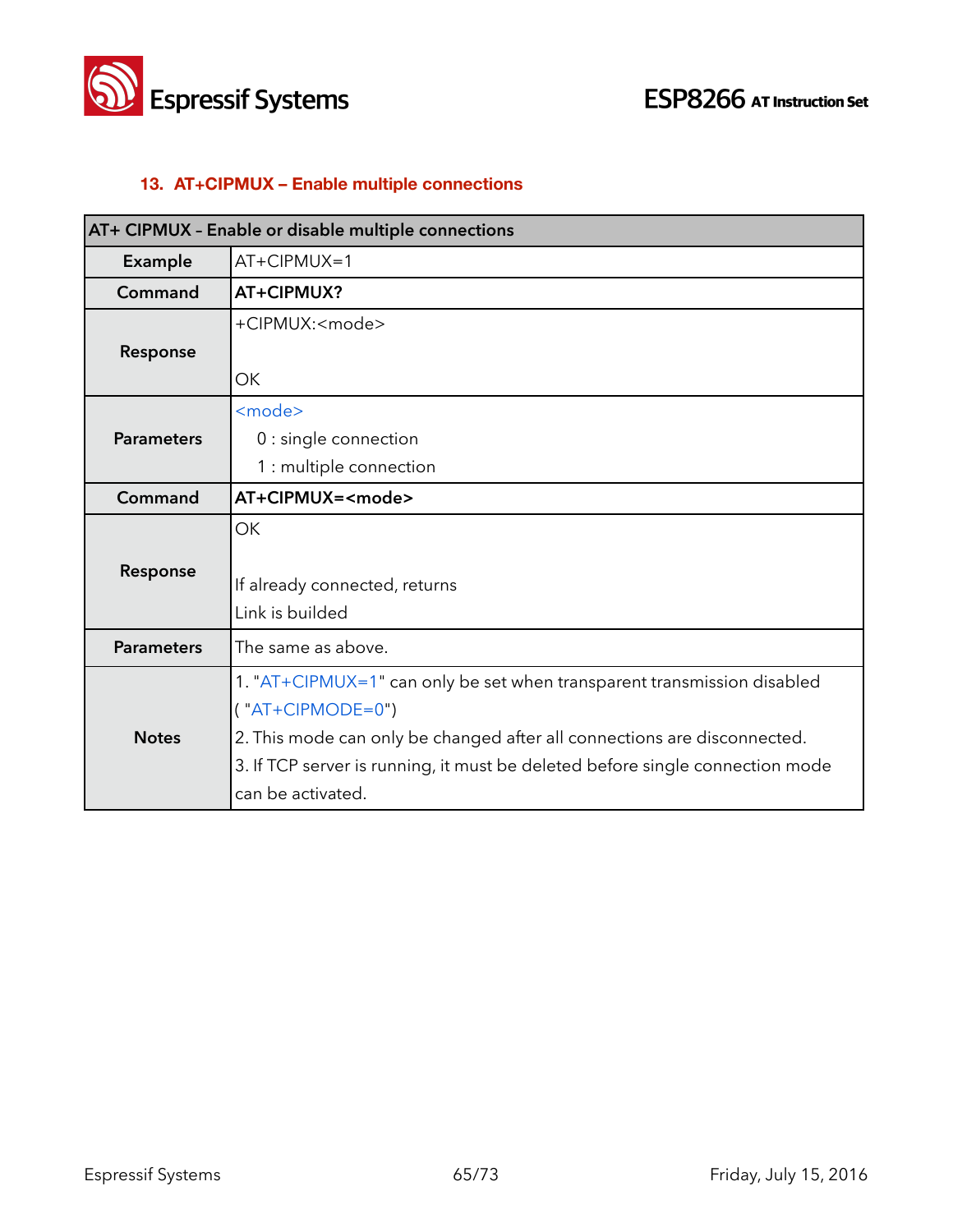### 13. AT+CIPMUX – Enable multiple connections

| AT+ CIPMUX – Enable or disable multiple connections | |
|---|---|
| **Example** | AT+CIPMUX=1 |
| **Command** | **AT+CIPMUX?** |
| **Response** | +CIPMUX:<mode><br><br>OK |
| **Parameters** | <mode><br>0 : single connection<br>1 : multiple connection |
| **Command** | **AT+CIPMUX=<mode>** |
| **Response** | OK<br><br>If already connected, returns<br>Link is builded |
| **Parameters** | The same as above. |
| **Notes** | 1. "AT+CIPMUX=1" can only be set when transparent transmission disabled ( "AT+CIPMODE=0")<br>2. This mode can only be changed after all connections are disconnected.<br>3. If TCP server is running, it must be deleted before single connection mode can be activated. |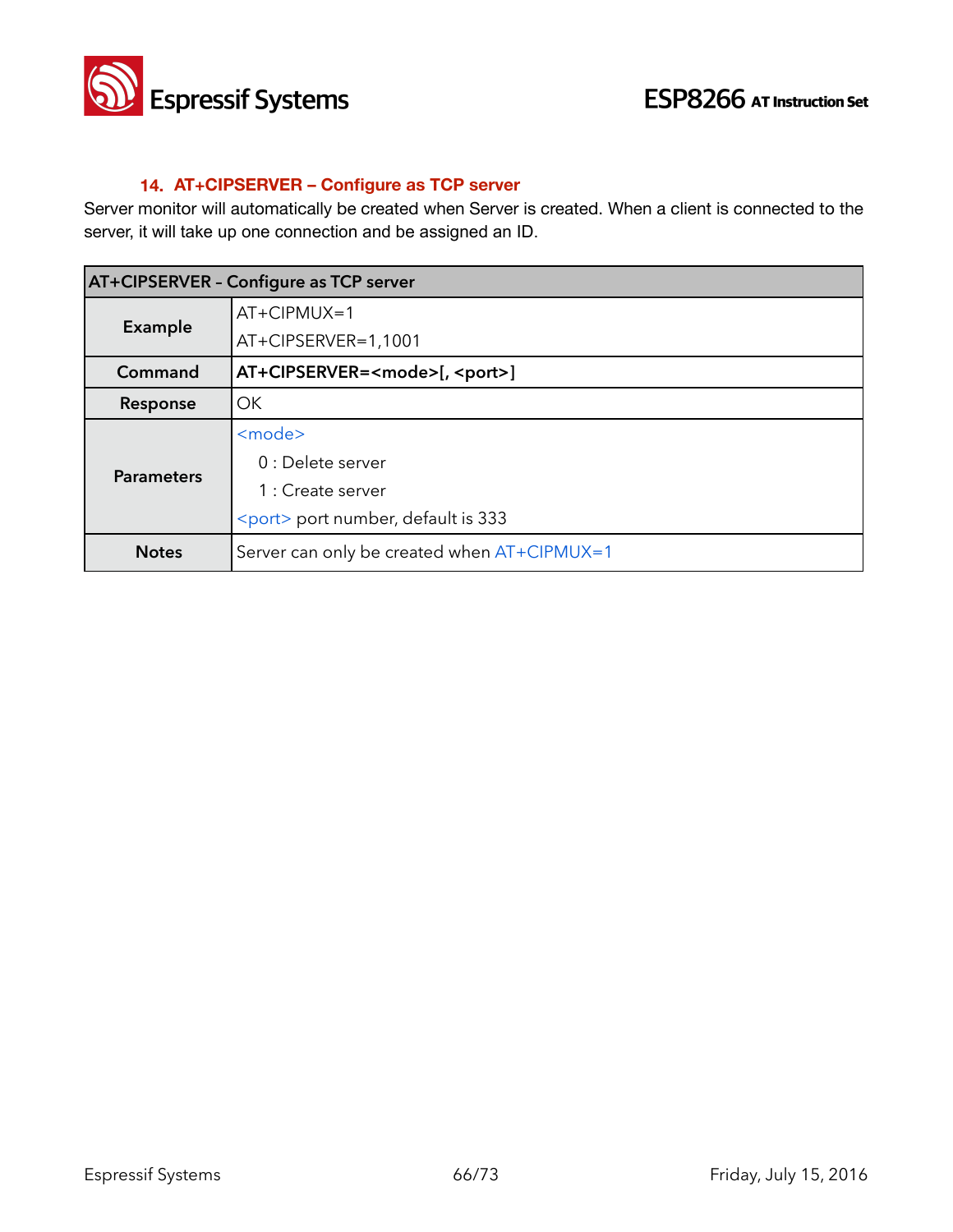## 14. AT+CIPSERVER – Configure as TCP server

Server monitor will automatically be created when Server is created. When a client is connected to the server, it will take up one connection and be assigned an ID.

| AT+CIPSERVER – Configure as TCP server | |
|---|---|
| **Example** | AT+CIPMUX=1<br>AT+CIPSERVER=1,1001 |
| **Command** | **AT+CIPSERVER=<mode>[, <port>]** |
| **Response** | OK |
| **Parameters** | <mode><br>0 : Delete server<br>1 : Create server<br><port> port number, default is 333 |
| **Notes** | Server can only be created when AT+CIPMUX=1 |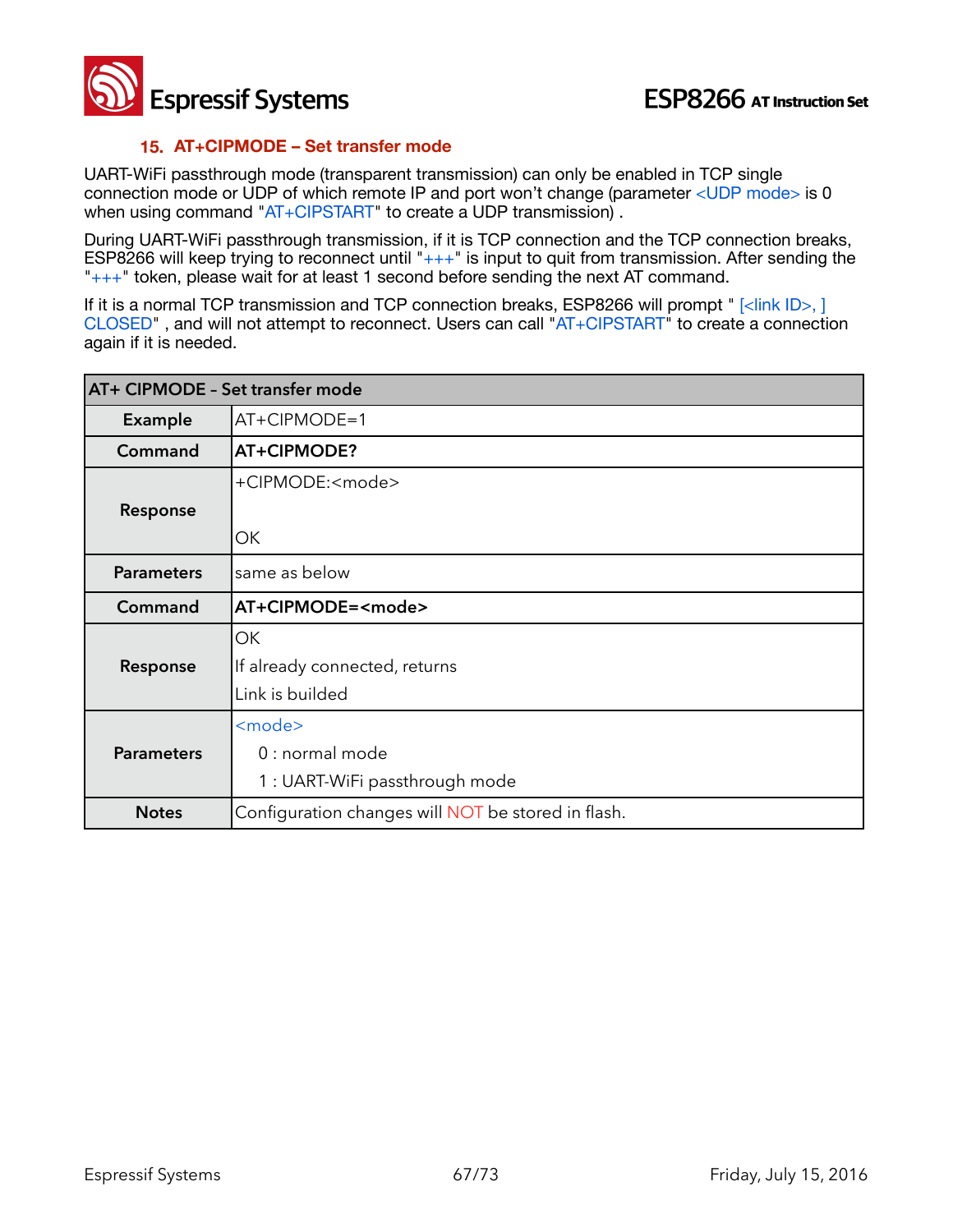## 15. AT+CIPMODE – Set transfer mode

UART-WiFi passthrough mode (transparent transmission) can only be enabled in TCP single connection mode or UDP of which remote IP and port won't change (parameter <UDP mode> is 0 when using command "AT+CIPSTART" to create a UDP transmission) .

During UART-WiFi passthrough transmission, if it is TCP connection and the TCP connection breaks, ESP8266 will keep trying to reconnect until "+++" is input to quit from transmission. After sending the "+++" token, please wait for at least 1 second before sending the next AT command.

If it is a normal TCP transmission and TCP connection breaks, ESP8266 will prompt " [<link ID>, ] CLOSED" , and will not attempt to reconnect. Users can call "AT+CIPSTART" to create a connection again if it is needed.

| AT+ CIPMODE - Set transfer mode | |
|---|---|
| **Example** | AT+CIPMODE=1 |
| **Command** | **AT+CIPMODE?** |
| **Response** | +CIPMODE:<mode><br><br>OK |
| **Parameters** | same as below |
| **Command** | **AT+CIPMODE=<mode>** |
| **Response** | OK<br>If already connected, returns<br>Link is builded |
| **Parameters** | <mode><br>0 : normal mode<br>1 : UART-WiFi passthrough mode |
| **Notes** | Configuration changes will NOT be stored in flash. |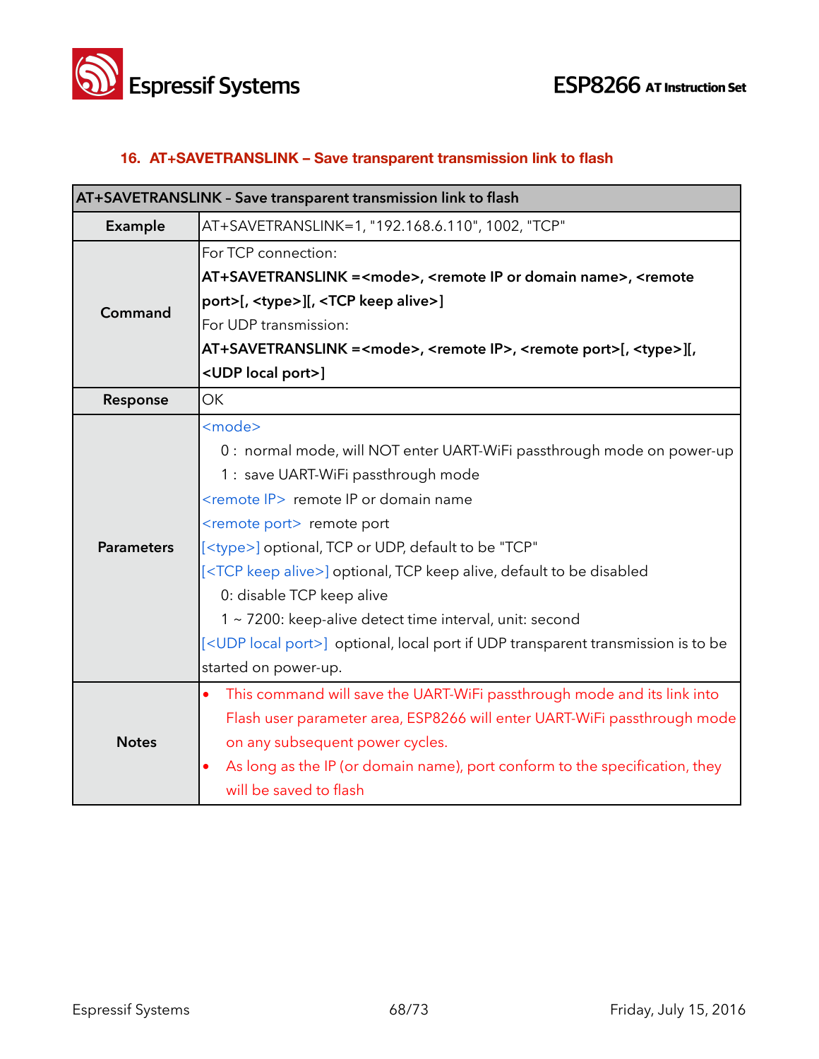### 16. AT+SAVETRANSLINK – Save transparent transmission link to flash

| AT+SAVETRANSLINK – Save transparent transmission link to flash | |
|---|---|
| **Example** | AT+SAVETRANSLINK=1, "192.168.6.110", 1002, "TCP" |
| **Command** | For TCP connection:<br>**AT+SAVETRANSLINK =<mode>, <remote IP or domain name>, <remote port>[, <type>][, <TCP keep alive>]**<br>For UDP transmission:<br>**AT+SAVETRANSLINK =<mode>, <remote IP>, <remote port>[, <type>][, <UDP local port>]** |
| **Response** | OK |
| **Parameters** | <mode><br>0 : normal mode, will NOT enter UART-WiFi passthrough mode on power-up<br>1 : save UART-WiFi passthrough mode<br><remote IP> remote IP or domain name<br><remote port> remote port<br>[<type>] optional, TCP or UDP, default to be "TCP"<br>[<TCP keep alive>] optional, TCP keep alive, default to be disabled<br>0: disable TCP keep alive<br>1 ~ 7200: keep-alive detect time interval, unit: second<br>[<UDP local port>] optional, local port if UDP transparent transmission is to be started on power-up. |
| **Notes** | • This command will save the UART-WiFi passthrough mode and its link into Flash user parameter area, ESP8266 will enter UART-WiFi passthrough mode on any subsequent power cycles.<br>• As long as the IP (or domain name), port conform to the specification, they will be saved to flash |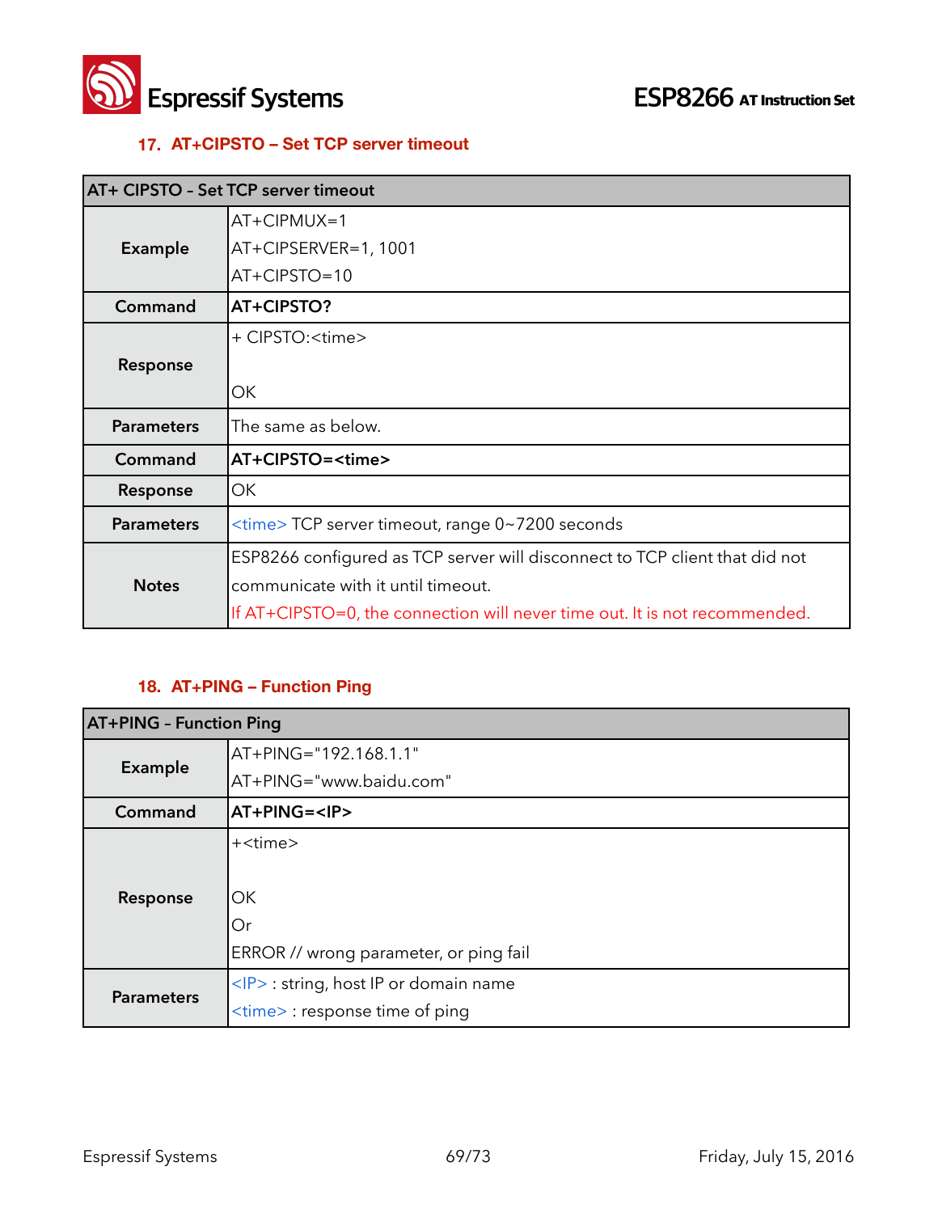### 17. AT+CIPSTO – Set TCP server timeout

| AT+ CIPSTO - Set TCP server timeout | |
|---|---|
| **Example** | AT+CIPMUX=1<br>AT+CIPSERVER=1, 1001<br>AT+CIPSTO=10 |
| **Command** | **AT+CIPSTO?** |
| **Response** | + CIPSTO:<time><br><br>OK |
| **Parameters** | The same as below. |
| **Command** | **AT+CIPSTO=<time>** |
| **Response** | OK |
| **Parameters** | <time> TCP server timeout, range 0~7200 seconds |
| **Notes** | ESP8266 configured as TCP server will disconnect to TCP client that did not communicate with it until timeout.<br>If AT+CIPSTO=0, the connection will never time out. It is not recommended. |

### 18. AT+PING – Function Ping

| AT+PING - Function Ping | |
|---|---|
| **Example** | AT+PING="192.168.1.1"<br>AT+PING="www.baidu.com" |
| **Command** | **AT+PING=<IP>** |
| **Response** | +<time><br><br>OK<br>Or<br>ERROR // wrong parameter, or ping fail |
| **Parameters** | <IP> : string, host IP or domain name<br><time> : response time of ping |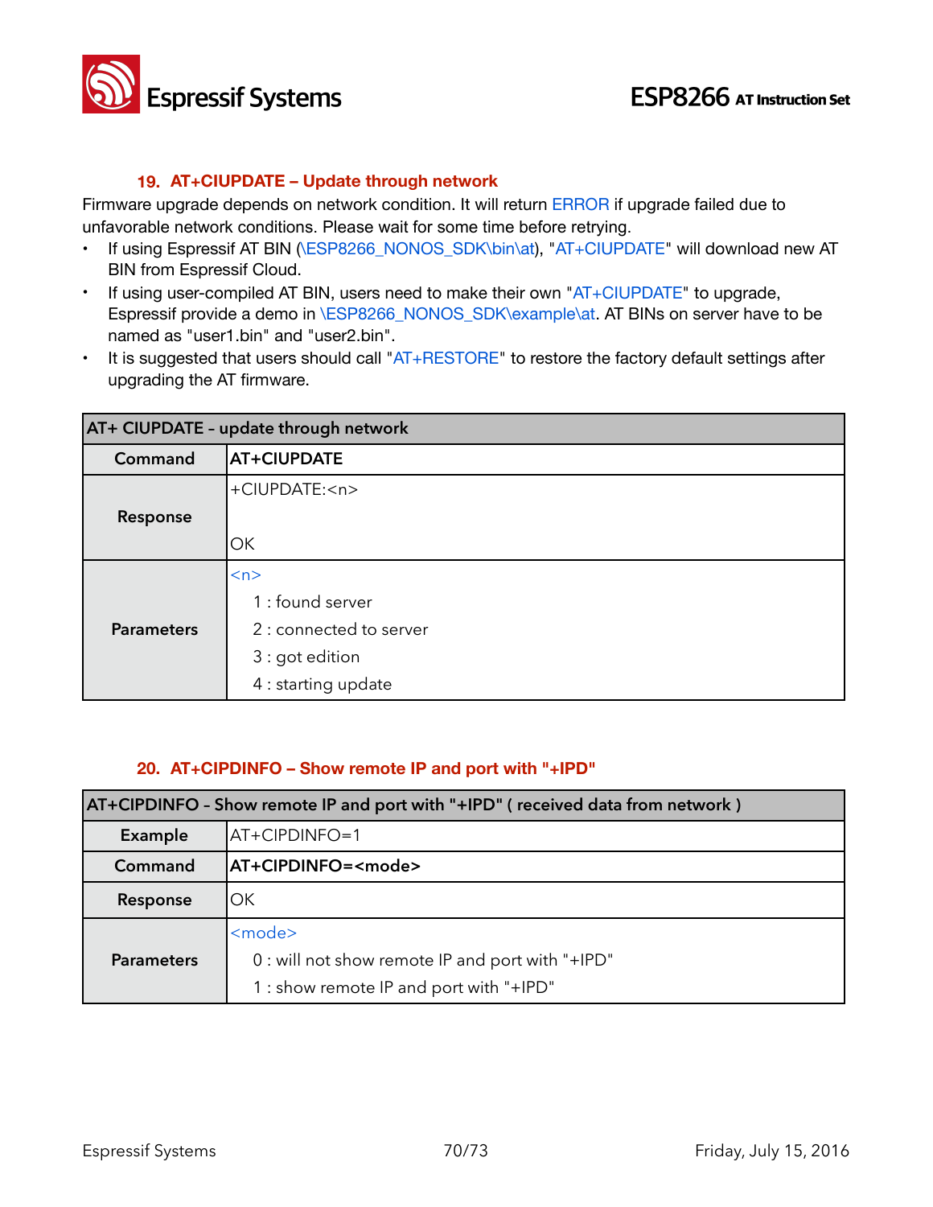### 19. AT+CIUPDATE – Update through network

Firmware upgrade depends on network condition. It will return ERROR if upgrade failed due to unfavorable network conditions. Please wait for some time before retrying.

- If using Espressif AT BIN (\ESP8266_NONOS_SDK\bin\at), "AT+CIUPDATE" will download new AT BIN from Espressif Cloud.
- If using user-compiled AT BIN, users need to make their own "AT+CIUPDATE" to upgrade, Espressif provide a demo in \ESP8266_NONOS_SDK\example\at. AT BINs on server have to be named as "user1.bin" and "user2.bin".
- It is suggested that users should call "AT+RESTORE" to restore the factory default settings after upgrading the AT firmware.

| AT+ CIUPDATE – update through network | |
|---|---|
| **Command** | **AT+CIUPDATE** |
| **Response** | +CIUPDATE:<n><br><br>OK |
| **Parameters** | <n><br>1 : found server<br>2 : connected to server<br>3 : got edition<br>4 : starting update |

### 20. AT+CIPDINFO – Show remote IP and port with "+IPD"

| AT+CIPDINFO – Show remote IP and port with "+IPD" ( received data from network ) | |
|---|---|
| **Example** | AT+CIPDINFO=1 |
| **Command** | **AT+CIPDINFO=<mode>** |
| **Response** | OK |
| **Parameters** | <mode><br>0 : will not show remote IP and port with "+IPD"<br>1 : show remote IP and port with "+IPD" |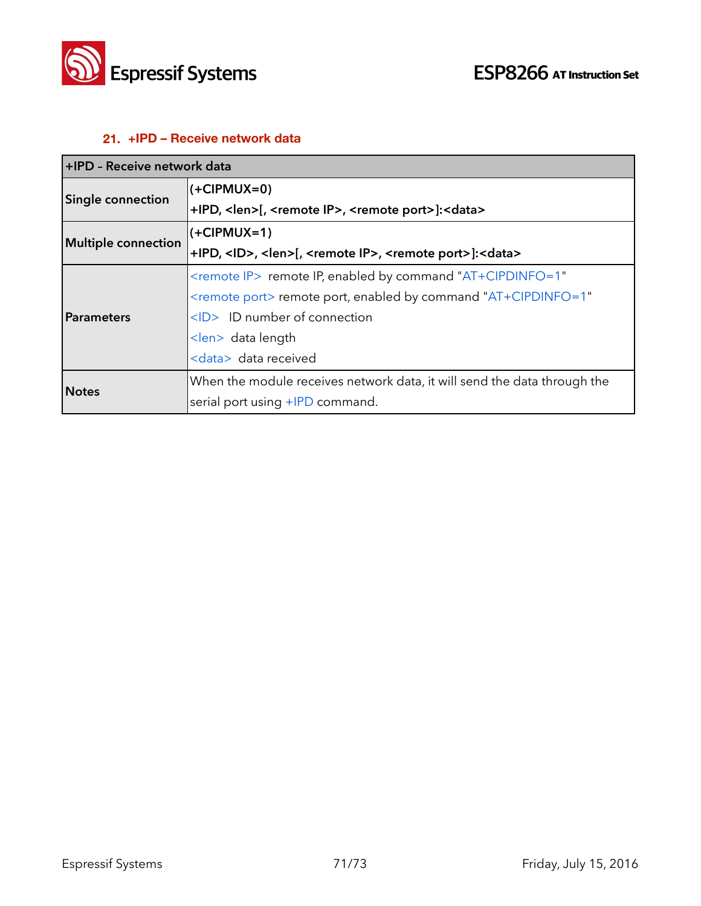## 21. +IPD – Receive network data

| +IPD - Receive network data | |
|---|---|
| **Single connection** | **(+CIPMUX=0)**<br>**+IPD, <len>[, <remote IP>, <remote port>]:<data>** |
| **Multiple connection** | **(+CIPMUX=1)**<br>**+IPD, <ID>, <len>[, <remote IP>, <remote port>]:<data>** |
| **Parameters** | <remote IP> remote IP, enabled by command "AT+CIPDINFO=1"<br><remote port> remote port, enabled by command "AT+CIPDINFO=1"<br><ID> ID number of connection<br><len> data length<br><data> data received |
| **Notes** | When the module receives network data, it will send the data through the serial port using +IPD command. |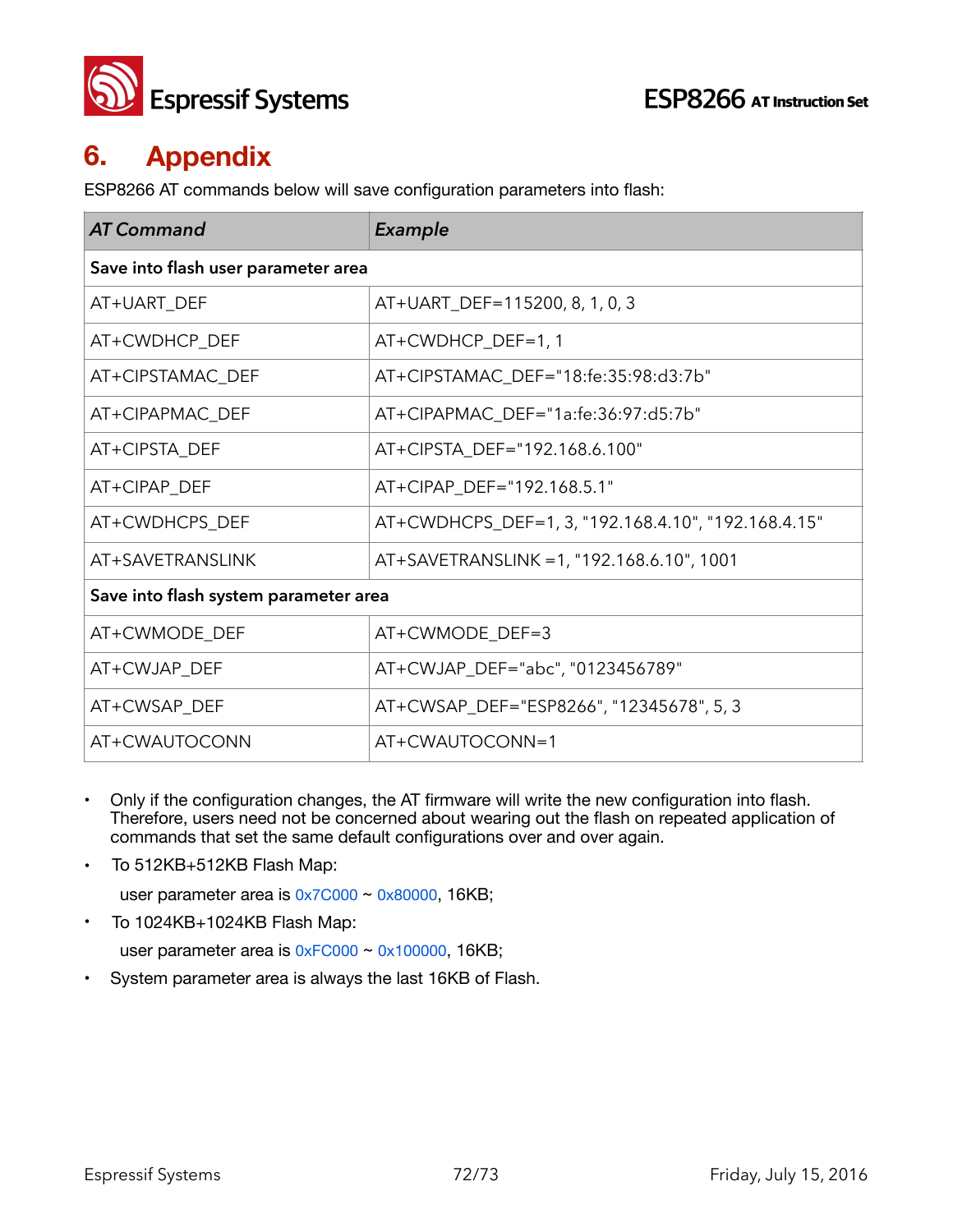# 6. Appendix

ESP8266 AT commands below will save configuration parameters into flash:

| *AT Command* | *Example* |
|---|---|
| **Save into flash user parameter area** | |
| AT+UART_DEF | AT+UART_DEF=115200, 8, 1, 0, 3 |
| AT+CWDHCP_DEF | AT+CWDHCP_DEF=1, 1 |
| AT+CIPSTAMAC_DEF | AT+CIPSTAMAC_DEF="18:fe:35:98:d3:7b" |
| AT+CIPAPMAC_DEF | AT+CIPAPMAC_DEF="1a:fe:36:97:d5:7b" |
| AT+CIPSTA_DEF | AT+CIPSTA_DEF="192.168.6.100" |
| AT+CIPAP_DEF | AT+CIPAP_DEF="192.168.5.1" |
| AT+CWDHCPS_DEF | AT+CWDHCPS_DEF=1, 3, "192.168.4.10", "192.168.4.15" |
| AT+SAVETRANSLINK | AT+SAVETRANSLINK =1, "192.168.6.10", 1001 |
| **Save into flash system parameter area** | |
| AT+CWMODE_DEF | AT+CWMODE_DEF=3 |
| AT+CWJAP_DEF | AT+CWJAP_DEF="abc", "0123456789" |
| AT+CWSAP_DEF | AT+CWSAP_DEF="ESP8266", "12345678", 5, 3 |
| AT+CWAUTOCONN | AT+CWAUTOCONN=1 |

- Only if the configuration changes, the AT firmware will write the new configuration into flash. Therefore, users need not be concerned about wearing out the flash on repeated application of commands that set the same default configurations over and over again.
- To 512KB+512KB Flash Map:

  user parameter area is 0x7C000 ~ 0x80000, 16KB;
- To 1024KB+1024KB Flash Map:

  user parameter area is 0xFC000 ~ 0x100000, 16KB;
- System parameter area is always the last 16KB of Flash.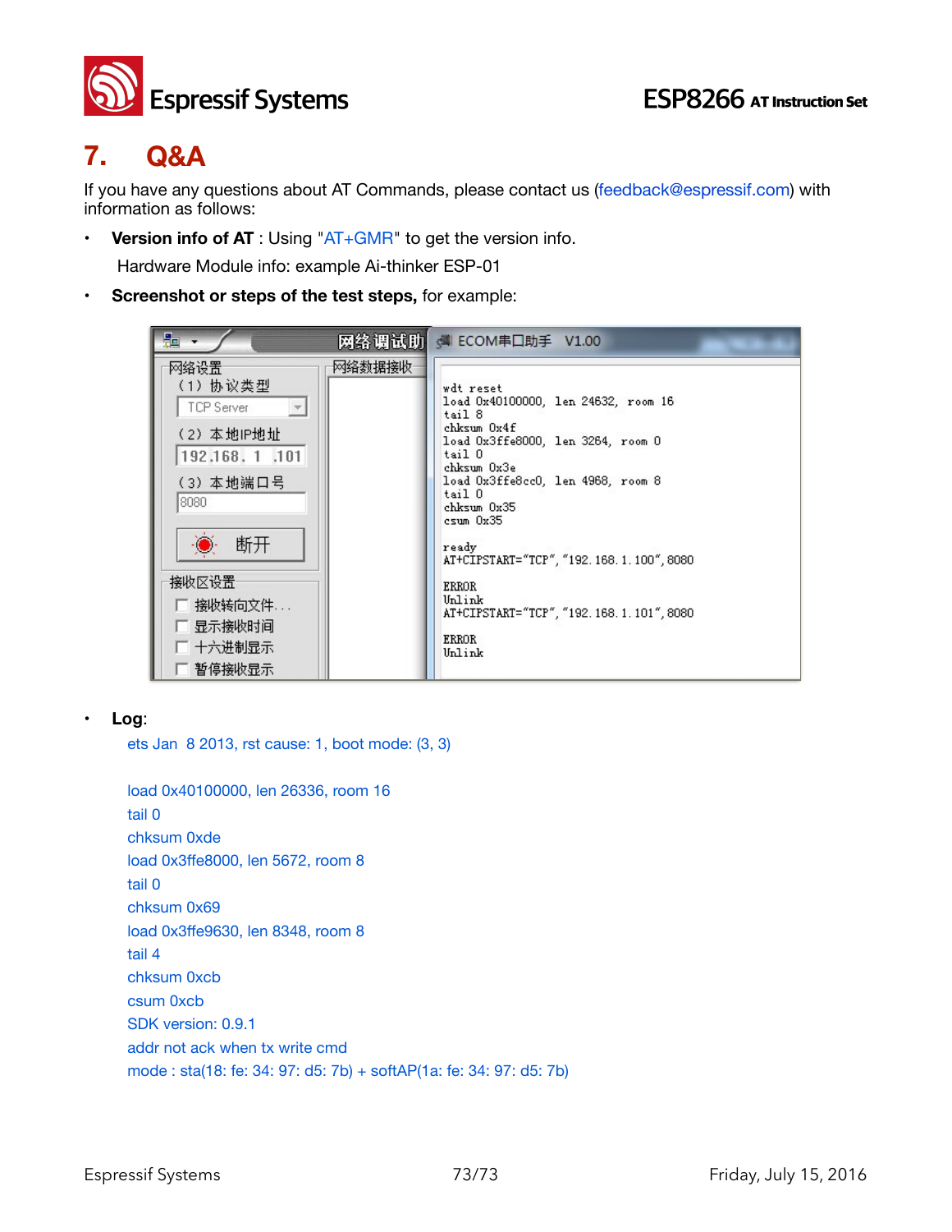# 7. Q&A

If you have any questions about AT Commands, please contact us (feedback@espressif.com) with information as follows:

- **Version info of AT** : Using "AT+GMR" to get the version info.

  Hardware Module info: example Ai-thinker ESP-01

- **Screenshot or steps of the test steps,** for example:

- **Log**:

```
ets Jan  8 2013, rst cause: 1, boot mode: (3, 3)

load 0x40100000, len 26336, room 16
tail 0
chksum 0xde
load 0x3ffe8000, len 5672, room 8
tail 0
chksum 0x69
load 0x3ffe9630, len 8348, room 8
tail 4
chksum 0xcb
csum 0xcb
SDK version: 0.9.1
addr not ack when tx write cmd
mode : sta(18: fe: 34: 97: d5: 7b) + softAP(1a: fe: 34: 97: d5: 7b)
```